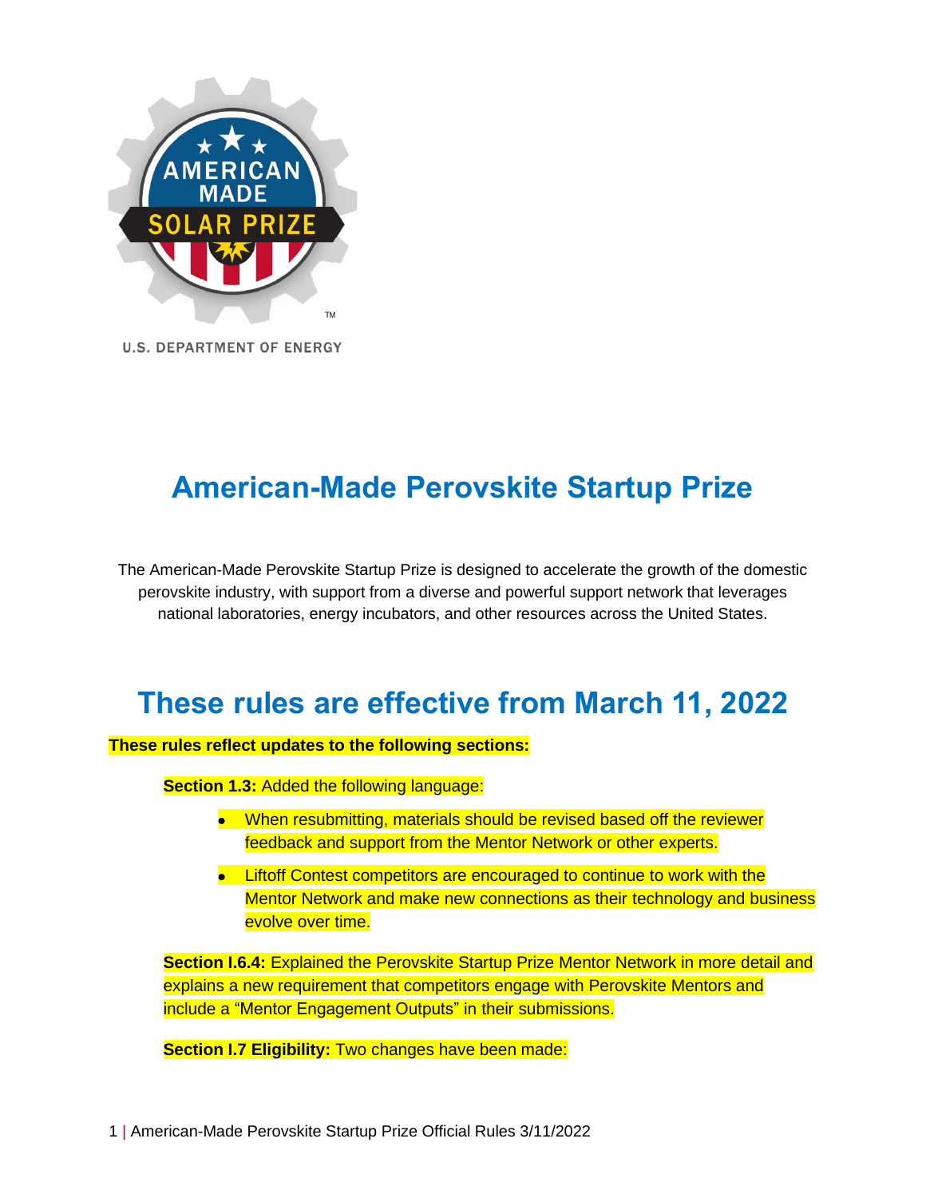# American-Made Perovskite Startup Prize

The American-Made Perovskite Startup Prize is designed to accelerate the growth of the domestic perovskite industry, with support from a diverse and powerful support network that leverages national laboratories, energy incubators, and other resources across the United States.

## These rules are effective from March 11, 2022

**These rules reflect updates to the following sections:**

**Section 1.3:** Added the following language:

- When resubmitting, materials should be revised based off the reviewer feedback and support from the Mentor Network or other experts.
- Liftoff Contest competitors are encouraged to continue to work with the Mentor Network and make new connections as their technology and business evolve over time.

**Section I.6.4:** Explained the Perovskite Startup Prize Mentor Network in more detail and explains a new requirement that competitors engage with Perovskite Mentors and include a "Mentor Engagement Outputs" in their submissions.

**Section I.7 Eligibility:** Two changes have been made: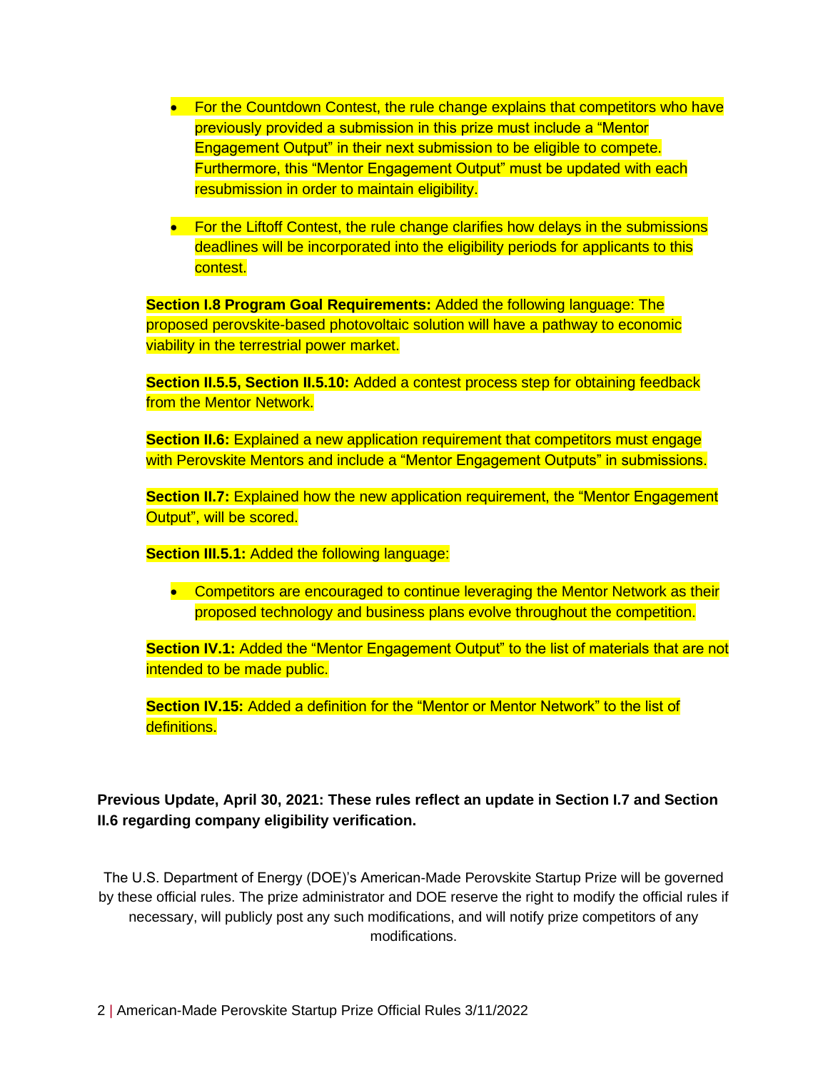- For the Countdown Contest, the rule change explains that competitors who have previously provided a submission in this prize must include a "Mentor Engagement Output" in their next submission to be eligible to compete. Furthermore, this "Mentor Engagement Output" must be updated with each resubmission in order to maintain eligibility.

- For the Liftoff Contest, the rule change clarifies how delays in the submissions deadlines will be incorporated into the eligibility periods for applicants to this contest.

**Section I.8 Program Goal Requirements:** Added the following language: The proposed perovskite-based photovoltaic solution will have a pathway to economic viability in the terrestrial power market.

**Section II.5.5, Section II.5.10:** Added a contest process step for obtaining feedback from the Mentor Network.

**Section II.6:** Explained a new application requirement that competitors must engage with Perovskite Mentors and include a "Mentor Engagement Outputs" in submissions.

**Section II.7:** Explained how the new application requirement, the "Mentor Engagement Output", will be scored.

**Section III.5.1:** Added the following language:

- Competitors are encouraged to continue leveraging the Mentor Network as their proposed technology and business plans evolve throughout the competition.

**Section IV.1:** Added the "Mentor Engagement Output" to the list of materials that are not intended to be made public.

**Section IV.15:** Added a definition for the "Mentor or Mentor Network" to the list of definitions.

**Previous Update, April 30, 2021: These rules reflect an update in Section I.7 and Section II.6 regarding company eligibility verification.**

The U.S. Department of Energy (DOE)'s American-Made Perovskite Startup Prize will be governed by these official rules. The prize administrator and DOE reserve the right to modify the official rules if necessary, will publicly post any such modifications, and will notify prize competitors of any modifications.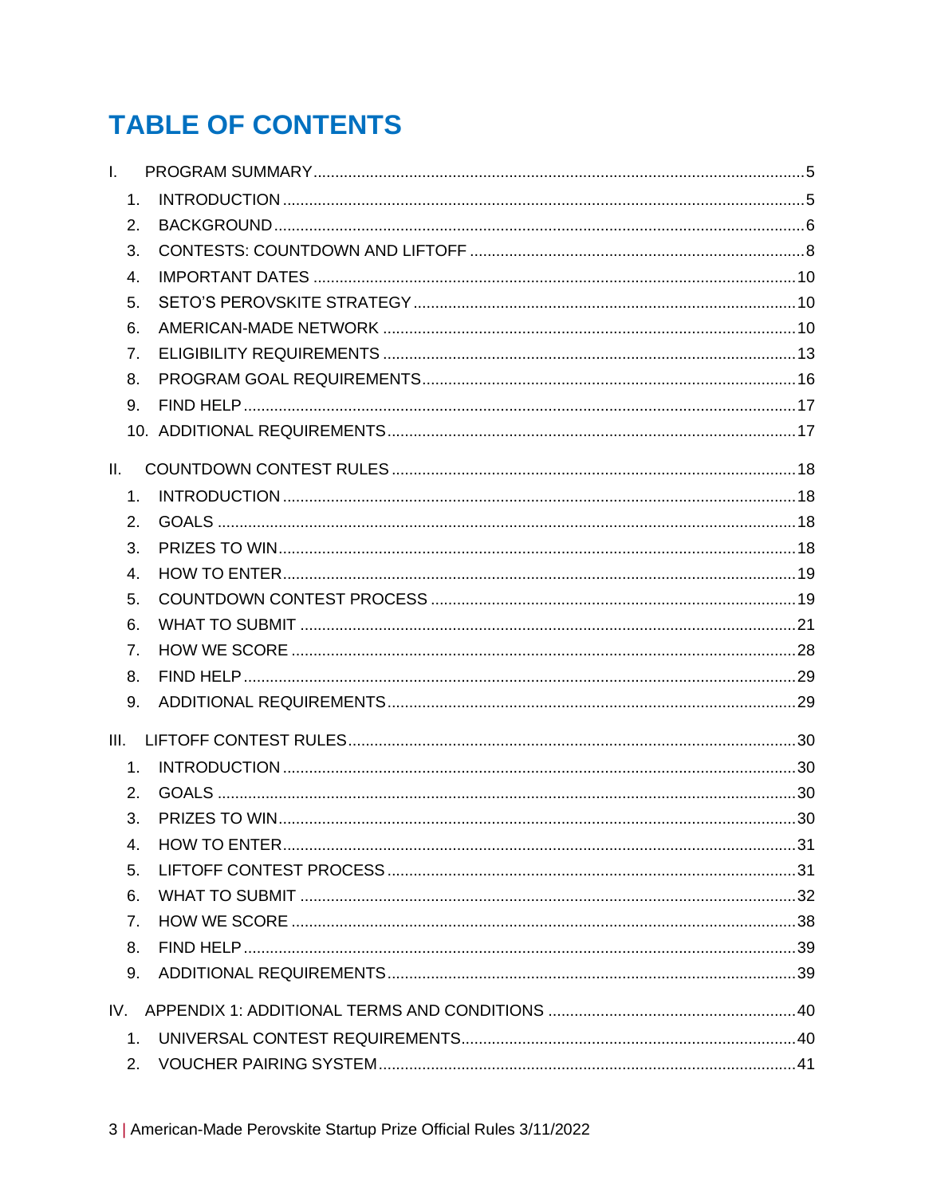# TABLE OF CONTENTS

I. PROGRAM SUMMARY ....... 5

1. INTRODUCTION ....... 5
2. BACKGROUND ....... 6
3. CONTESTS: COUNTDOWN AND LIFTOFF ....... 8
4. IMPORTANT DATES ....... 10
5. SETO'S PEROVSKITE STRATEGY ....... 10
6. AMERICAN-MADE NETWORK ....... 10
7. ELIGIBILITY REQUIREMENTS ....... 13
8. PROGRAM GOAL REQUIREMENTS ....... 16
9. FIND HELP ....... 17
10. ADDITIONAL REQUIREMENTS ....... 17

II. COUNTDOWN CONTEST RULES ....... 18

1. INTRODUCTION ....... 18
2. GOALS ....... 18
3. PRIZES TO WIN ....... 18
4. HOW TO ENTER ....... 19
5. COUNTDOWN CONTEST PROCESS ....... 19
6. WHAT TO SUBMIT ....... 21
7. HOW WE SCORE ....... 28
8. FIND HELP ....... 29
9. ADDITIONAL REQUIREMENTS ....... 29

III. LIFTOFF CONTEST RULES ....... 30

1. INTRODUCTION ....... 30
2. GOALS ....... 30
3. PRIZES TO WIN ....... 30
4. HOW TO ENTER ....... 31
5. LIFTOFF CONTEST PROCESS ....... 31
6. WHAT TO SUBMIT ....... 32
7. HOW WE SCORE ....... 38
8. FIND HELP ....... 39
9. ADDITIONAL REQUIREMENTS ....... 39

IV. APPENDIX 1: ADDITIONAL TERMS AND CONDITIONS ....... 40

1. UNIVERSAL CONTEST REQUIREMENTS ....... 40
2. VOUCHER PAIRING SYSTEM ....... 41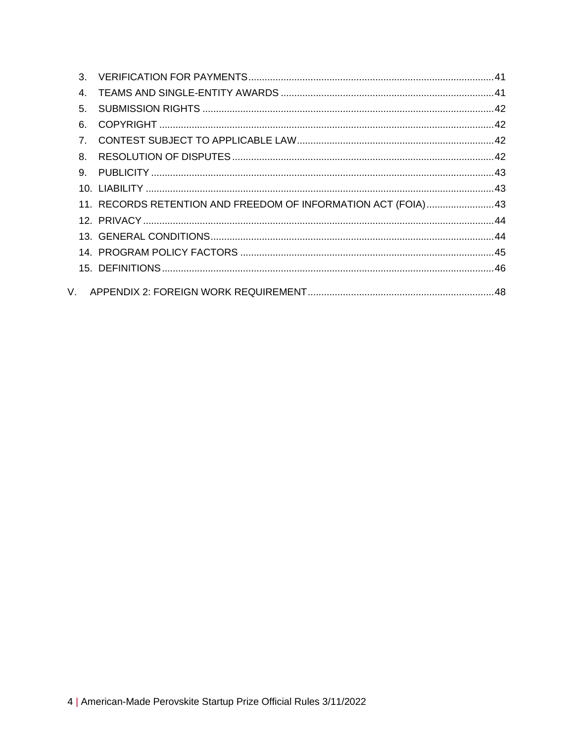3. VERIFICATION FOR PAYMENTS ........................................................................................ 41
4. TEAMS AND SINGLE-ENTITY AWARDS ............................................................................. 41
5. SUBMISSION RIGHTS ......................................................................................................... 42
6. COPYRIGHT ......................................................................................................................... 42
7. CONTEST SUBJECT TO APPLICABLE LAW ...................................................................... 42
8. RESOLUTION OF DISPUTES .............................................................................................. 42
9. PUBLICITY ........................................................................................................................... 43
10. LIABILITY ............................................................................................................................. 43
11. RECORDS RETENTION AND FREEDOM OF INFORMATION ACT (FOIA) ........................ 43
12. PRIVACY .............................................................................................................................. 44
13. GENERAL CONDITIONS ...................................................................................................... 44
14. PROGRAM POLICY FACTORS ............................................................................................ 45
15. DEFINITIONS ....................................................................................................................... 46

V. APPENDIX 2: FOREIGN WORK REQUIREMENT .................................................................... 48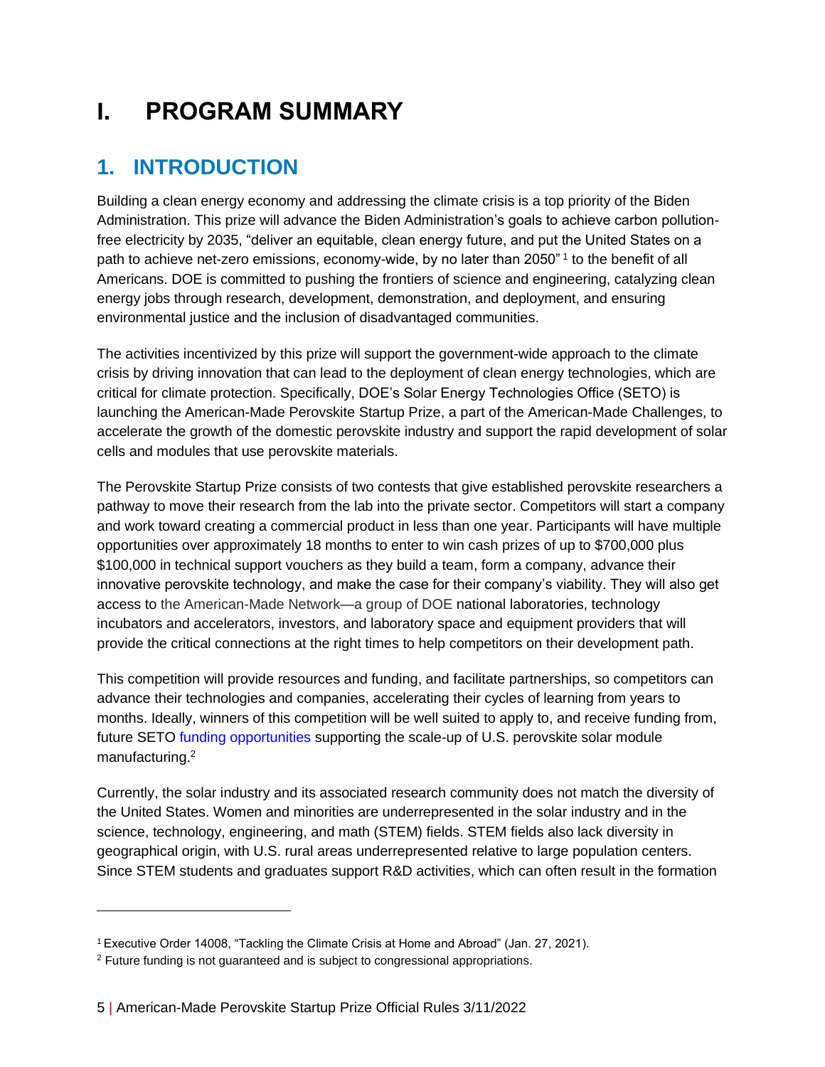# I. PROGRAM SUMMARY

## 1. INTRODUCTION

Building a clean energy economy and addressing the climate crisis is a top priority of the Biden Administration. This prize will advance the Biden Administration's goals to achieve carbon pollution-free electricity by 2035, "deliver an equitable, clean energy future, and put the United States on a path to achieve net-zero emissions, economy-wide, by no later than 2050"[1] to the benefit of all Americans. DOE is committed to pushing the frontiers of science and engineering, catalyzing clean energy jobs through research, development, demonstration, and deployment, and ensuring environmental justice and the inclusion of disadvantaged communities.

The activities incentivized by this prize will support the government-wide approach to the climate crisis by driving innovation that can lead to the deployment of clean energy technologies, which are critical for climate protection. Specifically, DOE's Solar Energy Technologies Office (SETO) is launching the American-Made Perovskite Startup Prize, a part of the American-Made Challenges, to accelerate the growth of the domestic perovskite industry and support the rapid development of solar cells and modules that use perovskite materials.

The Perovskite Startup Prize consists of two contests that give established perovskite researchers a pathway to move their research from the lab into the private sector. Competitors will start a company and work toward creating a commercial product in less than one year. Participants will have multiple opportunities over approximately 18 months to enter to win cash prizes of up to $700,000 plus $100,000 in technical support vouchers as they build a team, form a company, advance their innovative perovskite technology, and make the case for their company's viability. They will also get access to the American-Made Network—a group of DOE national laboratories, technology incubators and accelerators, investors, and laboratory space and equipment providers that will provide the critical connections at the right times to help competitors on their development path.

This competition will provide resources and funding, and facilitate partnerships, so competitors can advance their technologies and companies, accelerating their cycles of learning from years to months. Ideally, winners of this competition will be well suited to apply to, and receive funding from, future SETO funding opportunities supporting the scale-up of U.S. perovskite solar module manufacturing.[2]

Currently, the solar industry and its associated research community does not match the diversity of the United States. Women and minorities are underrepresented in the solar industry and in the science, technology, engineering, and math (STEM) fields. STEM fields also lack diversity in geographical origin, with U.S. rural areas underrepresented relative to large population centers. Since STEM students and graduates support R&D activities, which can often result in the formation

---

[1] Executive Order 14008, "Tackling the Climate Crisis at Home and Abroad" (Jan. 27, 2021).

[2] Future funding is not guaranteed and is subject to congressional appropriations.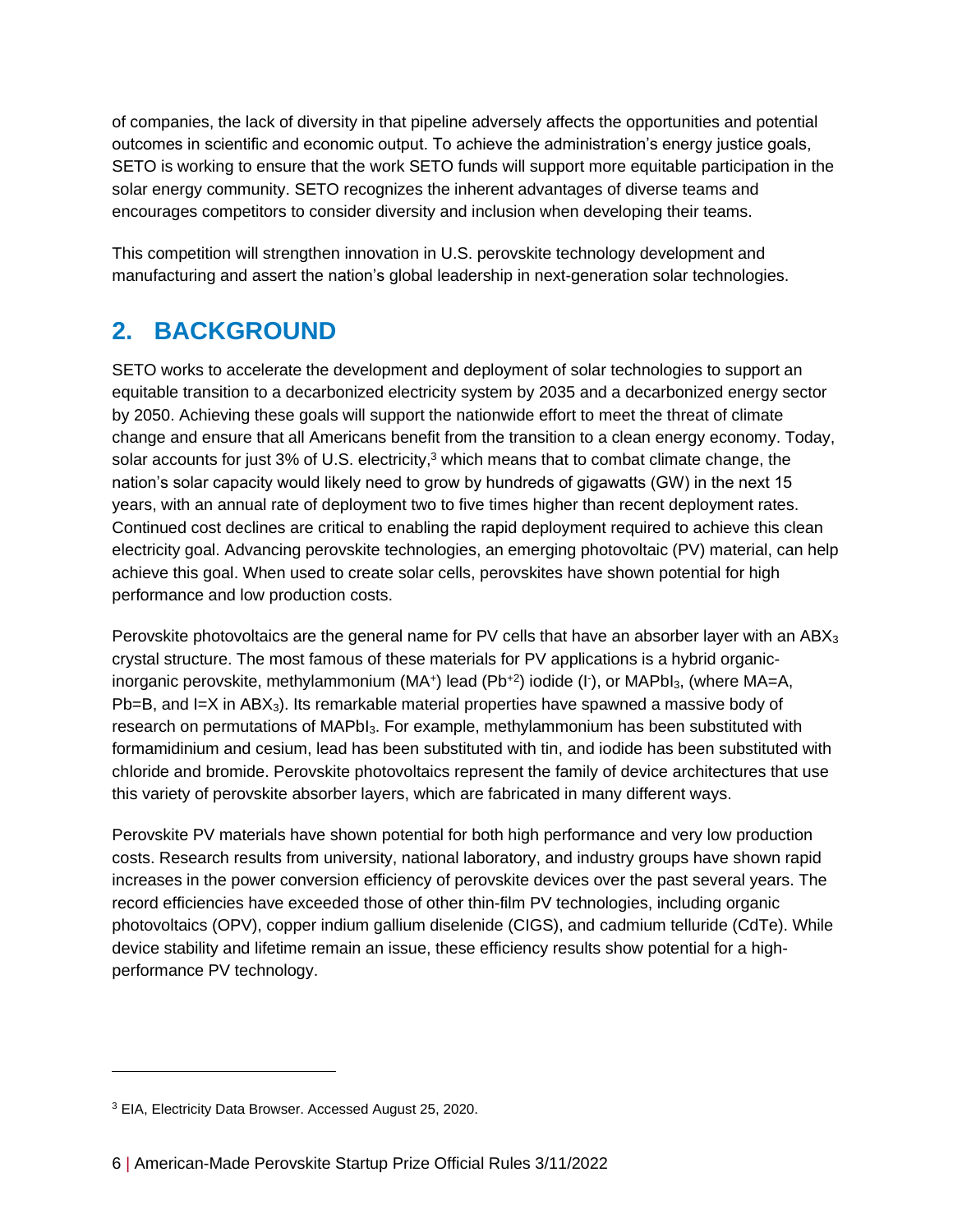of companies, the lack of diversity in that pipeline adversely affects the opportunities and potential outcomes in scientific and economic output. To achieve the administration's energy justice goals, SETO is working to ensure that the work SETO funds will support more equitable participation in the solar energy community. SETO recognizes the inherent advantages of diverse teams and encourages competitors to consider diversity and inclusion when developing their teams.

This competition will strengthen innovation in U.S. perovskite technology development and manufacturing and assert the nation's global leadership in next-generation solar technologies.

## 2. BACKGROUND

SETO works to accelerate the development and deployment of solar technologies to support an equitable transition to a decarbonized electricity system by 2035 and a decarbonized energy sector by 2050. Achieving these goals will support the nationwide effort to meet the threat of climate change and ensure that all Americans benefit from the transition to a clean energy economy. Today, solar accounts for just 3% of U.S. electricity,[3] which means that to combat climate change, the nation's solar capacity would likely need to grow by hundreds of gigawatts (GW) in the next 15 years, with an annual rate of deployment two to five times higher than recent deployment rates. Continued cost declines are critical to enabling the rapid deployment required to achieve this clean electricity goal. Advancing perovskite technologies, an emerging photovoltaic (PV) material, can help achieve this goal. When used to create solar cells, perovskites have shown potential for high performance and low production costs.

Perovskite photovoltaics are the general name for PV cells that have an absorber layer with an $ABX_3$ crystal structure. The most famous of these materials for PV applications is a hybrid organic-inorganic perovskite, methylammonium ($MA^+$) lead ($Pb^{+2}$) iodide ($I^-$), or $MAPbI_3$, (where MA=A, Pb=B, and I=X in $ABX_3$). Its remarkable material properties have spawned a massive body of research on permutations of $MAPbI_3$. For example, methylammonium has been substituted with formamidinium and cesium, lead has been substituted with tin, and iodide has been substituted with chloride and bromide. Perovskite photovoltaics represent the family of device architectures that use this variety of perovskite absorber layers, which are fabricated in many different ways.

Perovskite PV materials have shown potential for both high performance and very low production costs. Research results from university, national laboratory, and industry groups have shown rapid increases in the power conversion efficiency of perovskite devices over the past several years. The record efficiencies have exceeded those of other thin-film PV technologies, including organic photovoltaics (OPV), copper indium gallium diselenide (CIGS), and cadmium telluride (CdTe). While device stability and lifetime remain an issue, these efficiency results show potential for a high-performance PV technology.

---

[3] EIA, Electricity Data Browser. Accessed August 25, 2020.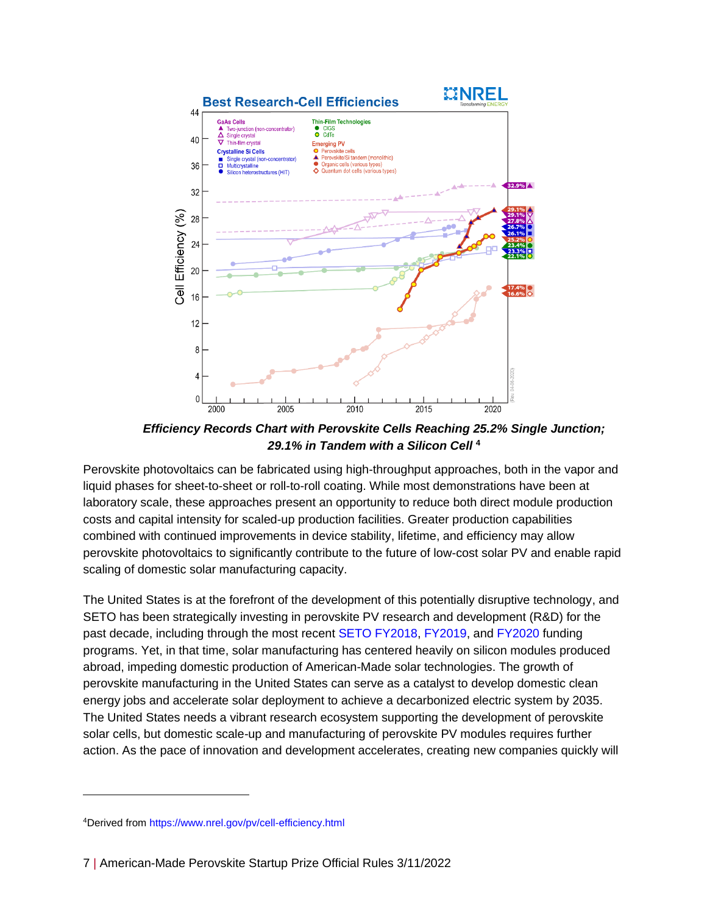Best Research-Cell Efficiencies

NREL
Transforming ENERGY

GaAs Cells
Two-junction (non-concentrator)
Single crystal
Thin-film crystal

Crystalline Si Cells
Single crystal (non-concentrator)
Multicrystalline
Silicon heterostructures (HIT)

Thin-Film Technologies
CIGS
CdTe

Emerging PV
Perovskite cells
Perovskite/Si tandem (monolithic)
Organic cells (various types)
Quantum dot cells (various types)

Cell Efficiency (%)

0
4
8
12
16
20
24
28
32
36
40
44

2000
2005
2010
2015
2020

32.9%
29.1%
29.1%
27.8%
26.7%
26.1%
25.2%
23.4%
23.3%
22.1%
17.4%
16.6%

(Rev. 04-06-2020)

***Efficiency Records Chart with Perovskite Cells Reaching 25.2% Single Junction; 29.1% in Tandem with a Silicon Cell*** [4]

Perovskite photovoltaics can be fabricated using high-throughput approaches, both in the vapor and liquid phases for sheet-to-sheet or roll-to-roll coating. While most demonstrations have been at laboratory scale, these approaches present an opportunity to reduce both direct module production costs and capital intensity for scaled-up production facilities. Greater production capabilities combined with continued improvements in device stability, lifetime, and efficiency may allow perovskite photovoltaics to significantly contribute to the future of low-cost solar PV and enable rapid scaling of domestic solar manufacturing capacity.

The United States is at the forefront of the development of this potentially disruptive technology, and SETO has been strategically investing in perovskite PV research and development (R&D) for the past decade, including through the most recent SETO FY2018, FY2019, and FY2020 funding programs. Yet, in that time, solar manufacturing has centered heavily on silicon modules produced abroad, impeding domestic production of American-Made solar technologies. The growth of perovskite manufacturing in the United States can serve as a catalyst to develop domestic clean energy jobs and accelerate solar deployment to achieve a decarbonized electric system by 2035. The United States needs a vibrant research ecosystem supporting the development of perovskite solar cells, but domestic scale-up and manufacturing of perovskite PV modules requires further action. As the pace of innovation and development accelerates, creating new companies quickly will

---

[4] Derived from https://www.nrel.gov/pv/cell-efficiency.html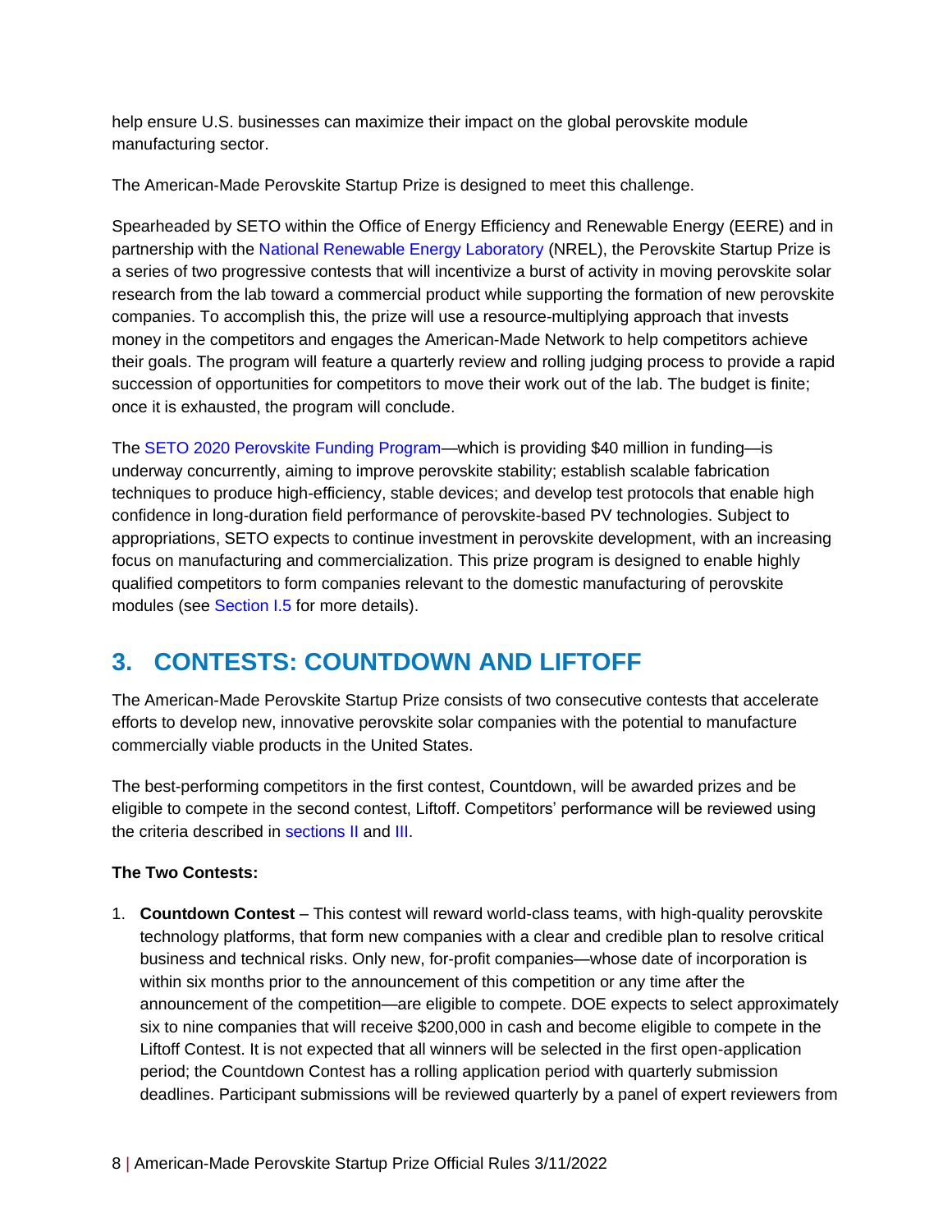help ensure U.S. businesses can maximize their impact on the global perovskite module manufacturing sector.

The American-Made Perovskite Startup Prize is designed to meet this challenge.

Spearheaded by SETO within the Office of Energy Efficiency and Renewable Energy (EERE) and in partnership with the National Renewable Energy Laboratory (NREL), the Perovskite Startup Prize is a series of two progressive contests that will incentivize a burst of activity in moving perovskite solar research from the lab toward a commercial product while supporting the formation of new perovskite companies. To accomplish this, the prize will use a resource-multiplying approach that invests money in the competitors and engages the American-Made Network to help competitors achieve their goals. The program will feature a quarterly review and rolling judging process to provide a rapid succession of opportunities for competitors to move their work out of the lab. The budget is finite; once it is exhausted, the program will conclude.

The SETO 2020 Perovskite Funding Program—which is providing $40 million in funding—is underway concurrently, aiming to improve perovskite stability; establish scalable fabrication techniques to produce high-efficiency, stable devices; and develop test protocols that enable high confidence in long-duration field performance of perovskite-based PV technologies. Subject to appropriations, SETO expects to continue investment in perovskite development, with an increasing focus on manufacturing and commercialization. This prize program is designed to enable highly qualified competitors to form companies relevant to the domestic manufacturing of perovskite modules (see Section I.5 for more details).

## 3. CONTESTS: COUNTDOWN AND LIFTOFF

The American-Made Perovskite Startup Prize consists of two consecutive contests that accelerate efforts to develop new, innovative perovskite solar companies with the potential to manufacture commercially viable products in the United States.

The best-performing competitors in the first contest, Countdown, will be awarded prizes and be eligible to compete in the second contest, Liftoff. Competitors' performance will be reviewed using the criteria described in sections II and III.

**The Two Contests:**

1. **Countdown Contest** – This contest will reward world-class teams, with high-quality perovskite technology platforms, that form new companies with a clear and credible plan to resolve critical business and technical risks. Only new, for-profit companies—whose date of incorporation is within six months prior to the announcement of this competition or any time after the announcement of the competition—are eligible to compete. DOE expects to select approximately six to nine companies that will receive $200,000 in cash and become eligible to compete in the Liftoff Contest. It is not expected that all winners will be selected in the first open-application period; the Countdown Contest has a rolling application period with quarterly submission deadlines. Participant submissions will be reviewed quarterly by a panel of expert reviewers from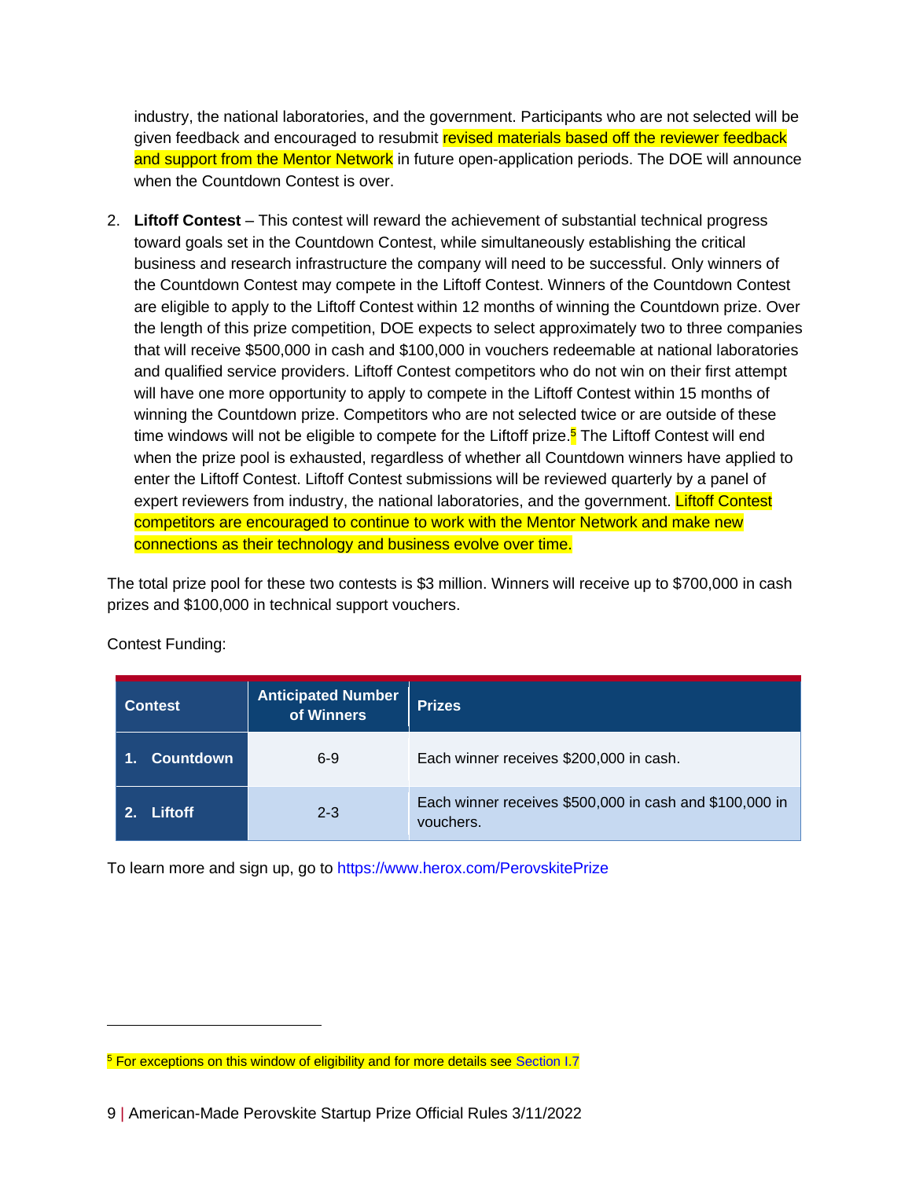industry, the national laboratories, and the government. Participants who are not selected will be given feedback and encouraged to resubmit revised materials based off the reviewer feedback and support from the Mentor Network in future open-application periods. The DOE will announce when the Countdown Contest is over.

2. **Liftoff Contest** – This contest will reward the achievement of substantial technical progress toward goals set in the Countdown Contest, while simultaneously establishing the critical business and research infrastructure the company will need to be successful. Only winners of the Countdown Contest may compete in the Liftoff Contest. Winners of the Countdown Contest are eligible to apply to the Liftoff Contest within 12 months of winning the Countdown prize. Over the length of this prize competition, DOE expects to select approximately two to three companies that will receive $500,000 in cash and $100,000 in vouchers redeemable at national laboratories and qualified service providers. Liftoff Contest competitors who do not win on their first attempt will have one more opportunity to apply to compete in the Liftoff Contest within 15 months of winning the Countdown prize. Competitors who are not selected twice or are outside of these time windows will not be eligible to compete for the Liftoff prize.[5] The Liftoff Contest will end when the prize pool is exhausted, regardless of whether all Countdown winners have applied to enter the Liftoff Contest. Liftoff Contest submissions will be reviewed quarterly by a panel of expert reviewers from industry, the national laboratories, and the government. Liftoff Contest competitors are encouraged to continue to work with the Mentor Network and make new connections as their technology and business evolve over time.

The total prize pool for these two contests is $3 million. Winners will receive up to $700,000 in cash prizes and $100,000 in technical support vouchers.

Contest Funding:

| Contest | Anticipated Number of Winners | Prizes |
|---|---|---|
| 1. Countdown | 6-9 | Each winner receives $200,000 in cash. |
| 2. Liftoff | 2-3 | Each winner receives $500,000 in cash and $100,000 in vouchers. |

To learn more and sign up, go to https://www.herox.com/PerovskitePrize

[5] For exceptions on this window of eligibility and for more details see Section I.7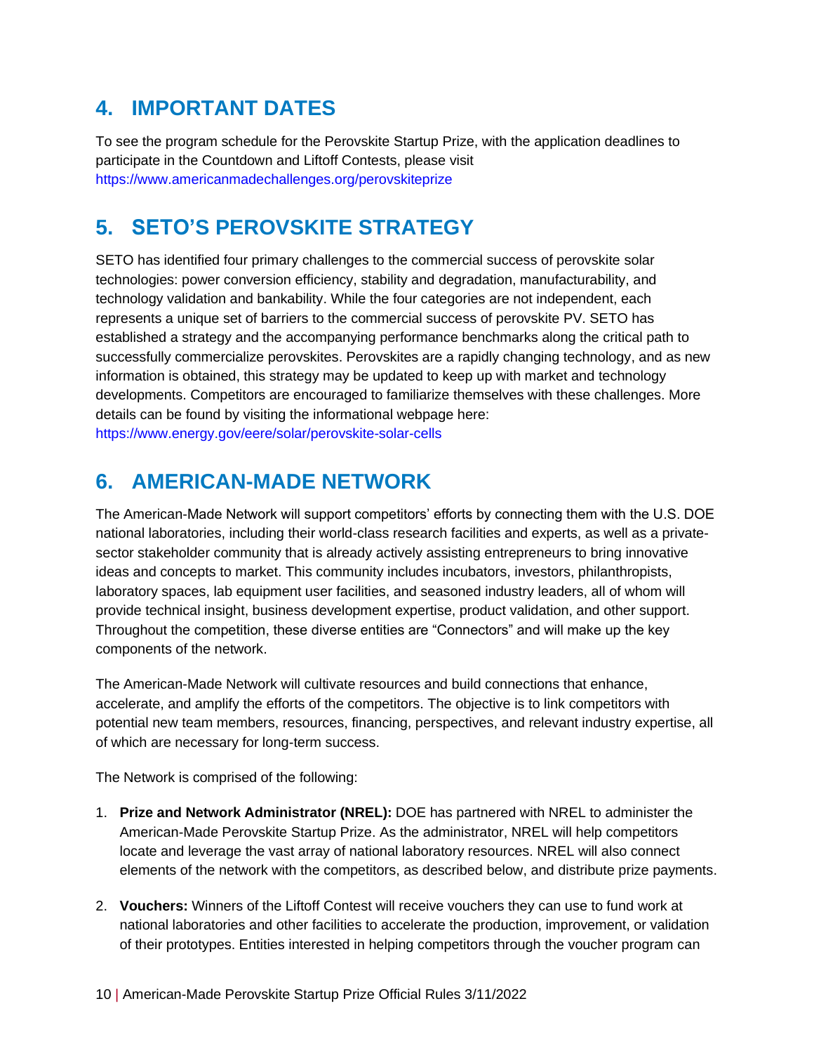## 4. IMPORTANT DATES

To see the program schedule for the Perovskite Startup Prize, with the application deadlines to participate in the Countdown and Liftoff Contests, please visit https://www.americanmadechallenges.org/perovskiteprize

## 5. SETO'S PEROVSKITE STRATEGY

SETO has identified four primary challenges to the commercial success of perovskite solar technologies: power conversion efficiency, stability and degradation, manufacturability, and technology validation and bankability. While the four categories are not independent, each represents a unique set of barriers to the commercial success of perovskite PV. SETO has established a strategy and the accompanying performance benchmarks along the critical path to successfully commercialize perovskites. Perovskites are a rapidly changing technology, and as new information is obtained, this strategy may be updated to keep up with market and technology developments. Competitors are encouraged to familiarize themselves with these challenges. More details can be found by visiting the informational webpage here: https://www.energy.gov/eere/solar/perovskite-solar-cells

## 6. AMERICAN-MADE NETWORK

The American-Made Network will support competitors' efforts by connecting them with the U.S. DOE national laboratories, including their world-class research facilities and experts, as well as a private-sector stakeholder community that is already actively assisting entrepreneurs to bring innovative ideas and concepts to market. This community includes incubators, investors, philanthropists, laboratory spaces, lab equipment user facilities, and seasoned industry leaders, all of whom will provide technical insight, business development expertise, product validation, and other support. Throughout the competition, these diverse entities are "Connectors" and will make up the key components of the network.

The American-Made Network will cultivate resources and build connections that enhance, accelerate, and amplify the efforts of the competitors. The objective is to link competitors with potential new team members, resources, financing, perspectives, and relevant industry expertise, all of which are necessary for long-term success.

The Network is comprised of the following:

1. **Prize and Network Administrator (NREL):** DOE has partnered with NREL to administer the American-Made Perovskite Startup Prize. As the administrator, NREL will help competitors locate and leverage the vast array of national laboratory resources. NREL will also connect elements of the network with the competitors, as described below, and distribute prize payments.

2. **Vouchers:** Winners of the Liftoff Contest will receive vouchers they can use to fund work at national laboratories and other facilities to accelerate the production, improvement, or validation of their prototypes. Entities interested in helping competitors through the voucher program can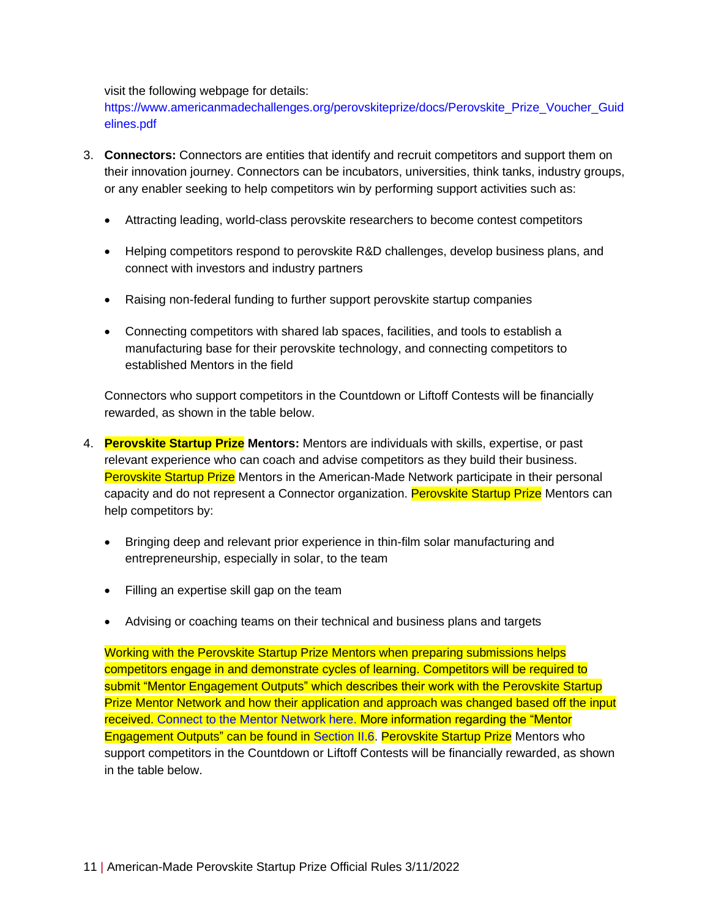visit the following webpage for details: https://www.americanmadechallenges.org/perovskiteprize/docs/Perovskite_Prize_Voucher_Guidelines.pdf

3. **Connectors:** Connectors are entities that identify and recruit competitors and support them on their innovation journey. Connectors can be incubators, universities, think tanks, industry groups, or any enabler seeking to help competitors win by performing support activities such as:

   - Attracting leading, world-class perovskite researchers to become contest competitors
   - Helping competitors respond to perovskite R&D challenges, develop business plans, and connect with investors and industry partners
   - Raising non-federal funding to further support perovskite startup companies
   - Connecting competitors with shared lab spaces, facilities, and tools to establish a manufacturing base for their perovskite technology, and connecting competitors to established Mentors in the field

   Connectors who support competitors in the Countdown or Liftoff Contests will be financially rewarded, as shown in the table below.

4. **Perovskite Startup Prize Mentors:** Mentors are individuals with skills, expertise, or past relevant experience who can coach and advise competitors as they build their business. Perovskite Startup Prize Mentors in the American-Made Network participate in their personal capacity and do not represent a Connector organization. Perovskite Startup Prize Mentors can help competitors by:

   - Bringing deep and relevant prior experience in thin-film solar manufacturing and entrepreneurship, especially in solar, to the team
   - Filling an expertise skill gap on the team
   - Advising or coaching teams on their technical and business plans and targets

   Working with the Perovskite Startup Prize Mentors when preparing submissions helps competitors engage in and demonstrate cycles of learning. Competitors will be required to submit "Mentor Engagement Outputs" which describes their work with the Perovskite Startup Prize Mentor Network and how their application and approach was changed based off the input received. Connect to the Mentor Network here. More information regarding the "Mentor Engagement Outputs" can be found in Section II.6. Perovskite Startup Prize Mentors who support competitors in the Countdown or Liftoff Contests will be financially rewarded, as shown in the table below.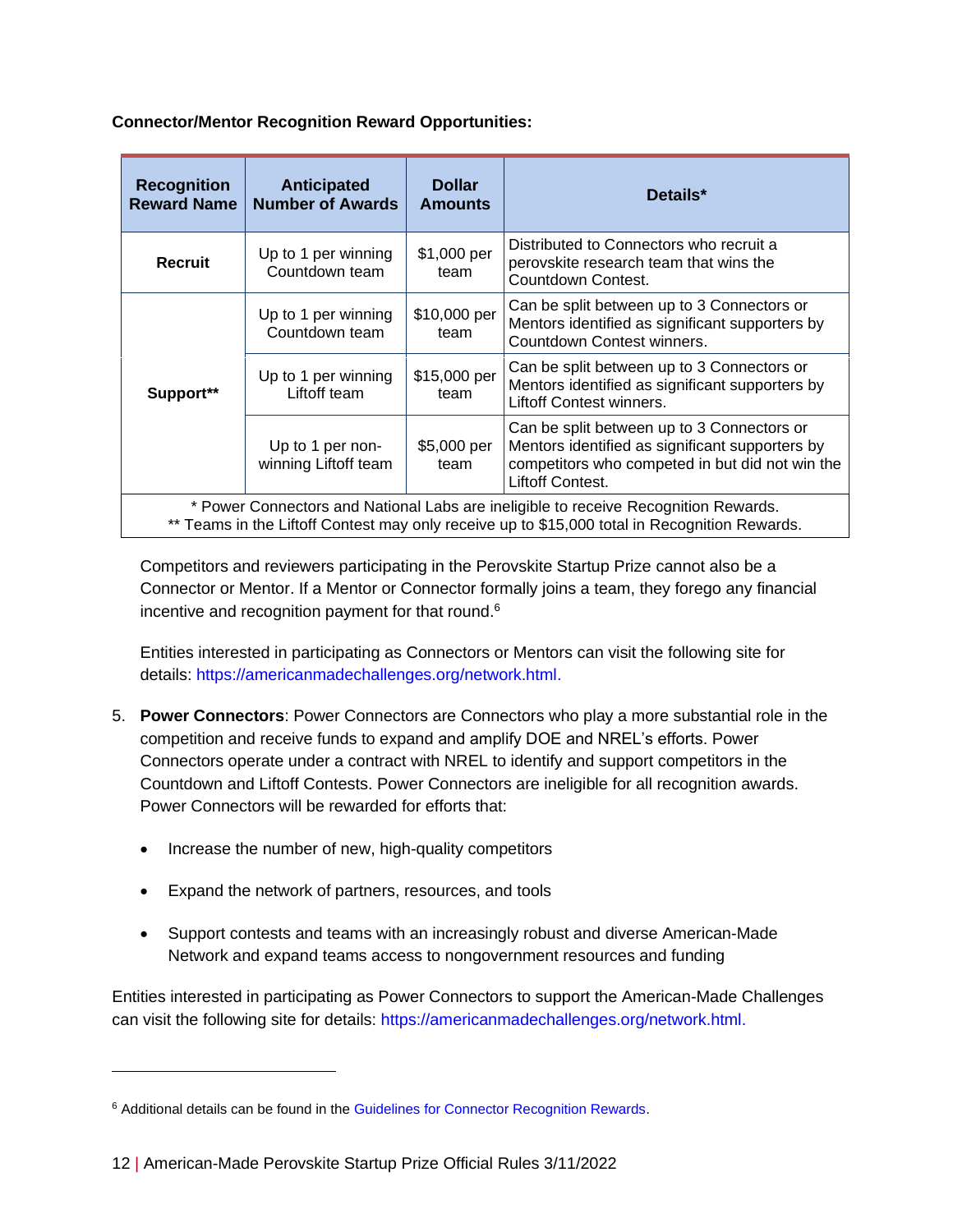**Connector/Mentor Recognition Reward Opportunities:**

| Recognition Reward Name | Anticipated Number of Awards | Dollar Amounts | Details* |
|---|---|---|---|
| Recruit | Up to 1 per winning Countdown team | $1,000 per team | Distributed to Connectors who recruit a perovskite research team that wins the Countdown Contest. |
| Support** | Up to 1 per winning Countdown team | $10,000 per team | Can be split between up to 3 Connectors or Mentors identified as significant supporters by Countdown Contest winners. |
| | Up to 1 per winning Liftoff team | $15,000 per team | Can be split between up to 3 Connectors or Mentors identified as significant supporters by Liftoff Contest winners. |
| | Up to 1 per non-winning Liftoff team | $5,000 per team | Can be split between up to 3 Connectors or Mentors identified as significant supporters by competitors who competed in but did not win the Liftoff Contest. |

\* Power Connectors and National Labs are ineligible to receive Recognition Rewards.
** Teams in the Liftoff Contest may only receive up to $15,000 total in Recognition Rewards.

Competitors and reviewers participating in the Perovskite Startup Prize cannot also be a Connector or Mentor. If a Mentor or Connector formally joins a team, they forego any financial incentive and recognition payment for that round.[6]

Entities interested in participating as Connectors or Mentors can visit the following site for details: https://americanmadechallenges.org/network.html.

5. **Power Connectors**: Power Connectors are Connectors who play a more substantial role in the competition and receive funds to expand and amplify DOE and NREL's efforts. Power Connectors operate under a contract with NREL to identify and support competitors in the Countdown and Liftoff Contests. Power Connectors are ineligible for all recognition awards. Power Connectors will be rewarded for efforts that:

   - Increase the number of new, high-quality competitors
   - Expand the network of partners, resources, and tools
   - Support contests and teams with an increasingly robust and diverse American-Made Network and expand teams access to nongovernment resources and funding

Entities interested in participating as Power Connectors to support the American-Made Challenges can visit the following site for details: https://americanmadechallenges.org/network.html.

[6] Additional details can be found in the Guidelines for Connector Recognition Rewards.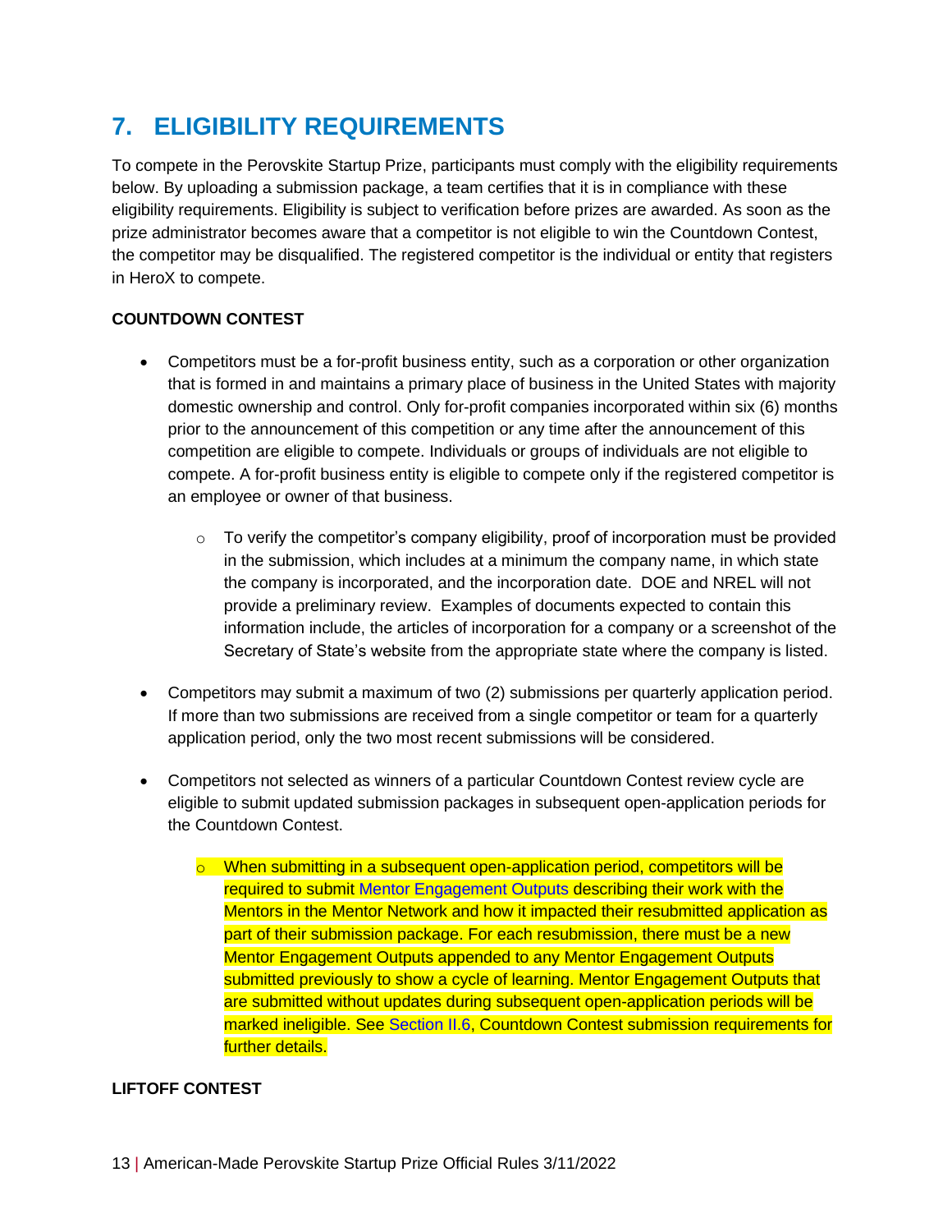## 7. ELIGIBILITY REQUIREMENTS

To compete in the Perovskite Startup Prize, participants must comply with the eligibility requirements below. By uploading a submission package, a team certifies that it is in compliance with these eligibility requirements. Eligibility is subject to verification before prizes are awarded. As soon as the prize administrator becomes aware that a competitor is not eligible to win the Countdown Contest, the competitor may be disqualified. The registered competitor is the individual or entity that registers in HeroX to compete.

**COUNTDOWN CONTEST**

- Competitors must be a for-profit business entity, such as a corporation or other organization that is formed in and maintains a primary place of business in the United States with majority domestic ownership and control. Only for-profit companies incorporated within six (6) months prior to the announcement of this competition or any time after the announcement of this competition are eligible to compete. Individuals or groups of individuals are not eligible to compete. A for-profit business entity is eligible to compete only if the registered competitor is an employee or owner of that business.
  - To verify the competitor's company eligibility, proof of incorporation must be provided in the submission, which includes at a minimum the company name, in which state the company is incorporated, and the incorporation date. DOE and NREL will not provide a preliminary review. Examples of documents expected to contain this information include, the articles of incorporation for a company or a screenshot of the Secretary of State's website from the appropriate state where the company is listed.
- Competitors may submit a maximum of two (2) submissions per quarterly application period. If more than two submissions are received from a single competitor or team for a quarterly application period, only the two most recent submissions will be considered.
- Competitors not selected as winners of a particular Countdown Contest review cycle are eligible to submit updated submission packages in subsequent open-application periods for the Countdown Contest.
  - When submitting in a subsequent open-application period, competitors will be required to submit Mentor Engagement Outputs describing their work with the Mentors in the Mentor Network and how it impacted their resubmitted application as part of their submission package. For each resubmission, there must be a new Mentor Engagement Outputs appended to any Mentor Engagement Outputs submitted previously to show a cycle of learning. Mentor Engagement Outputs that are submitted without updates during subsequent open-application periods will be marked ineligible. See Section II.6, Countdown Contest submission requirements for further details.

**LIFTOFF CONTEST**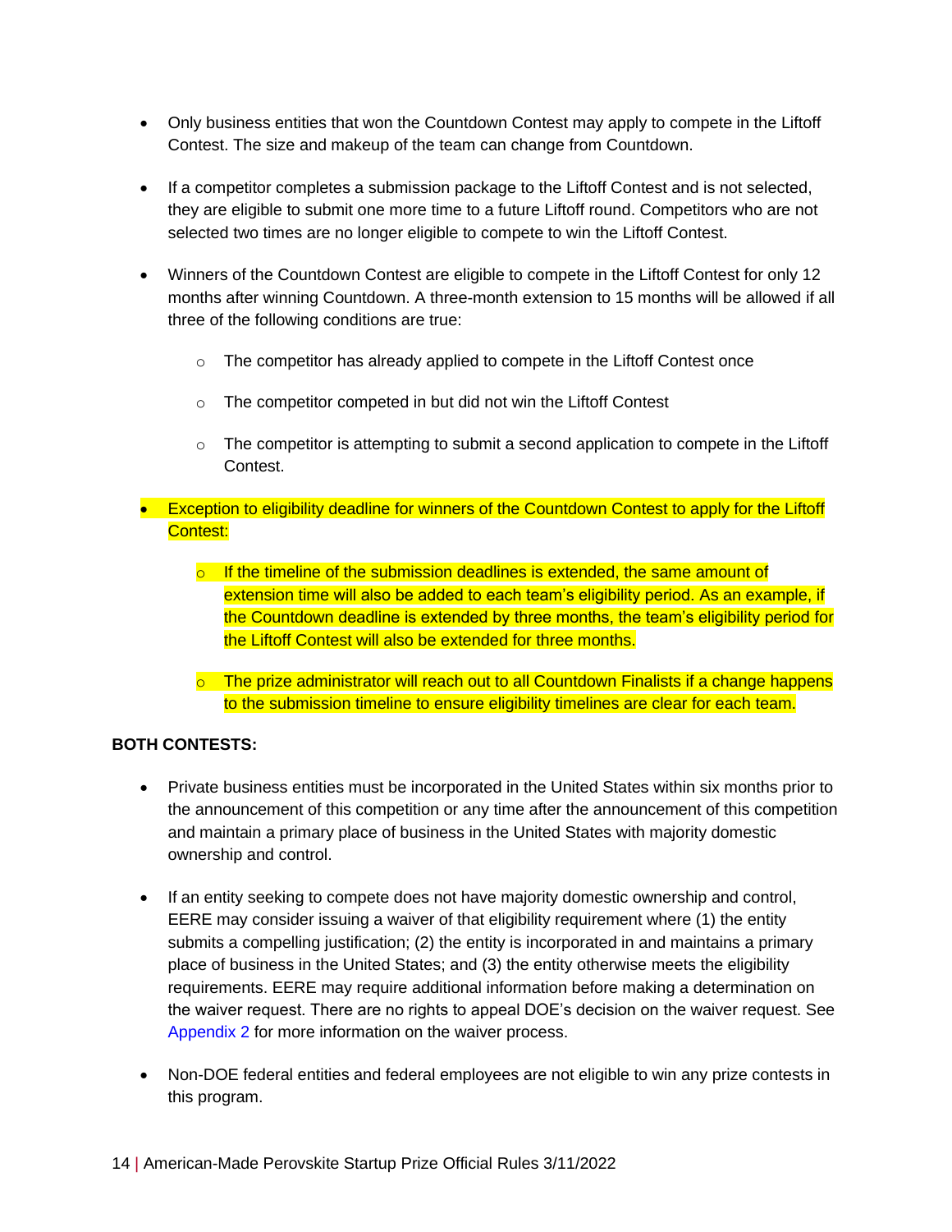- Only business entities that won the Countdown Contest may apply to compete in the Liftoff Contest. The size and makeup of the team can change from Countdown.
- If a competitor completes a submission package to the Liftoff Contest and is not selected, they are eligible to submit one more time to a future Liftoff round. Competitors who are not selected two times are no longer eligible to compete to win the Liftoff Contest.
- Winners of the Countdown Contest are eligible to compete in the Liftoff Contest for only 12 months after winning Countdown. A three-month extension to 15 months will be allowed if all three of the following conditions are true:
  - The competitor has already applied to compete in the Liftoff Contest once
  - The competitor competed in but did not win the Liftoff Contest
  - The competitor is attempting to submit a second application to compete in the Liftoff Contest.
- Exception to eligibility deadline for winners of the Countdown Contest to apply for the Liftoff Contest:
  - If the timeline of the submission deadlines is extended, the same amount of extension time will also be added to each team's eligibility period. As an example, if the Countdown deadline is extended by three months, the team's eligibility period for the Liftoff Contest will also be extended for three months.
  - The prize administrator will reach out to all Countdown Finalists if a change happens to the submission timeline to ensure eligibility timelines are clear for each team.

**BOTH CONTESTS:**

- Private business entities must be incorporated in the United States within six months prior to the announcement of this competition or any time after the announcement of this competition and maintain a primary place of business in the United States with majority domestic ownership and control.
- If an entity seeking to compete does not have majority domestic ownership and control, EERE may consider issuing a waiver of that eligibility requirement where (1) the entity submits a compelling justification; (2) the entity is incorporated in and maintains a primary place of business in the United States; and (3) the entity otherwise meets the eligibility requirements. EERE may require additional information before making a determination on the waiver request. There are no rights to appeal DOE's decision on the waiver request. See Appendix 2 for more information on the waiver process.
- Non-DOE federal entities and federal employees are not eligible to win any prize contests in this program.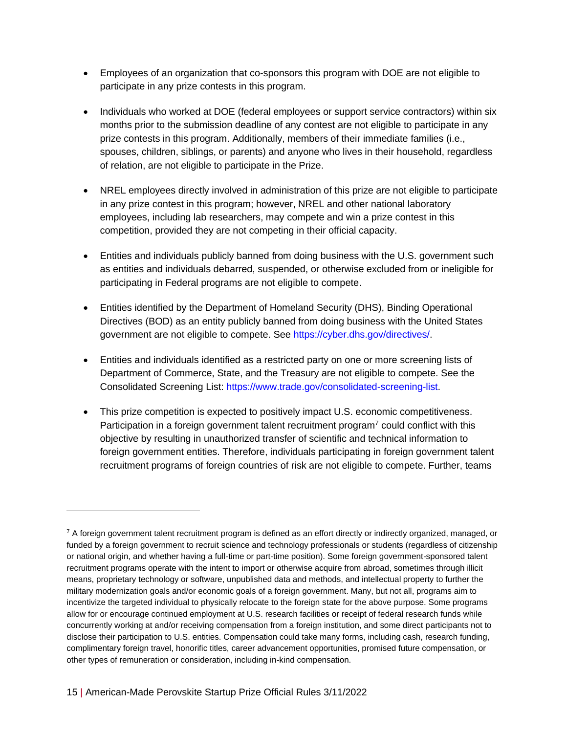- Employees of an organization that co-sponsors this program with DOE are not eligible to participate in any prize contests in this program.

- Individuals who worked at DOE (federal employees or support service contractors) within six months prior to the submission deadline of any contest are not eligible to participate in any prize contests in this program. Additionally, members of their immediate families (i.e., spouses, children, siblings, or parents) and anyone who lives in their household, regardless of relation, are not eligible to participate in the Prize.

- NREL employees directly involved in administration of this prize are not eligible to participate in any prize contest in this program; however, NREL and other national laboratory employees, including lab researchers, may compete and win a prize contest in this competition, provided they are not competing in their official capacity.

- Entities and individuals publicly banned from doing business with the U.S. government such as entities and individuals debarred, suspended, or otherwise excluded from or ineligible for participating in Federal programs are not eligible to compete.

- Entities identified by the Department of Homeland Security (DHS), Binding Operational Directives (BOD) as an entity publicly banned from doing business with the United States government are not eligible to compete. See https://cyber.dhs.gov/directives/.

- Entities and individuals identified as a restricted party on one or more screening lists of Department of Commerce, State, and the Treasury are not eligible to compete. See the Consolidated Screening List: https://www.trade.gov/consolidated-screening-list.

- This prize competition is expected to positively impact U.S. economic competitiveness. Participation in a foreign government talent recruitment program[7] could conflict with this objective by resulting in unauthorized transfer of scientific and technical information to foreign government entities. Therefore, individuals participating in foreign government talent recruitment programs of foreign countries of risk are not eligible to compete. Further, teams

[7] A foreign government talent recruitment program is defined as an effort directly or indirectly organized, managed, or funded by a foreign government to recruit science and technology professionals or students (regardless of citizenship or national origin, and whether having a full-time or part-time position). Some foreign government-sponsored talent recruitment programs operate with the intent to import or otherwise acquire from abroad, sometimes through illicit means, proprietary technology or software, unpublished data and methods, and intellectual property to further the military modernization goals and/or economic goals of a foreign government. Many, but not all, programs aim to incentivize the targeted individual to physically relocate to the foreign state for the above purpose. Some programs allow for or encourage continued employment at U.S. research facilities or receipt of federal research funds while concurrently working at and/or receiving compensation from a foreign institution, and some direct participants not to disclose their participation to U.S. entities. Compensation could take many forms, including cash, research funding, complimentary foreign travel, honorific titles, career advancement opportunities, promised future compensation, or other types of remuneration or consideration, including in-kind compensation.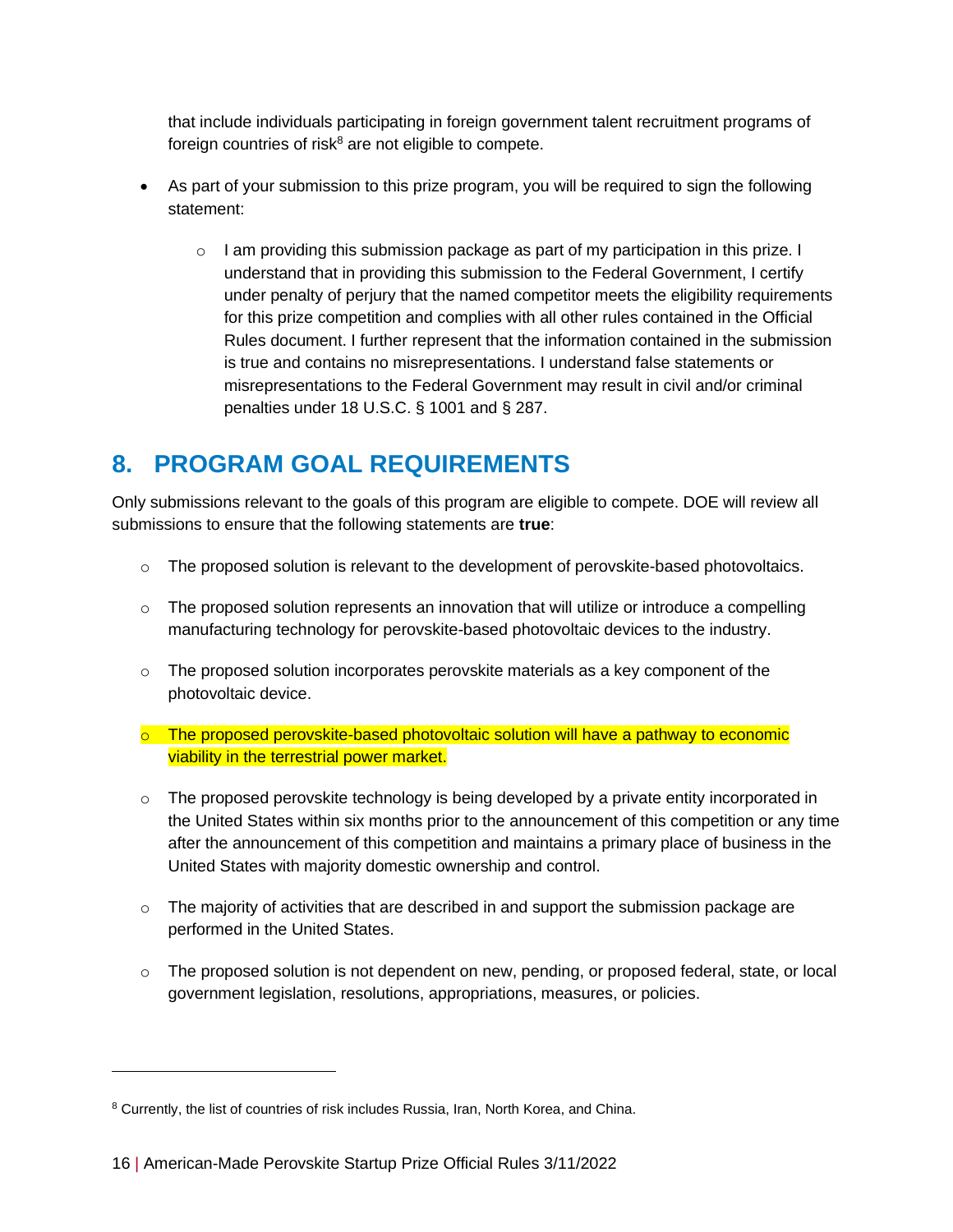that include individuals participating in foreign government talent recruitment programs of foreign countries of risk[8] are not eligible to compete.

- As part of your submission to this prize program, you will be required to sign the following statement:
  - I am providing this submission package as part of my participation in this prize. I understand that in providing this submission to the Federal Government, I certify under penalty of perjury that the named competitor meets the eligibility requirements for this prize competition and complies with all other rules contained in the Official Rules document. I further represent that the information contained in the submission is true and contains no misrepresentations. I understand false statements or misrepresentations to the Federal Government may result in civil and/or criminal penalties under 18 U.S.C. § 1001 and § 287.

# 8. PROGRAM GOAL REQUIREMENTS

Only submissions relevant to the goals of this program are eligible to compete. DOE will review all submissions to ensure that the following statements are **true**:

- The proposed solution is relevant to the development of perovskite-based photovoltaics.
- The proposed solution represents an innovation that will utilize or introduce a compelling manufacturing technology for perovskite-based photovoltaic devices to the industry.
- The proposed solution incorporates perovskite materials as a key component of the photovoltaic device.
- The proposed perovskite-based photovoltaic solution will have a pathway to economic viability in the terrestrial power market.
- The proposed perovskite technology is being developed by a private entity incorporated in the United States within six months prior to the announcement of this competition or any time after the announcement of this competition and maintains a primary place of business in the United States with majority domestic ownership and control.
- The majority of activities that are described in and support the submission package are performed in the United States.
- The proposed solution is not dependent on new, pending, or proposed federal, state, or local government legislation, resolutions, appropriations, measures, or policies.

[8] Currently, the list of countries of risk includes Russia, Iran, North Korea, and China.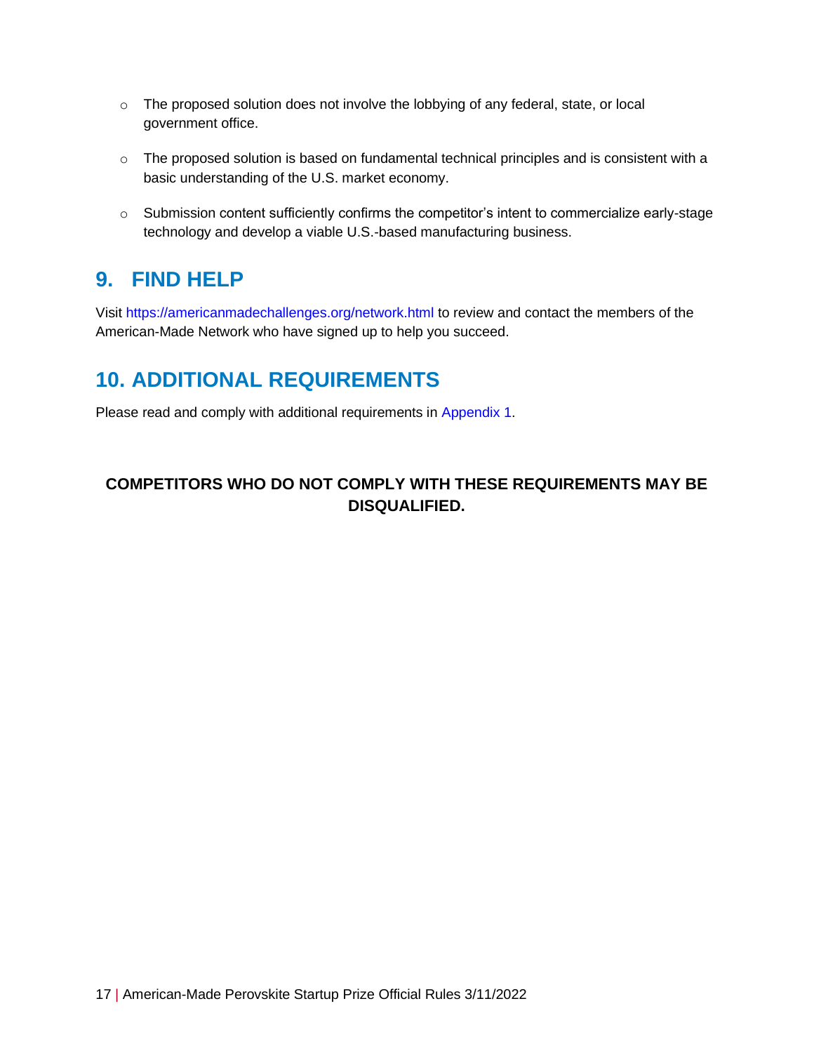- The proposed solution does not involve the lobbying of any federal, state, or local government office.
- The proposed solution is based on fundamental technical principles and is consistent with a basic understanding of the U.S. market economy.
- Submission content sufficiently confirms the competitor's intent to commercialize early-stage technology and develop a viable U.S.-based manufacturing business.

## 9. FIND HELP

Visit https://americanmadechallenges.org/network.html to review and contact the members of the American-Made Network who have signed up to help you succeed.

## 10. ADDITIONAL REQUIREMENTS

Please read and comply with additional requirements in Appendix 1.

**COMPETITORS WHO DO NOT COMPLY WITH THESE REQUIREMENTS MAY BE DISQUALIFIED.**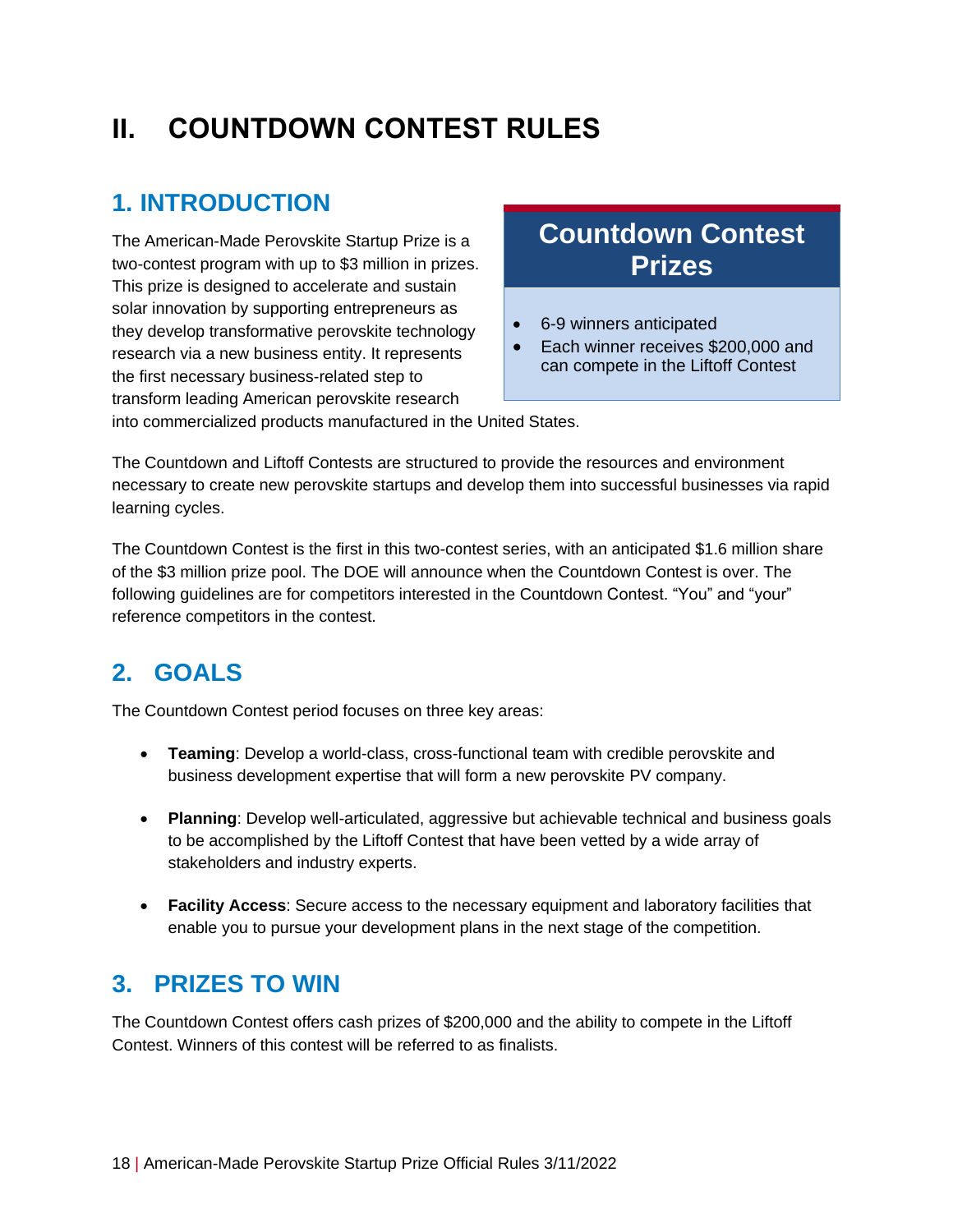# II. COUNTDOWN CONTEST RULES

## 1. INTRODUCTION

The American-Made Perovskite Startup Prize is a two-contest program with up to $3 million in prizes. This prize is designed to accelerate and sustain solar innovation by supporting entrepreneurs as they develop transformative perovskite technology research via a new business entity. It represents the first necessary business-related step to transform leading American perovskite research into commercialized products manufactured in the United States.

**Countdown Contest Prizes**

- 6-9 winners anticipated
- Each winner receives $200,000 and can compete in the Liftoff Contest

The Countdown and Liftoff Contests are structured to provide the resources and environment necessary to create new perovskite startups and develop them into successful businesses via rapid learning cycles.

The Countdown Contest is the first in this two-contest series, with an anticipated $1.6 million share of the $3 million prize pool. The DOE will announce when the Countdown Contest is over. The following guidelines are for competitors interested in the Countdown Contest. "You" and "your" reference competitors in the contest.

## 2. GOALS

The Countdown Contest period focuses on three key areas:

- **Teaming**: Develop a world-class, cross-functional team with credible perovskite and business development expertise that will form a new perovskite PV company.
- **Planning**: Develop well-articulated, aggressive but achievable technical and business goals to be accomplished by the Liftoff Contest that have been vetted by a wide array of stakeholders and industry experts.
- **Facility Access**: Secure access to the necessary equipment and laboratory facilities that enable you to pursue your development plans in the next stage of the competition.

## 3. PRIZES TO WIN

The Countdown Contest offers cash prizes of $200,000 and the ability to compete in the Liftoff Contest. Winners of this contest will be referred to as finalists.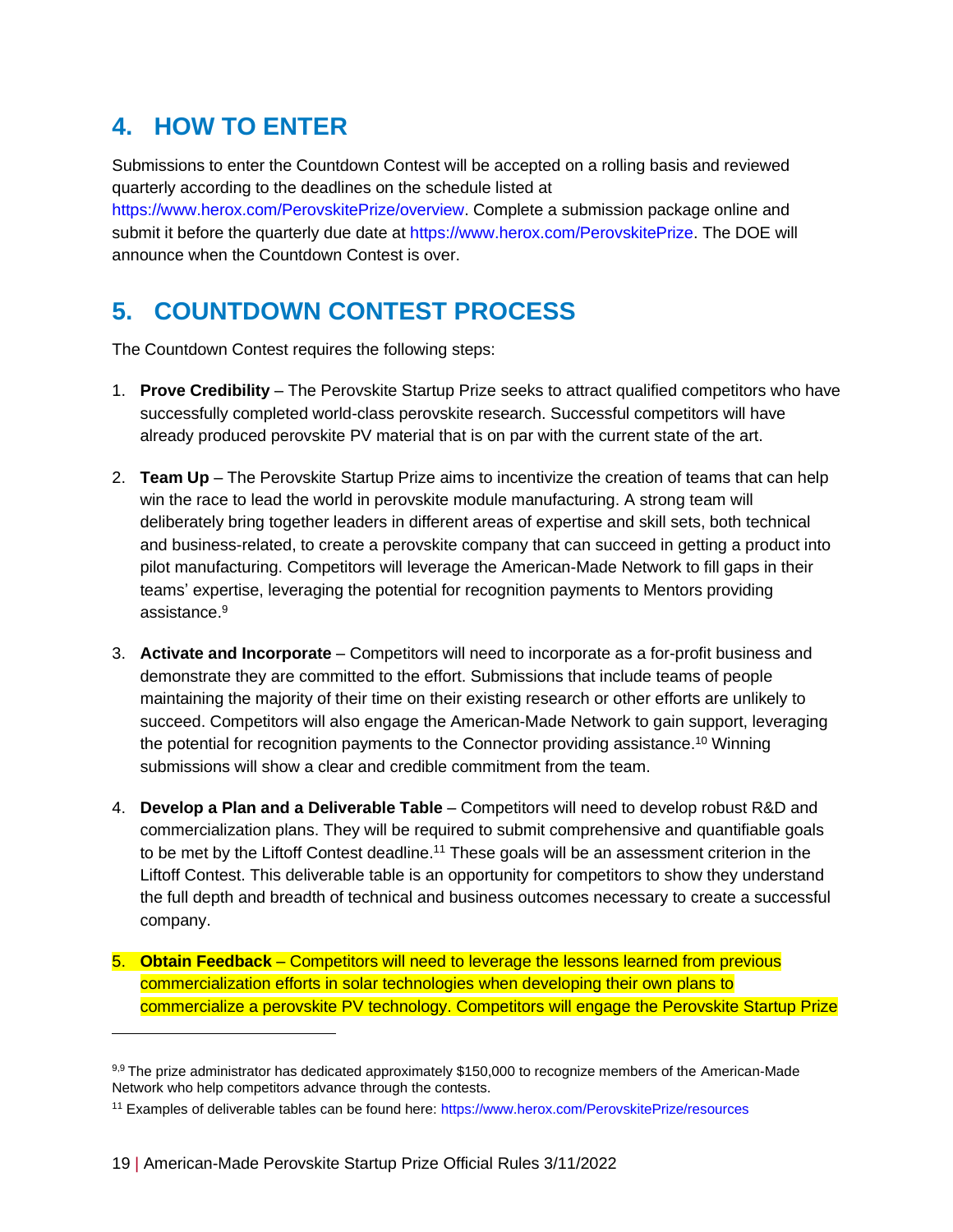## 4. HOW TO ENTER

Submissions to enter the Countdown Contest will be accepted on a rolling basis and reviewed quarterly according to the deadlines on the schedule listed at https://www.herox.com/PerovskitePrize/overview. Complete a submission package online and submit it before the quarterly due date at https://www.herox.com/PerovskitePrize. The DOE will announce when the Countdown Contest is over.

## 5. COUNTDOWN CONTEST PROCESS

The Countdown Contest requires the following steps:

1. **Prove Credibility** – The Perovskite Startup Prize seeks to attract qualified competitors who have successfully completed world-class perovskite research. Successful competitors will have already produced perovskite PV material that is on par with the current state of the art.

2. **Team Up** – The Perovskite Startup Prize aims to incentivize the creation of teams that can help win the race to lead the world in perovskite module manufacturing. A strong team will deliberately bring together leaders in different areas of expertise and skill sets, both technical and business-related, to create a perovskite company that can succeed in getting a product into pilot manufacturing. Competitors will leverage the American-Made Network to fill gaps in their teams' expertise, leveraging the potential for recognition payments to Mentors providing assistance.[9]

3. **Activate and Incorporate** – Competitors will need to incorporate as a for-profit business and demonstrate they are committed to the effort. Submissions that include teams of people maintaining the majority of their time on their existing research or other efforts are unlikely to succeed. Competitors will also engage the American-Made Network to gain support, leveraging the potential for recognition payments to the Connector providing assistance.[10] Winning submissions will show a clear and credible commitment from the team.

4. **Develop a Plan and a Deliverable Table** – Competitors will need to develop robust R&D and commercialization plans. They will be required to submit comprehensive and quantifiable goals to be met by the Liftoff Contest deadline.[11] These goals will be an assessment criterion in the Liftoff Contest. This deliverable table is an opportunity for competitors to show they understand the full depth and breadth of technical and business outcomes necessary to create a successful company.

5. **Obtain Feedback** – Competitors will need to leverage the lessons learned from previous commercialization efforts in solar technologies when developing their own plans to commercialize a perovskite PV technology. Competitors will engage the Perovskite Startup Prize

---

[9,9] The prize administrator has dedicated approximately $150,000 to recognize members of the American-Made Network who help competitors advance through the contests.

[11] Examples of deliverable tables can be found here: https://www.herox.com/PerovskitePrize/resources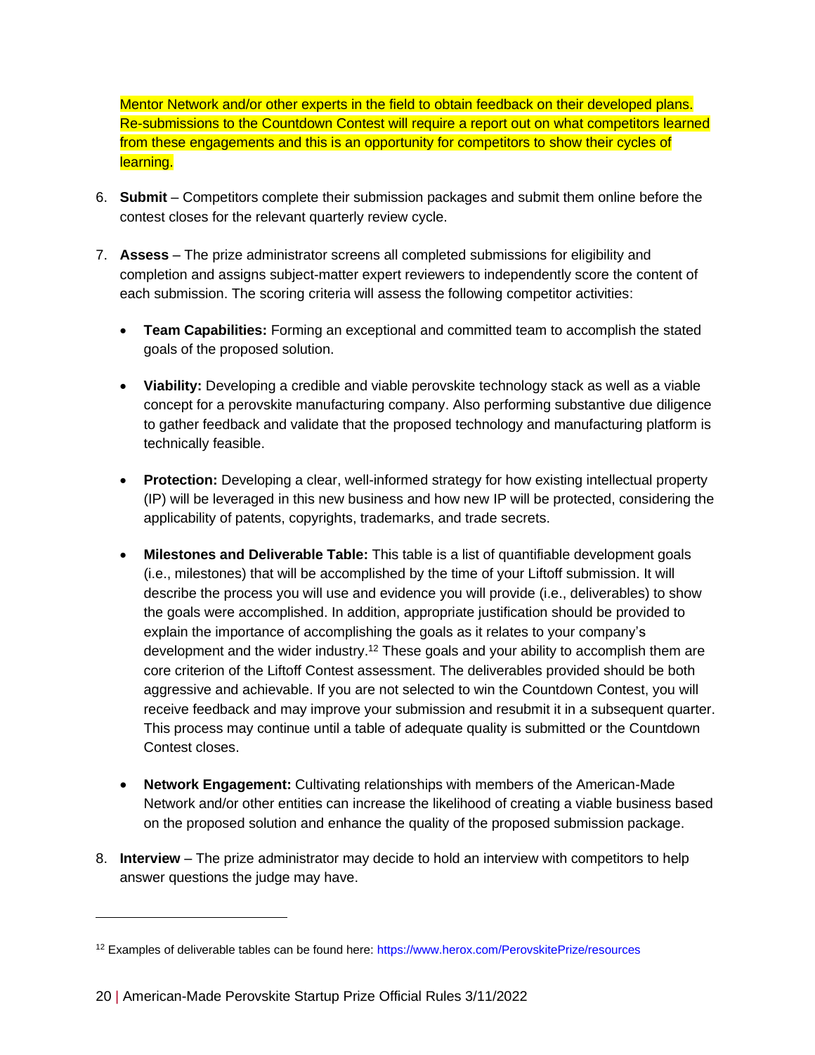Mentor Network and/or other experts in the field to obtain feedback on their developed plans. Re-submissions to the Countdown Contest will require a report out on what competitors learned from these engagements and this is an opportunity for competitors to show their cycles of learning.

6. **Submit** – Competitors complete their submission packages and submit them online before the contest closes for the relevant quarterly review cycle.

7. **Assess** – The prize administrator screens all completed submissions for eligibility and completion and assigns subject-matter expert reviewers to independently score the content of each submission. The scoring criteria will assess the following competitor activities:

   - **Team Capabilities:** Forming an exceptional and committed team to accomplish the stated goals of the proposed solution.

   - **Viability:** Developing a credible and viable perovskite technology stack as well as a viable concept for a perovskite manufacturing company. Also performing substantive due diligence to gather feedback and validate that the proposed technology and manufacturing platform is technically feasible.

   - **Protection:** Developing a clear, well-informed strategy for how existing intellectual property (IP) will be leveraged in this new business and how new IP will be protected, considering the applicability of patents, copyrights, trademarks, and trade secrets.

   - **Milestones and Deliverable Table:** This table is a list of quantifiable development goals (i.e., milestones) that will be accomplished by the time of your Liftoff submission. It will describe the process you will use and evidence you will provide (i.e., deliverables) to show the goals were accomplished. In addition, appropriate justification should be provided to explain the importance of accomplishing the goals as it relates to your company's development and the wider industry.[12] These goals and your ability to accomplish them are core criterion of the Liftoff Contest assessment. The deliverables provided should be both aggressive and achievable. If you are not selected to win the Countdown Contest, you will receive feedback and may improve your submission and resubmit it in a subsequent quarter. This process may continue until a table of adequate quality is submitted or the Countdown Contest closes.

   - **Network Engagement:** Cultivating relationships with members of the American-Made Network and/or other entities can increase the likelihood of creating a viable business based on the proposed solution and enhance the quality of the proposed submission package.

8. **Interview** – The prize administrator may decide to hold an interview with competitors to help answer questions the judge may have.

---

[12] Examples of deliverable tables can be found here: https://www.herox.com/PerovskitePrize/resources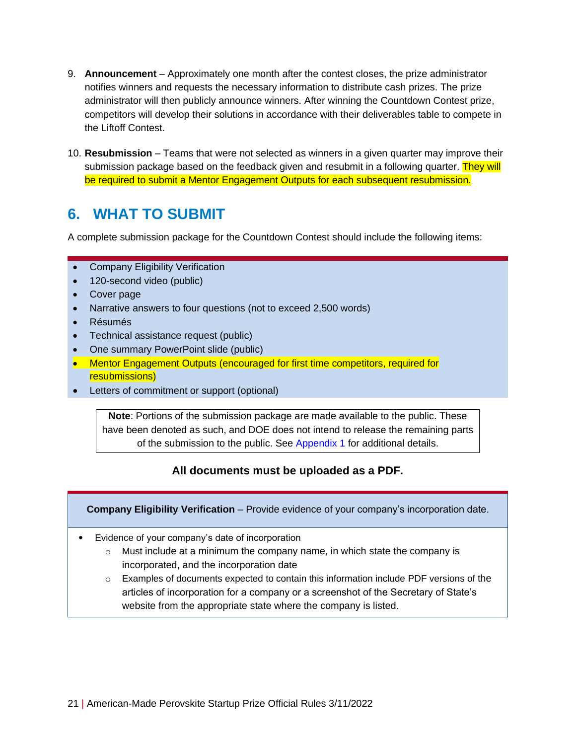9. **Announcement** – Approximately one month after the contest closes, the prize administrator notifies winners and requests the necessary information to distribute cash prizes. The prize administrator will then publicly announce winners. After winning the Countdown Contest prize, competitors will develop their solutions in accordance with their deliverables table to compete in the Liftoff Contest.

10. **Resubmission** – Teams that were not selected as winners in a given quarter may improve their submission package based on the feedback given and resubmit in a following quarter. They will be required to submit a Mentor Engagement Outputs for each subsequent resubmission.

## 6. WHAT TO SUBMIT

A complete submission package for the Countdown Contest should include the following items:

- Company Eligibility Verification
- 120-second video (public)
- Cover page
- Narrative answers to four questions (not to exceed 2,500 words)
- Résumés
- Technical assistance request (public)
- One summary PowerPoint slide (public)
- Mentor Engagement Outputs (encouraged for first time competitors, required for resubmissions)
- Letters of commitment or support (optional)

**Note**: Portions of the submission package are made available to the public. These have been denoted as such, and DOE does not intend to release the remaining parts of the submission to the public. See Appendix 1 for additional details.

**All documents must be uploaded as a PDF.**

**Company Eligibility Verification** – Provide evidence of your company's incorporation date.

- Evidence of your company's date of incorporation
  - Must include at a minimum the company name, in which state the company is incorporated, and the incorporation date
  - Examples of documents expected to contain this information include PDF versions of the articles of incorporation for a company or a screenshot of the Secretary of State's website from the appropriate state where the company is listed.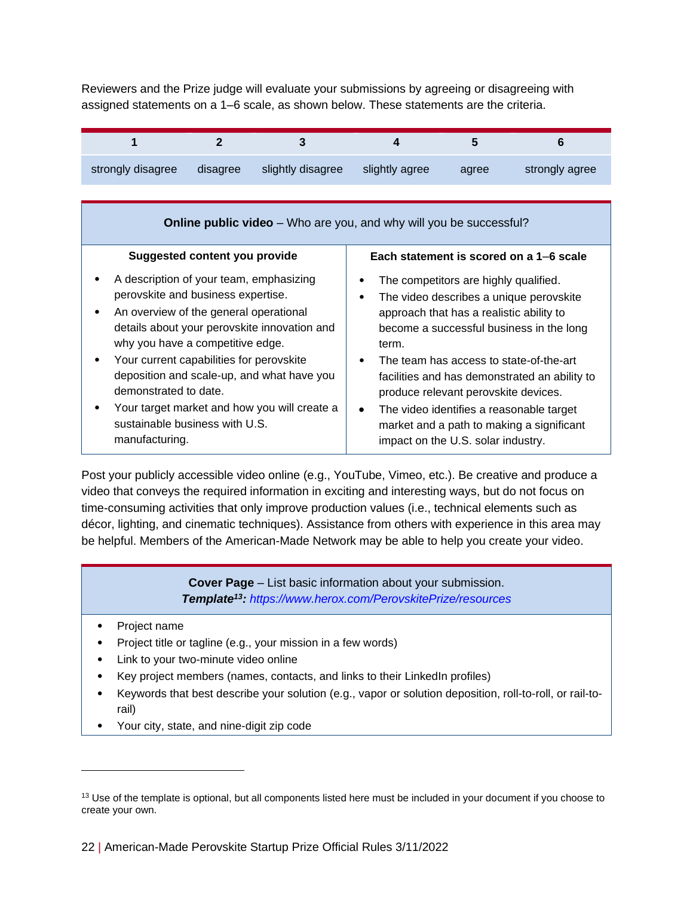Reviewers and the Prize judge will evaluate your submissions by agreeing or disagreeing with assigned statements on a 1–6 scale, as shown below. These statements are the criteria.

| 1 | 2 | 3 | 4 | 5 | 6 |
|---|---|---|---|---|---|
| strongly disagree | disagree | slightly disagree | slightly agree | agree | strongly agree |

**Online public video** – Who are you, and why will you be successful?

| Suggested content you provide | Each statement is scored on a 1–6 scale |
|---|---|
| • A description of your team, emphasizing perovskite and business expertise.<br>• An overview of the general operational details about your perovskite innovation and why you have a competitive edge.<br>• Your current capabilities for perovskite deposition and scale-up, and what have you demonstrated to date.<br>• Your target market and how you will create a sustainable business with U.S. manufacturing. | • The competitors are highly qualified.<br>• The video describes a unique perovskite approach that has a realistic ability to become a successful business in the long term.<br>• The team has access to state-of-the-art facilities and has demonstrated an ability to produce relevant perovskite devices.<br>• The video identifies a reasonable target market and a path to making a significant impact on the U.S. solar industry. |

Post your publicly accessible video online (e.g., YouTube, Vimeo, etc.). Be creative and produce a video that conveys the required information in exciting and interesting ways, but do not focus on time-consuming activities that only improve production values (i.e., technical elements such as décor, lighting, and cinematic techniques). Assistance from others with experience in this area may be helpful. Members of the American-Made Network may be able to help you create your video.

**Cover Page** – List basic information about your submission.
***Template[13]:*** *https://www.herox.com/PerovskitePrize/resources*

- Project name
- Project title or tagline (e.g., your mission in a few words)
- Link to your two-minute video online
- Key project members (names, contacts, and links to their LinkedIn profiles)
- Keywords that best describe your solution (e.g., vapor or solution deposition, roll-to-roll, or rail-to-rail)
- Your city, state, and nine-digit zip code

[13] Use of the template is optional, but all components listed here must be included in your document if you choose to create your own.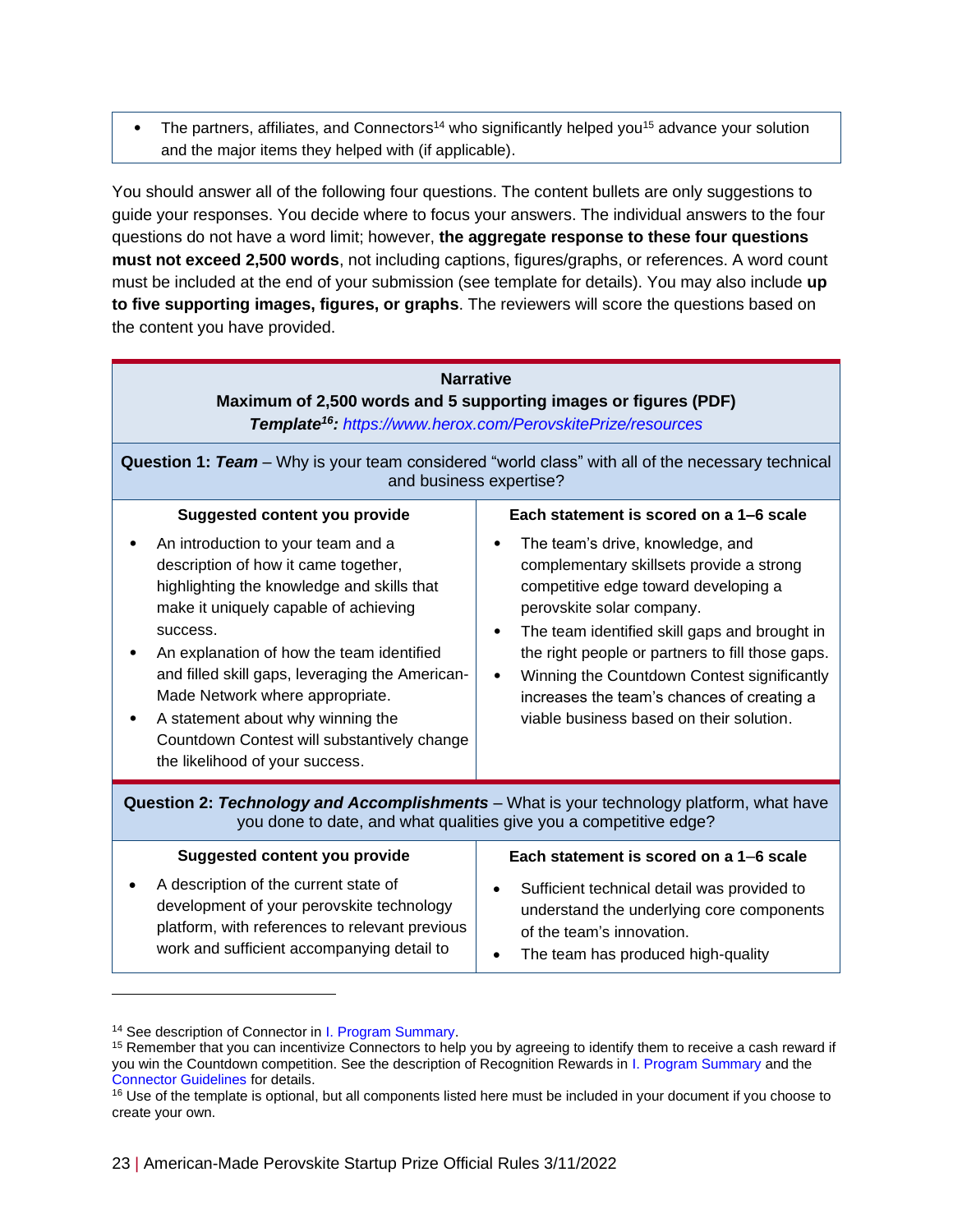- The partners, affiliates, and Connectors[14] who significantly helped you[15] advance your solution and the major items they helped with (if applicable).

You should answer all of the following four questions. The content bullets are only suggestions to guide your responses. You decide where to focus your answers. The individual answers to the four questions do not have a word limit; however, **the aggregate response to these four questions must not exceed 2,500 words**, not including captions, figures/graphs, or references. A word count must be included at the end of your submission (see template for details). You may also include **up to five supporting images, figures, or graphs**. The reviewers will score the questions based on the content you have provided.

**Narrative**

**Maximum of 2,500 words and 5 supporting images or figures (PDF)**

***Template[16]:*** *https://www.herox.com/PerovskitePrize/resources*

**Question 1: *Team*** – Why is your team considered "world class" with all of the necessary technical and business expertise?

| Suggested content you provide | Each statement is scored on a 1–6 scale |
|---|---|
| • An introduction to your team and a description of how it came together, highlighting the knowledge and skills that make it uniquely capable of achieving success.<br>• An explanation of how the team identified and filled skill gaps, leveraging the American-Made Network where appropriate.<br>• A statement about why winning the Countdown Contest will substantively change the likelihood of your success. | • The team's drive, knowledge, and complementary skillsets provide a strong competitive edge toward developing a perovskite solar company.<br>• The team identified skill gaps and brought in the right people or partners to fill those gaps.<br>• Winning the Countdown Contest significantly increases the team's chances of creating a viable business based on their solution. |

**Question 2: *Technology and Accomplishments*** – What is your technology platform, what have you done to date, and what qualities give you a competitive edge?

| Suggested content you provide | Each statement is scored on a 1–6 scale |
|---|---|
| • A description of the current state of development of your perovskite technology platform, with references to relevant previous work and sufficient accompanying detail to | • Sufficient technical detail was provided to understand the underlying core components of the team's innovation.<br>• The team has produced high-quality |

[14] See description of Connector in I. Program Summary.

[15] Remember that you can incentivize Connectors to help you by agreeing to identify them to receive a cash reward if you win the Countdown competition. See the description of Recognition Rewards in I. Program Summary and the Connector Guidelines for details.

[16] Use of the template is optional, but all components listed here must be included in your document if you choose to create your own.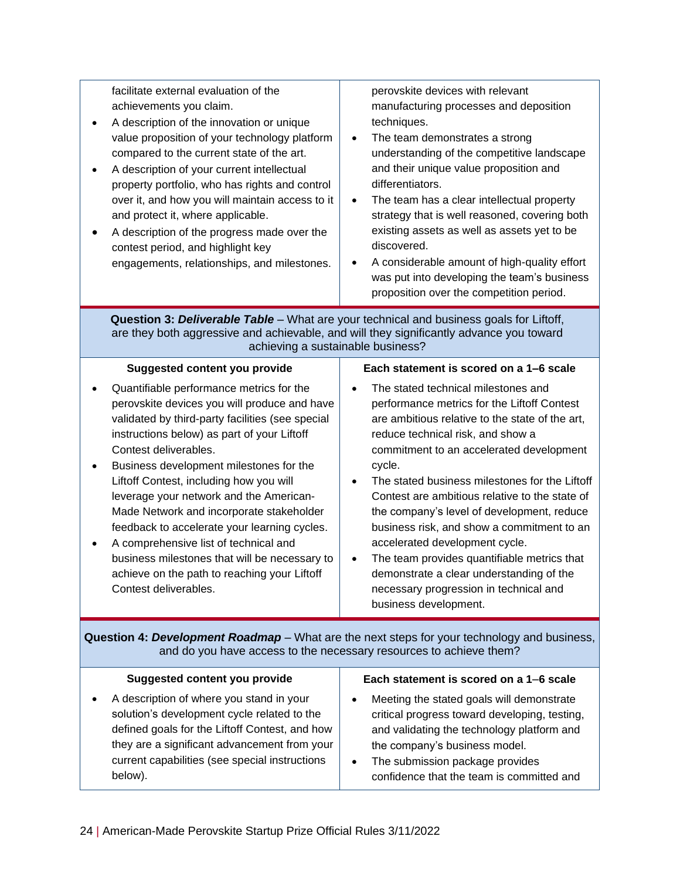| | |
|---|---|
| facilitate external evaluation of the achievements you claim.<br>• A description of the innovation or unique value proposition of your technology platform compared to the current state of the art.<br>• A description of your current intellectual property portfolio, who has rights and control over it, and how you will maintain access to it and protect it, where applicable.<br>• A description of the progress made over the contest period, and highlight key engagements, relationships, and milestones. | perovskite devices with relevant manufacturing processes and deposition techniques.<br>• The team demonstrates a strong understanding of the competitive landscape and their unique value proposition and differentiators.<br>• The team has a clear intellectual property strategy that is well reasoned, covering both existing assets as well as assets yet to be discovered.<br>• A considerable amount of high-quality effort was put into developing the team's business proposition over the competition period. |

**Question 3: *Deliverable Table*** – What are your technical and business goals for Liftoff, are they both aggressive and achievable, and will they significantly advance you toward achieving a sustainable business?

| Suggested content you provide | Each statement is scored on a 1–6 scale |
|---|---|
| • Quantifiable performance metrics for the perovskite devices you will produce and have validated by third-party facilities (see special instructions below) as part of your Liftoff Contest deliverables.<br>• Business development milestones for the Liftoff Contest, including how you will leverage your network and the American-Made Network and incorporate stakeholder feedback to accelerate your learning cycles.<br>• A comprehensive list of technical and business milestones that will be necessary to achieve on the path to reaching your Liftoff Contest deliverables. | • The stated technical milestones and performance metrics for the Liftoff Contest are ambitious relative to the state of the art, reduce technical risk, and show a commitment to an accelerated development cycle.<br>• The stated business milestones for the Liftoff Contest are ambitious relative to the state of the company's level of development, reduce business risk, and show a commitment to an accelerated development cycle.<br>• The team provides quantifiable metrics that demonstrate a clear understanding of the necessary progression in technical and business development. |

**Question 4: *Development Roadmap*** – What are the next steps for your technology and business, and do you have access to the necessary resources to achieve them?

| Suggested content you provide | Each statement is scored on a 1–6 scale |
|---|---|
| • A description of where you stand in your solution's development cycle related to the defined goals for the Liftoff Contest, and how they are a significant advancement from your current capabilities (see special instructions below). | • Meeting the stated goals will demonstrate critical progress toward developing, testing, and validating the technology platform and the company's business model.<br>• The submission package provides confidence that the team is committed and |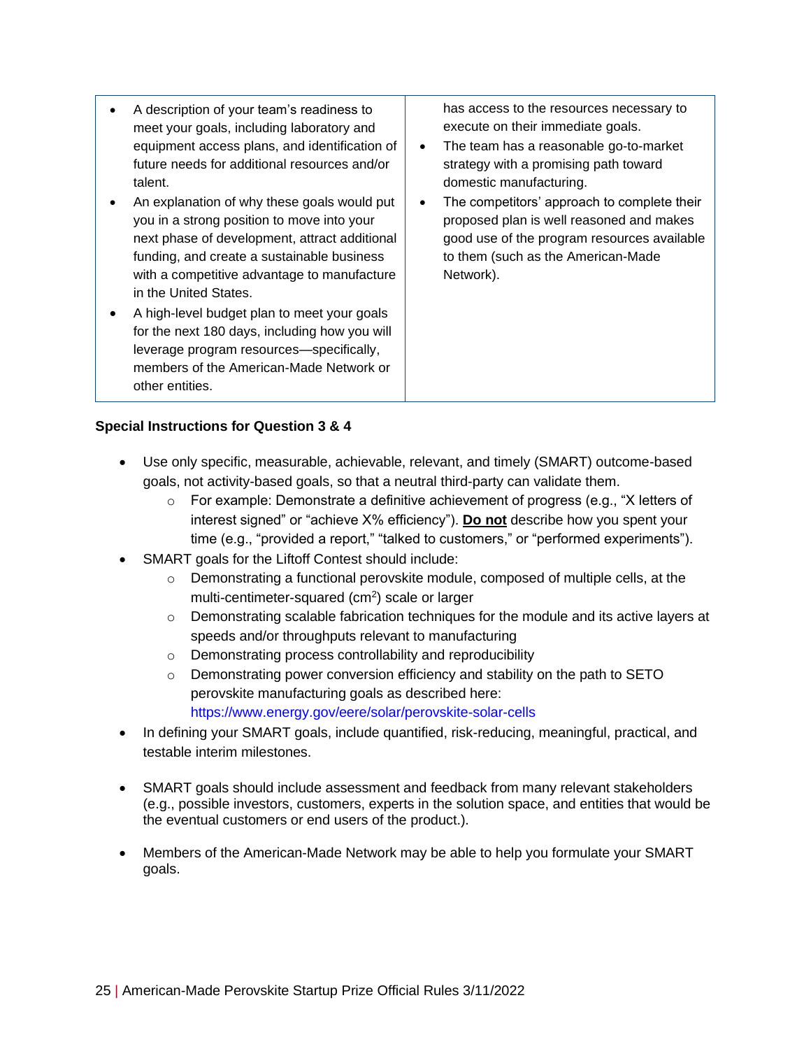| | |
|---|---|
| • A description of your team's readiness to meet your goals, including laboratory and equipment access plans, and identification of future needs for additional resources and/or talent.<br>• An explanation of why these goals would put you in a strong position to move into your next phase of development, attract additional funding, and create a sustainable business with a competitive advantage to manufacture in the United States.<br>• A high-level budget plan to meet your goals for the next 180 days, including how you will leverage program resources—specifically, members of the American-Made Network or other entities. | has access to the resources necessary to execute on their immediate goals.<br>• The team has a reasonable go-to-market strategy with a promising path toward domestic manufacturing.<br>• The competitors' approach to complete their proposed plan is well reasoned and makes good use of the program resources available to them (such as the American-Made Network). |

**Special Instructions for Question 3 & 4**

- Use only specific, measurable, achievable, relevant, and timely (SMART) outcome-based goals, not activity-based goals, so that a neutral third-party can validate them.
    - For example: Demonstrate a definitive achievement of progress (e.g., "X letters of interest signed" or "achieve X% efficiency"). **Do not** describe how you spent your time (e.g., "provided a report," "talked to customers," or "performed experiments").
- SMART goals for the Liftoff Contest should include:
    - Demonstrating a functional perovskite module, composed of multiple cells, at the multi-centimeter-squared ($cm^2$) scale or larger
    - Demonstrating scalable fabrication techniques for the module and its active layers at speeds and/or throughputs relevant to manufacturing
    - Demonstrating process controllability and reproducibility
    - Demonstrating power conversion efficiency and stability on the path to SETO perovskite manufacturing goals as described here: https://www.energy.gov/eere/solar/perovskite-solar-cells
- In defining your SMART goals, include quantified, risk-reducing, meaningful, practical, and testable interim milestones.
- SMART goals should include assessment and feedback from many relevant stakeholders (e.g., possible investors, customers, experts in the solution space, and entities that would be the eventual customers or end users of the product.).
- Members of the American-Made Network may be able to help you formulate your SMART goals.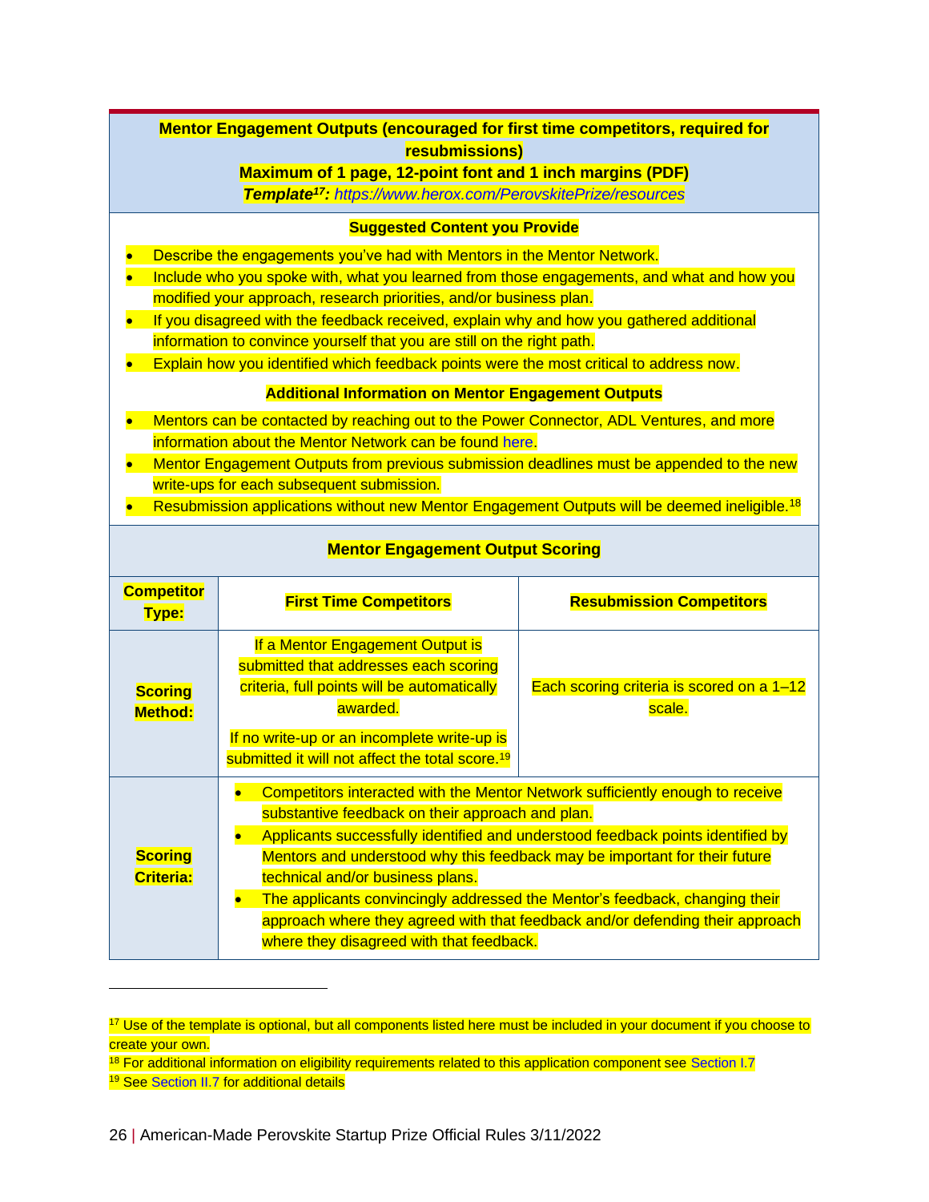**Mentor Engagement Outputs (encouraged for first time competitors, required for resubmissions)**

**Maximum of 1 page, 12-point font and 1 inch margins (PDF)**

***Template[17]:*** *https://www.herox.com/PerovskitePrize/resources*

**Suggested Content you Provide**

- Describe the engagements you've had with Mentors in the Mentor Network.
- Include who you spoke with, what you learned from those engagements, and what and how you modified your approach, research priorities, and/or business plan.
- If you disagreed with the feedback received, explain why and how you gathered additional information to convince yourself that you are still on the right path.
- Explain how you identified which feedback points were the most critical to address now.

**Additional Information on Mentor Engagement Outputs**

- Mentors can be contacted by reaching out to the Power Connector, ADL Ventures, and more information about the Mentor Network can be found here.
- Mentor Engagement Outputs from previous submission deadlines must be appended to the new write-ups for each subsequent submission.
- Resubmission applications without new Mentor Engagement Outputs will be deemed ineligible.[18]

**Mentor Engagement Output Scoring**

| **Competitor Type:** | **First Time Competitors** | **Resubmission Competitors** |
|---|---|---|
| **Scoring Method:** | If a Mentor Engagement Output is submitted that addresses each scoring criteria, full points will be automatically awarded. If no write-up or an incomplete write-up is submitted it will not affect the total score.[19] | Each scoring criteria is scored on a 1–12 scale. |
| **Scoring Criteria:** | • Competitors interacted with the Mentor Network sufficiently enough to receive substantive feedback on their approach and plan. • Applicants successfully identified and understood feedback points identified by Mentors and understood why this feedback may be important for their future technical and/or business plans. • The applicants convincingly addressed the Mentor's feedback, changing their approach where they agreed with that feedback and/or defending their approach where they disagreed with that feedback. | |

[17] Use of the template is optional, but all components listed here must be included in your document if you choose to create your own.

[18] For additional information on eligibility requirements related to this application component see Section I.7

[19] See Section II.7 for additional details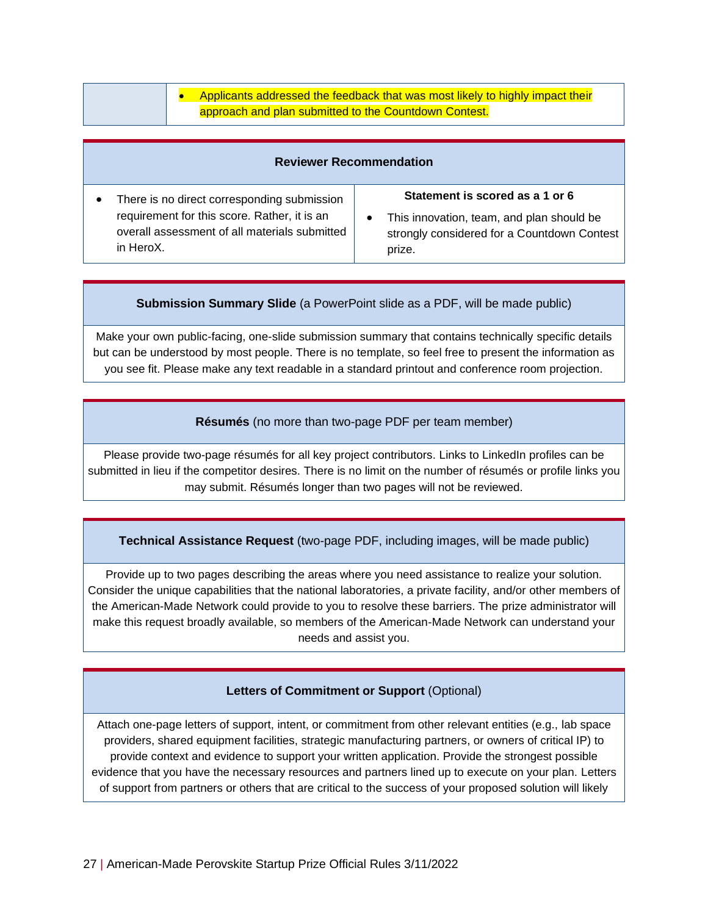| | |
|---|---|
| | • Applicants addressed the feedback that was most likely to highly impact their approach and plan submitted to the Countdown Contest. |

| Reviewer Recommendation | |
|---|---|
| • There is no direct corresponding submission requirement for this score. Rather, it is an overall assessment of all materials submitted in HeroX. | **Statement is scored as a 1 or 6**<br>• This innovation, team, and plan should be strongly considered for a Countdown Contest prize. |

| **Submission Summary Slide** (a PowerPoint slide as a PDF, will be made public) |
|---|
| Make your own public-facing, one-slide submission summary that contains technically specific details but can be understood by most people. There is no template, so feel free to present the information as you see fit. Please make any text readable in a standard printout and conference room projection. |

| **Résumés** (no more than two-page PDF per team member) |
|---|
| Please provide two-page résumés for all key project contributors. Links to LinkedIn profiles can be submitted in lieu if the competitor desires. There is no limit on the number of résumés or profile links you may submit. Résumés longer than two pages will not be reviewed. |

| **Technical Assistance Request** (two-page PDF, including images, will be made public) |
|---|
| Provide up to two pages describing the areas where you need assistance to realize your solution. Consider the unique capabilities that the national laboratories, a private facility, and/or other members of the American-Made Network could provide to you to resolve these barriers. The prize administrator will make this request broadly available, so members of the American-Made Network can understand your needs and assist you. |

| **Letters of Commitment or Support** (Optional) |
|---|
| Attach one-page letters of support, intent, or commitment from other relevant entities (e.g., lab space providers, shared equipment facilities, strategic manufacturing partners, or owners of critical IP) to provide context and evidence to support your written application. Provide the strongest possible evidence that you have the necessary resources and partners lined up to execute on your plan. Letters of support from partners or others that are critical to the success of your proposed solution will likely |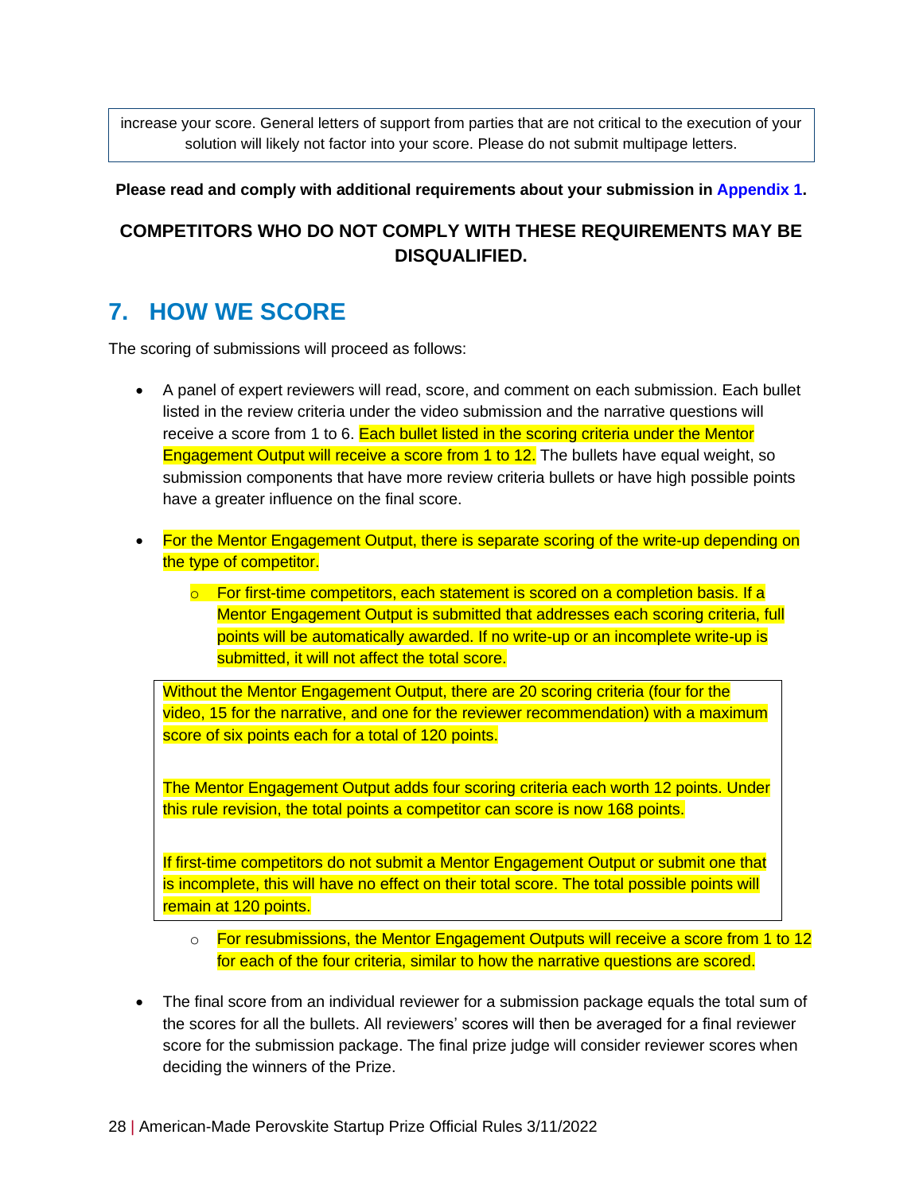increase your score. General letters of support from parties that are not critical to the execution of your solution will likely not factor into your score. Please do not submit multipage letters.

**Please read and comply with additional requirements about your submission in Appendix 1.**

**COMPETITORS WHO DO NOT COMPLY WITH THESE REQUIREMENTS MAY BE DISQUALIFIED.**

## 7. HOW WE SCORE

The scoring of submissions will proceed as follows:

- A panel of expert reviewers will read, score, and comment on each submission. Each bullet listed in the review criteria under the video submission and the narrative questions will receive a score from 1 to 6. Each bullet listed in the scoring criteria under the Mentor Engagement Output will receive a score from 1 to 12. The bullets have equal weight, so submission components that have more review criteria bullets or have high possible points have a greater influence on the final score.

- For the Mentor Engagement Output, there is separate scoring of the write-up depending on the type of competitor.
  - For first-time competitors, each statement is scored on a completion basis. If a Mentor Engagement Output is submitted that addresses each scoring criteria, full points will be automatically awarded. If no write-up or an incomplete write-up is submitted, it will not affect the total score.

Without the Mentor Engagement Output, there are 20 scoring criteria (four for the video, 15 for the narrative, and one for the reviewer recommendation) with a maximum score of six points each for a total of 120 points.

The Mentor Engagement Output adds four scoring criteria each worth 12 points. Under this rule revision, the total points a competitor can score is now 168 points.

If first-time competitors do not submit a Mentor Engagement Output or submit one that is incomplete, this will have no effect on their total score. The total possible points will remain at 120 points.

  - For resubmissions, the Mentor Engagement Outputs will receive a score from 1 to 12 for each of the four criteria, similar to how the narrative questions are scored.

- The final score from an individual reviewer for a submission package equals the total sum of the scores for all the bullets. All reviewers' scores will then be averaged for a final reviewer score for the submission package. The final prize judge will consider reviewer scores when deciding the winners of the Prize.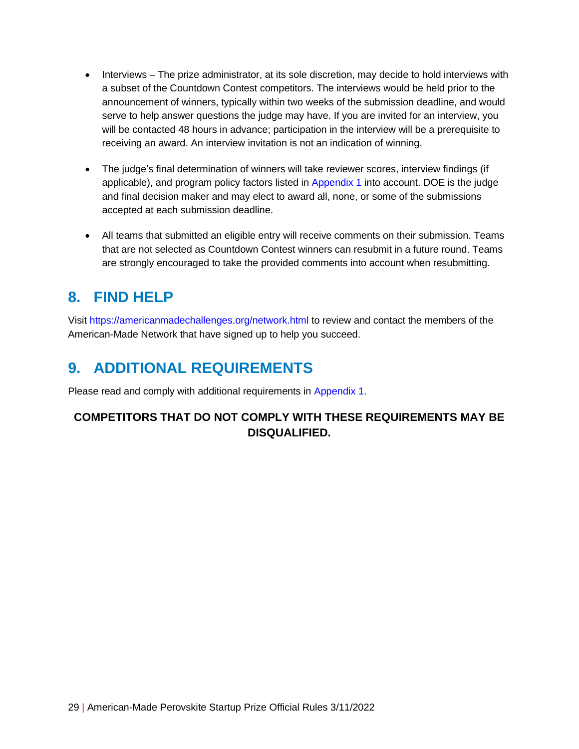- Interviews – The prize administrator, at its sole discretion, may decide to hold interviews with a subset of the Countdown Contest competitors. The interviews would be held prior to the announcement of winners, typically within two weeks of the submission deadline, and would serve to help answer questions the judge may have. If you are invited for an interview, you will be contacted 48 hours in advance; participation in the interview will be a prerequisite to receiving an award. An interview invitation is not an indication of winning.

- The judge's final determination of winners will take reviewer scores, interview findings (if applicable), and program policy factors listed in Appendix 1 into account. DOE is the judge and final decision maker and may elect to award all, none, or some of the submissions accepted at each submission deadline.

- All teams that submitted an eligible entry will receive comments on their submission. Teams that are not selected as Countdown Contest winners can resubmit in a future round. Teams are strongly encouraged to take the provided comments into account when resubmitting.

## 8. FIND HELP

Visit https://americanmadechallenges.org/network.html to review and contact the members of the American-Made Network that have signed up to help you succeed.

## 9. ADDITIONAL REQUIREMENTS

Please read and comply with additional requirements in Appendix 1.

**COMPETITORS THAT DO NOT COMPLY WITH THESE REQUIREMENTS MAY BE DISQUALIFIED.**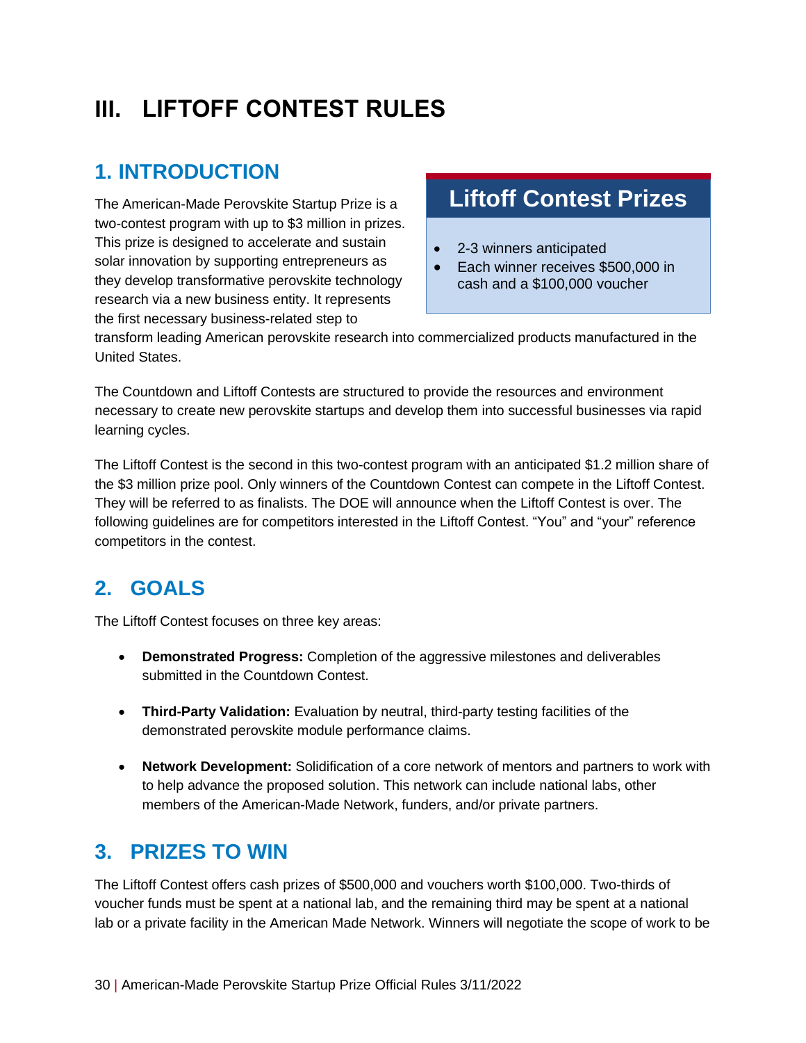# III. LIFTOFF CONTEST RULES

## 1. INTRODUCTION

**Liftoff Contest Prizes**

- 2-3 winners anticipated
- Each winner receives $500,000 in cash and a $100,000 voucher

The American-Made Perovskite Startup Prize is a two-contest program with up to $3 million in prizes. This prize is designed to accelerate and sustain solar innovation by supporting entrepreneurs as they develop transformative perovskite technology research via a new business entity. It represents the first necessary business-related step to transform leading American perovskite research into commercialized products manufactured in the United States.

The Countdown and Liftoff Contests are structured to provide the resources and environment necessary to create new perovskite startups and develop them into successful businesses via rapid learning cycles.

The Liftoff Contest is the second in this two-contest program with an anticipated $1.2 million share of the $3 million prize pool. Only winners of the Countdown Contest can compete in the Liftoff Contest. They will be referred to as finalists. The DOE will announce when the Liftoff Contest is over. The following guidelines are for competitors interested in the Liftoff Contest. "You" and "your" reference competitors in the contest.

## 2. GOALS

The Liftoff Contest focuses on three key areas:

- **Demonstrated Progress:** Completion of the aggressive milestones and deliverables submitted in the Countdown Contest.
- **Third-Party Validation:** Evaluation by neutral, third-party testing facilities of the demonstrated perovskite module performance claims.
- **Network Development:** Solidification of a core network of mentors and partners to work with to help advance the proposed solution. This network can include national labs, other members of the American-Made Network, funders, and/or private partners.

## 3. PRIZES TO WIN

The Liftoff Contest offers cash prizes of $500,000 and vouchers worth $100,000. Two-thirds of voucher funds must be spent at a national lab, and the remaining third may be spent at a national lab or a private facility in the American Made Network. Winners will negotiate the scope of work to be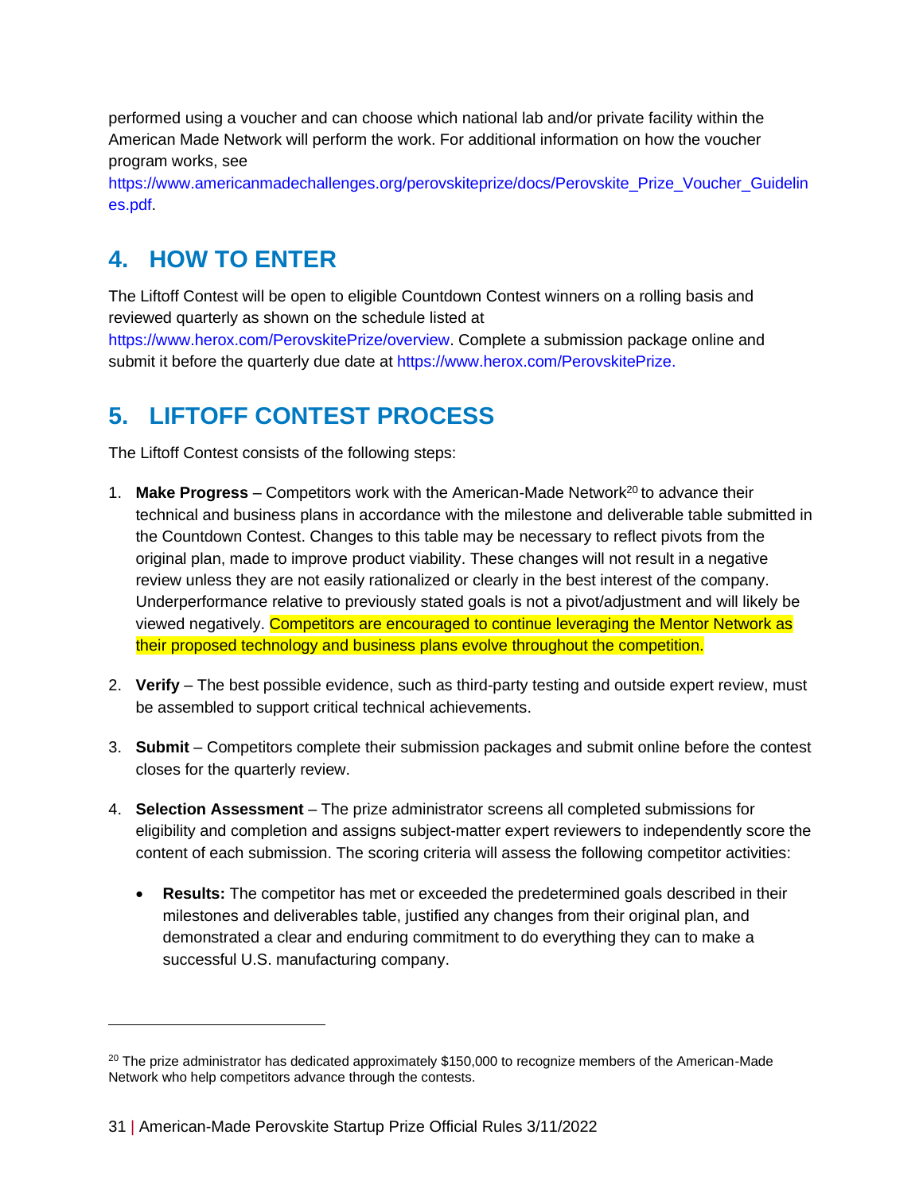performed using a voucher and can choose which national lab and/or private facility within the American Made Network will perform the work. For additional information on how the voucher program works, see https://www.americanmadechallenges.org/perovskiteprize/docs/Perovskite_Prize_Voucher_Guidelines.pdf.

## 4. HOW TO ENTER

The Liftoff Contest will be open to eligible Countdown Contest winners on a rolling basis and reviewed quarterly as shown on the schedule listed at https://www.herox.com/PerovskitePrize/overview. Complete a submission package online and submit it before the quarterly due date at https://www.herox.com/PerovskitePrize.

## 5. LIFTOFF CONTEST PROCESS

The Liftoff Contest consists of the following steps:

1. **Make Progress** – Competitors work with the American-Made Network[20] to advance their technical and business plans in accordance with the milestone and deliverable table submitted in the Countdown Contest. Changes to this table may be necessary to reflect pivots from the original plan, made to improve product viability. These changes will not result in a negative review unless they are not easily rationalized or clearly in the best interest of the company. Underperformance relative to previously stated goals is not a pivot/adjustment and will likely be viewed negatively. Competitors are encouraged to continue leveraging the Mentor Network as their proposed technology and business plans evolve throughout the competition.

2. **Verify** – The best possible evidence, such as third-party testing and outside expert review, must be assembled to support critical technical achievements.

3. **Submit** – Competitors complete their submission packages and submit online before the contest closes for the quarterly review.

4. **Selection Assessment** – The prize administrator screens all completed submissions for eligibility and completion and assigns subject-matter expert reviewers to independently score the content of each submission. The scoring criteria will assess the following competitor activities:

   - **Results:** The competitor has met or exceeded the predetermined goals described in their milestones and deliverables table, justified any changes from their original plan, and demonstrated a clear and enduring commitment to do everything they can to make a successful U.S. manufacturing company.

[20] The prize administrator has dedicated approximately $150,000 to recognize members of the American-Made Network who help competitors advance through the contests.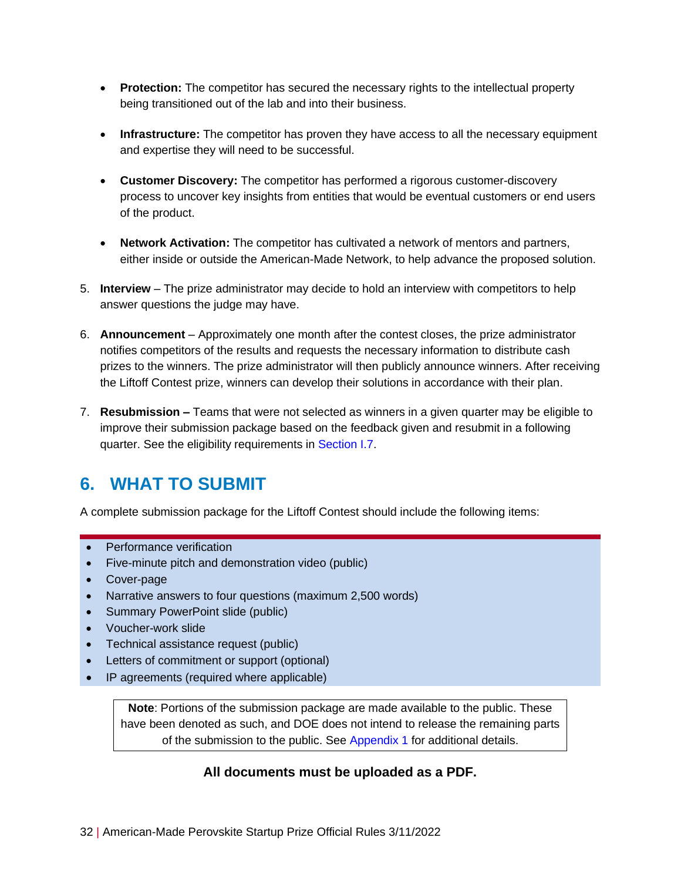- **Protection:** The competitor has secured the necessary rights to the intellectual property being transitioned out of the lab and into their business.

- **Infrastructure:** The competitor has proven they have access to all the necessary equipment and expertise they will need to be successful.

- **Customer Discovery:** The competitor has performed a rigorous customer-discovery process to uncover key insights from entities that would be eventual customers or end users of the product.

- **Network Activation:** The competitor has cultivated a network of mentors and partners, either inside or outside the American-Made Network, to help advance the proposed solution.

5. **Interview** – The prize administrator may decide to hold an interview with competitors to help answer questions the judge may have.

6. **Announcement** – Approximately one month after the contest closes, the prize administrator notifies competitors of the results and requests the necessary information to distribute cash prizes to the winners. The prize administrator will then publicly announce winners. After receiving the Liftoff Contest prize, winners can develop their solutions in accordance with their plan.

7. **Resubmission –** Teams that were not selected as winners in a given quarter may be eligible to improve their submission package based on the feedback given and resubmit in a following quarter. See the eligibility requirements in Section I.7.

## 6. WHAT TO SUBMIT

A complete submission package for the Liftoff Contest should include the following items:

- Performance verification
- Five-minute pitch and demonstration video (public)
- Cover-page
- Narrative answers to four questions (maximum 2,500 words)
- Summary PowerPoint slide (public)
- Voucher-work slide
- Technical assistance request (public)
- Letters of commitment or support (optional)
- IP agreements (required where applicable)

**Note**: Portions of the submission package are made available to the public. These have been denoted as such, and DOE does not intend to release the remaining parts of the submission to the public. See Appendix 1 for additional details.

**All documents must be uploaded as a PDF.**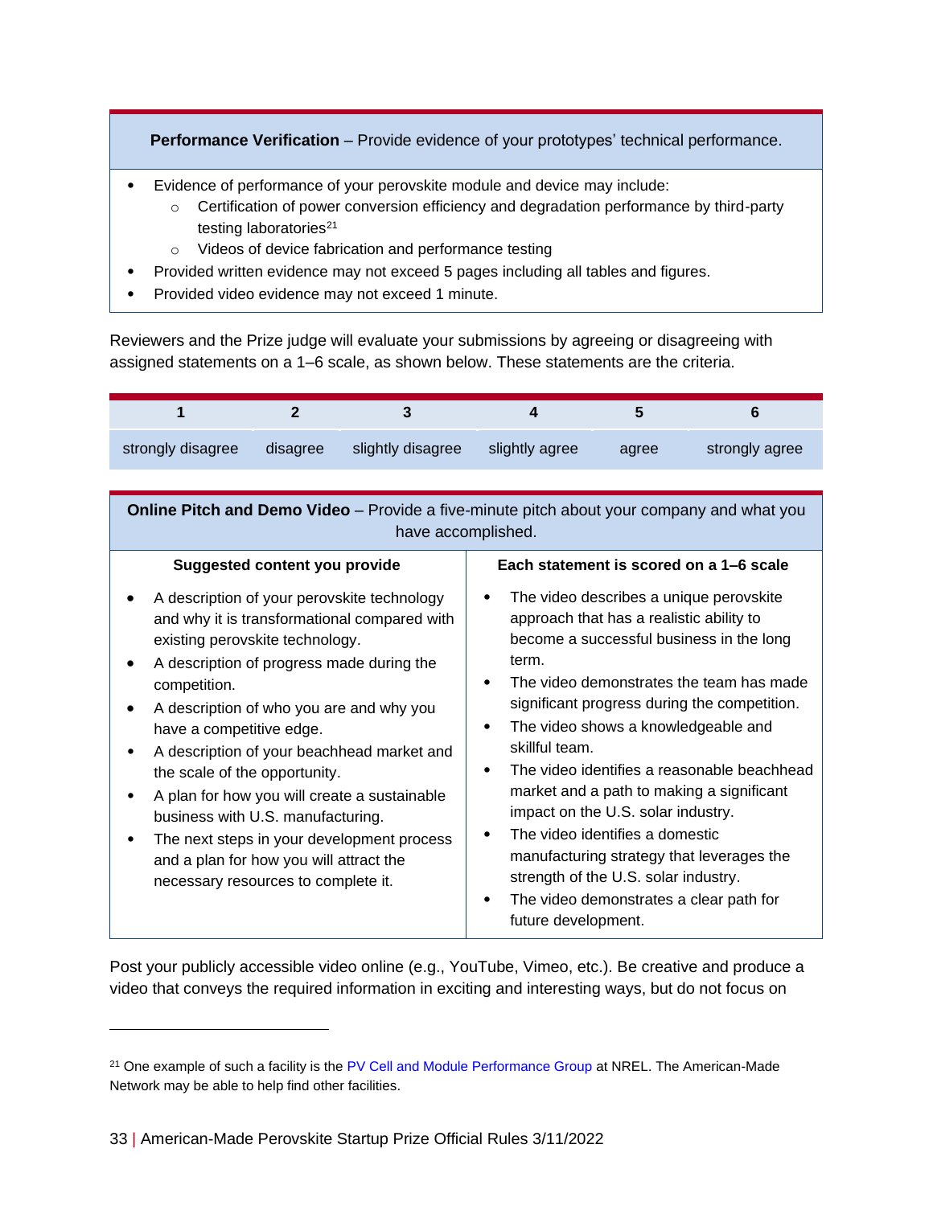| **Performance Verification** – Provide evidence of your prototypes' technical performance. |
| --- |
| • Evidence of performance of your perovskite module and device may include:<br>  ○ Certification of power conversion efficiency and degradation performance by third-party testing laboratories[21]<br>  ○ Videos of device fabrication and performance testing<br>• Provided written evidence may not exceed 5 pages including all tables and figures.<br>• Provided video evidence may not exceed 1 minute. |

Reviewers and the Prize judge will evaluate your submissions by agreeing or disagreeing with assigned statements on a 1–6 scale, as shown below. These statements are the criteria.

| 1 | 2 | 3 | 4 | 5 | 6 |
| --- | --- | --- | --- | --- | --- |
| strongly disagree | disagree | slightly disagree | slightly agree | agree | strongly agree |

| **Online Pitch and Demo Video** – Provide a five-minute pitch about your company and what you have accomplished. | |
| --- | --- |
| **Suggested content you provide** | **Each statement is scored on a 1–6 scale** |
| • A description of your perovskite technology and why it is transformational compared with existing perovskite technology.<br>• A description of progress made during the competition.<br>• A description of who you are and why you have a competitive edge.<br>• A description of your beachhead market and the scale of the opportunity.<br>• A plan for how you will create a sustainable business with U.S. manufacturing.<br>• The next steps in your development process and a plan for how you will attract the necessary resources to complete it. | • The video describes a unique perovskite approach that has a realistic ability to become a successful business in the long term.<br>• The video demonstrates the team has made significant progress during the competition.<br>• The video shows a knowledgeable and skillful team.<br>• The video identifies a reasonable beachhead market and a path to making a significant impact on the U.S. solar industry.<br>• The video identifies a domestic manufacturing strategy that leverages the strength of the U.S. solar industry.<br>• The video demonstrates a clear path for future development. |

Post your publicly accessible video online (e.g., YouTube, Vimeo, etc.). Be creative and produce a video that conveys the required information in exciting and interesting ways, but do not focus on

[21] One example of such a facility is the PV Cell and Module Performance Group at NREL. The American-Made Network may be able to help find other facilities.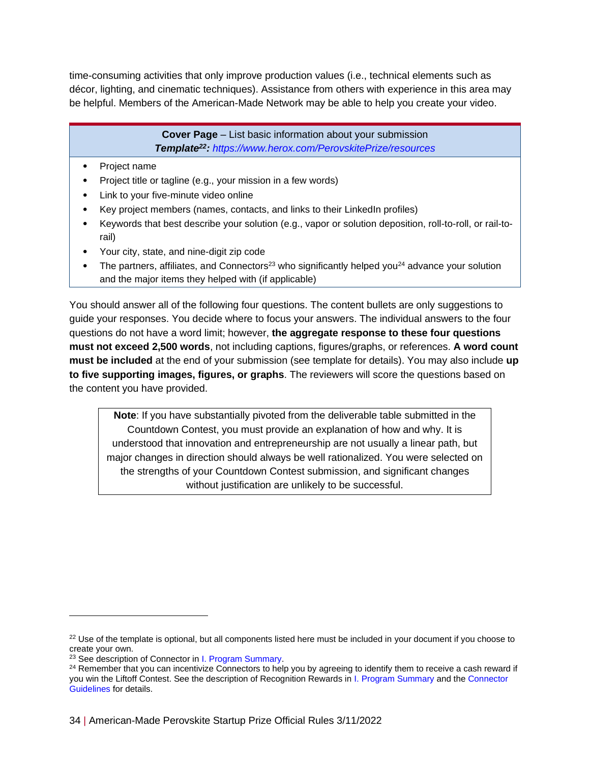time-consuming activities that only improve production values (i.e., technical elements such as décor, lighting, and cinematic techniques). Assistance from others with experience in this area may be helpful. Members of the American-Made Network may be able to help you create your video.

**Cover Page** – List basic information about your submission
***Template[22]:*** *https://www.herox.com/PerovskitePrize/resources*

- Project name
- Project title or tagline (e.g., your mission in a few words)
- Link to your five-minute video online
- Key project members (names, contacts, and links to their LinkedIn profiles)
- Keywords that best describe your solution (e.g., vapor or solution deposition, roll-to-roll, or rail-to-rail)
- Your city, state, and nine-digit zip code
- The partners, affiliates, and Connectors[23] who significantly helped you[24] advance your solution and the major items they helped with (if applicable)

You should answer all of the following four questions. The content bullets are only suggestions to guide your responses. You decide where to focus your answers. The individual answers to the four questions do not have a word limit; however, **the aggregate response to these four questions must not exceed 2,500 words**, not including captions, figures/graphs, or references. **A word count must be included** at the end of your submission (see template for details). You may also include **up to five supporting images, figures, or graphs**. The reviewers will score the questions based on the content you have provided.

> **Note**: If you have substantially pivoted from the deliverable table submitted in the Countdown Contest, you must provide an explanation of how and why. It is understood that innovation and entrepreneurship are not usually a linear path, but major changes in direction should always be well rationalized. You were selected on the strengths of your Countdown Contest submission, and significant changes without justification are unlikely to be successful.

---

[22] Use of the template is optional, but all components listed here must be included in your document if you choose to create your own.

[23] See description of Connector in I. Program Summary.

[24] Remember that you can incentivize Connectors to help you by agreeing to identify them to receive a cash reward if you win the Liftoff Contest. See the description of Recognition Rewards in I. Program Summary and the Connector Guidelines for details.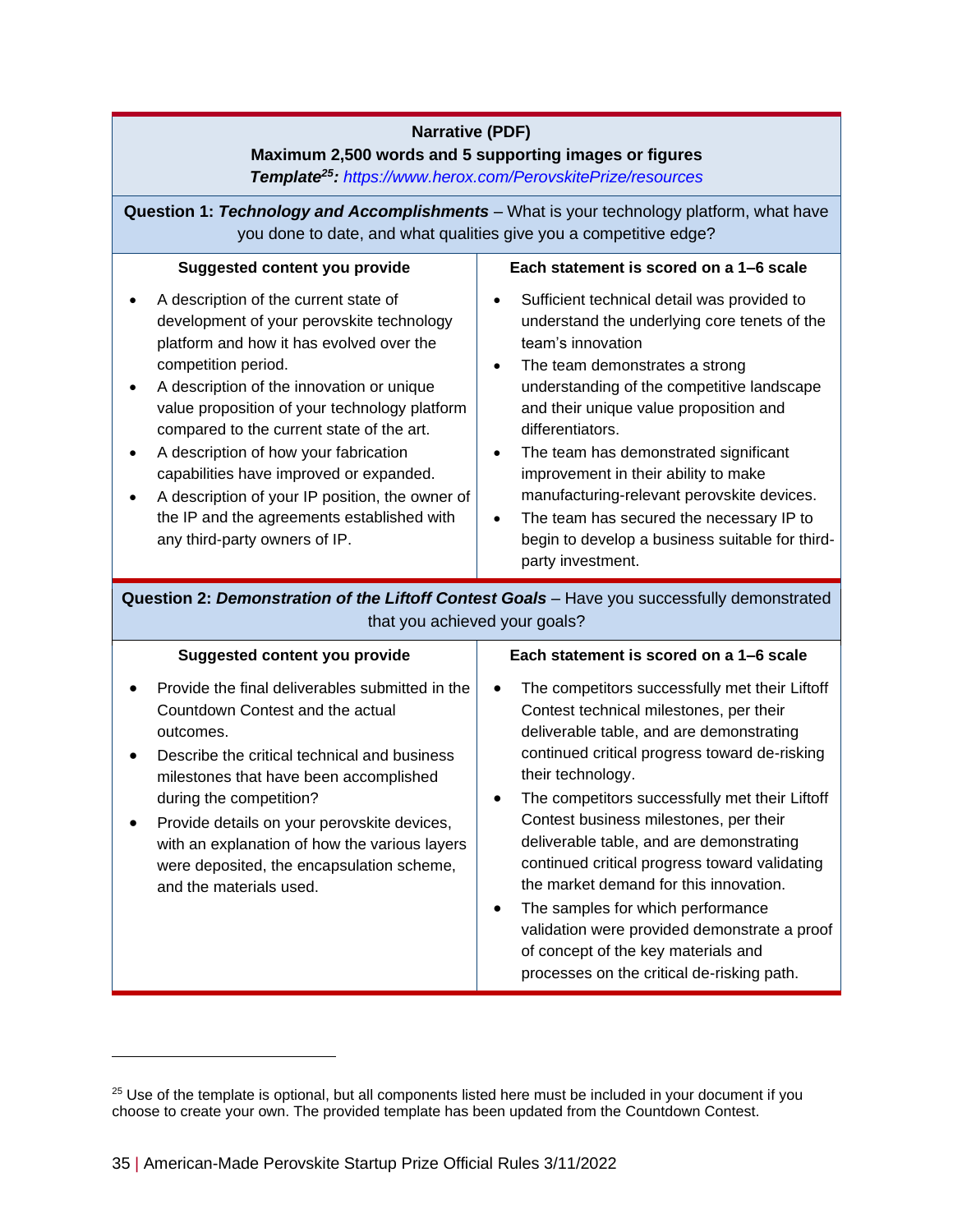**Narrative (PDF)**

**Maximum 2,500 words and 5 supporting images or figures**

***Template[25]:*** *https://www.herox.com/PerovskitePrize/resources*

**Question 1: *Technology and Accomplishments*** – What is your technology platform, what have you done to date, and what qualities give you a competitive edge?

| Suggested content you provide | Each statement is scored on a 1–6 scale |
| --- | --- |
| • A description of the current state of development of your perovskite technology platform and how it has evolved over the competition period.<br>• A description of the innovation or unique value proposition of your technology platform compared to the current state of the art.<br>• A description of how your fabrication capabilities have improved or expanded.<br>• A description of your IP position, the owner of the IP and the agreements established with any third-party owners of IP. | • Sufficient technical detail was provided to understand the underlying core tenets of the team's innovation<br>• The team demonstrates a strong understanding of the competitive landscape and their unique value proposition and differentiators.<br>• The team has demonstrated significant improvement in their ability to make manufacturing-relevant perovskite devices.<br>• The team has secured the necessary IP to begin to develop a business suitable for third-party investment. |

**Question 2: *Demonstration of the Liftoff Contest Goals*** – Have you successfully demonstrated that you achieved your goals?

| Suggested content you provide | Each statement is scored on a 1–6 scale |
| --- | --- |
| • Provide the final deliverables submitted in the Countdown Contest and the actual outcomes.<br>• Describe the critical technical and business milestones that have been accomplished during the competition?<br>• Provide details on your perovskite devices, with an explanation of how the various layers were deposited, the encapsulation scheme, and the materials used. | • The competitors successfully met their Liftoff Contest technical milestones, per their deliverable table, and are demonstrating continued critical progress toward de-risking their technology.<br>• The competitors successfully met their Liftoff Contest business milestones, per their deliverable table, and are demonstrating continued critical progress toward validating the market demand for this innovation.<br>• The samples for which performance validation were provided demonstrate a proof of concept of the key materials and processes on the critical de-risking path. |

[25] Use of the template is optional, but all components listed here must be included in your document if you choose to create your own. The provided template has been updated from the Countdown Contest.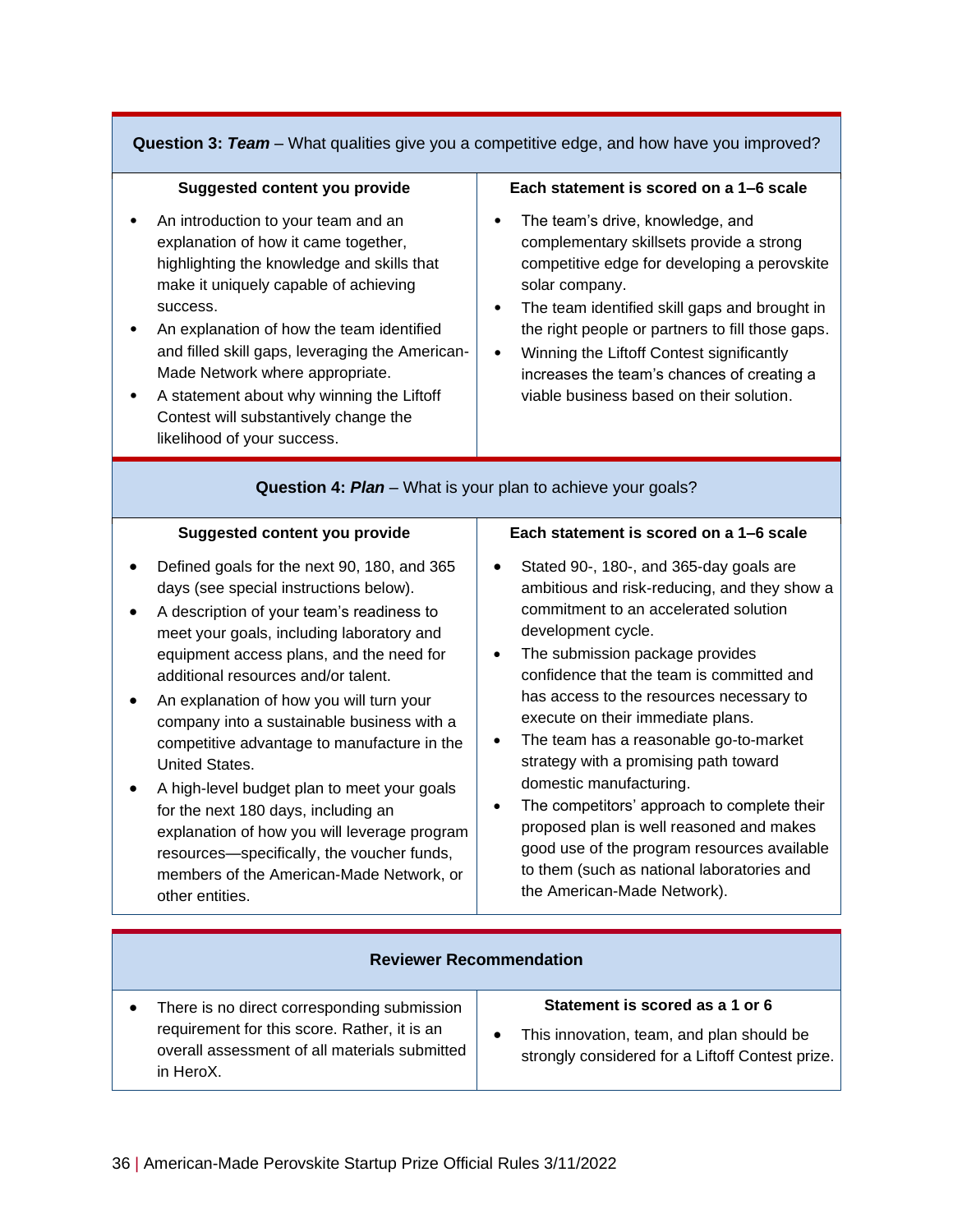| **Question 3: *Team*** – What qualities give you a competitive edge, and how have you improved? | |
|---|---|
| **Suggested content you provide** | **Each statement is scored on a 1–6 scale** |
| • An introduction to your team and an explanation of how it came together, highlighting the knowledge and skills that make it uniquely capable of achieving success.<br>• An explanation of how the team identified and filled skill gaps, leveraging the American-Made Network where appropriate.<br>• A statement about why winning the Liftoff Contest will substantively change the likelihood of your success. | • The team's drive, knowledge, and complementary skillsets provide a strong competitive edge for developing a perovskite solar company.<br>• The team identified skill gaps and brought in the right people or partners to fill those gaps.<br>• Winning the Liftoff Contest significantly increases the team's chances of creating a viable business based on their solution. |

| **Question 4: *Plan*** – What is your plan to achieve your goals? | |
|---|---|
| **Suggested content you provide** | **Each statement is scored on a 1–6 scale** |
| • Defined goals for the next 90, 180, and 365 days (see special instructions below).<br>• A description of your team's readiness to meet your goals, including laboratory and equipment access plans, and the need for additional resources and/or talent.<br>• An explanation of how you will turn your company into a sustainable business with a competitive advantage to manufacture in the United States.<br>• A high-level budget plan to meet your goals for the next 180 days, including an explanation of how you will leverage program resources—specifically, the voucher funds, members of the American-Made Network, or other entities. | • Stated 90-, 180-, and 365-day goals are ambitious and risk-reducing, and they show a commitment to an accelerated solution development cycle.<br>• The submission package provides confidence that the team is committed and has access to the resources necessary to execute on their immediate plans.<br>• The team has a reasonable go-to-market strategy with a promising path toward domestic manufacturing.<br>• The competitors' approach to complete their proposed plan is well reasoned and makes good use of the program resources available to them (such as national laboratories and the American-Made Network). |

| **Reviewer Recommendation** | |
|---|---|
| • There is no direct corresponding submission requirement for this score. Rather, it is an overall assessment of all materials submitted in HeroX. | **Statement is scored as a 1 or 6**<br>• This innovation, team, and plan should be strongly considered for a Liftoff Contest prize. |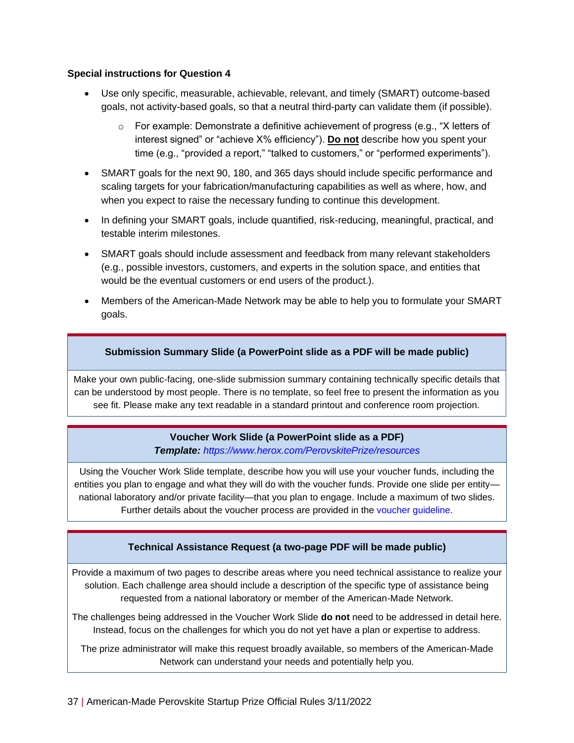**Special instructions for Question 4**

- Use only specific, measurable, achievable, relevant, and timely (SMART) outcome-based goals, not activity-based goals, so that a neutral third-party can validate them (if possible).
    - For example: Demonstrate a definitive achievement of progress (e.g., "X letters of interest signed" or "achieve X% efficiency"). **Do not** describe how you spent your time (e.g., "provided a report," "talked to customers," or "performed experiments").
- SMART goals for the next 90, 180, and 365 days should include specific performance and scaling targets for your fabrication/manufacturing capabilities as well as where, how, and when you expect to raise the necessary funding to continue this development.
- In defining your SMART goals, include quantified, risk-reducing, meaningful, practical, and testable interim milestones.
- SMART goals should include assessment and feedback from many relevant stakeholders (e.g., possible investors, customers, and experts in the solution space, and entities that would be the eventual customers or end users of the product.).
- Members of the American-Made Network may be able to help you to formulate your SMART goals.

**Submission Summary Slide (a PowerPoint slide as a PDF will be made public)**

Make your own public-facing, one-slide submission summary containing technically specific details that can be understood by most people. There is no template, so feel free to present the information as you see fit. Please make any text readable in a standard printout and conference room projection.

**Voucher Work Slide (a PowerPoint slide as a PDF)**
***Template:*** *https://www.herox.com/PerovskitePrize/resources*

Using the Voucher Work Slide template, describe how you will use your voucher funds, including the entities you plan to engage and what they will do with the voucher funds. Provide one slide per entity—national laboratory and/or private facility—that you plan to engage. Include a maximum of two slides. Further details about the voucher process are provided in the voucher guideline.

**Technical Assistance Request (a two-page PDF will be made public)**

Provide a maximum of two pages to describe areas where you need technical assistance to realize your solution. Each challenge area should include a description of the specific type of assistance being requested from a national laboratory or member of the American-Made Network.

The challenges being addressed in the Voucher Work Slide **do not** need to be addressed in detail here. Instead, focus on the challenges for which you do not yet have a plan or expertise to address.

The prize administrator will make this request broadly available, so members of the American-Made Network can understand your needs and potentially help you.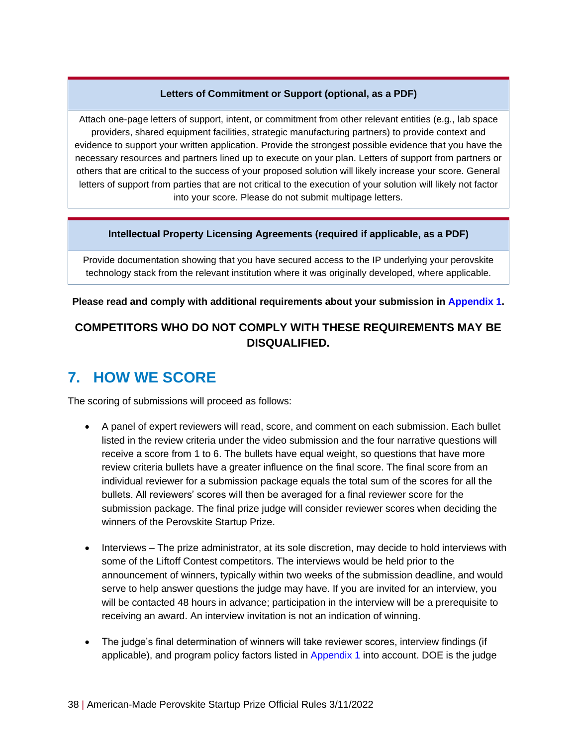| Letters of Commitment or Support (optional, as a PDF) |
| --- |
| Attach one-page letters of support, intent, or commitment from other relevant entities (e.g., lab space providers, shared equipment facilities, strategic manufacturing partners) to provide context and evidence to support your written application. Provide the strongest possible evidence that you have the necessary resources and partners lined up to execute on your plan. Letters of support from partners or others that are critical to the success of your proposed solution will likely increase your score. General letters of support from parties that are not critical to the execution of your solution will likely not factor into your score. Please do not submit multipage letters. |

| Intellectual Property Licensing Agreements (required if applicable, as a PDF) |
| --- |
| Provide documentation showing that you have secured access to the IP underlying your perovskite technology stack from the relevant institution where it was originally developed, where applicable. |

**Please read and comply with additional requirements about your submission in Appendix 1.**

**COMPETITORS WHO DO NOT COMPLY WITH THESE REQUIREMENTS MAY BE DISQUALIFIED.**

## 7. HOW WE SCORE

The scoring of submissions will proceed as follows:

- A panel of expert reviewers will read, score, and comment on each submission. Each bullet listed in the review criteria under the video submission and the four narrative questions will receive a score from 1 to 6. The bullets have equal weight, so questions that have more review criteria bullets have a greater influence on the final score. The final score from an individual reviewer for a submission package equals the total sum of the scores for all the bullets. All reviewers' scores will then be averaged for a final reviewer score for the submission package. The final prize judge will consider reviewer scores when deciding the winners of the Perovskite Startup Prize.

- Interviews – The prize administrator, at its sole discretion, may decide to hold interviews with some of the Liftoff Contest competitors. The interviews would be held prior to the announcement of winners, typically within two weeks of the submission deadline, and would serve to help answer questions the judge may have. If you are invited for an interview, you will be contacted 48 hours in advance; participation in the interview will be a prerequisite to receiving an award. An interview invitation is not an indication of winning.

- The judge's final determination of winners will take reviewer scores, interview findings (if applicable), and program policy factors listed in Appendix 1 into account. DOE is the judge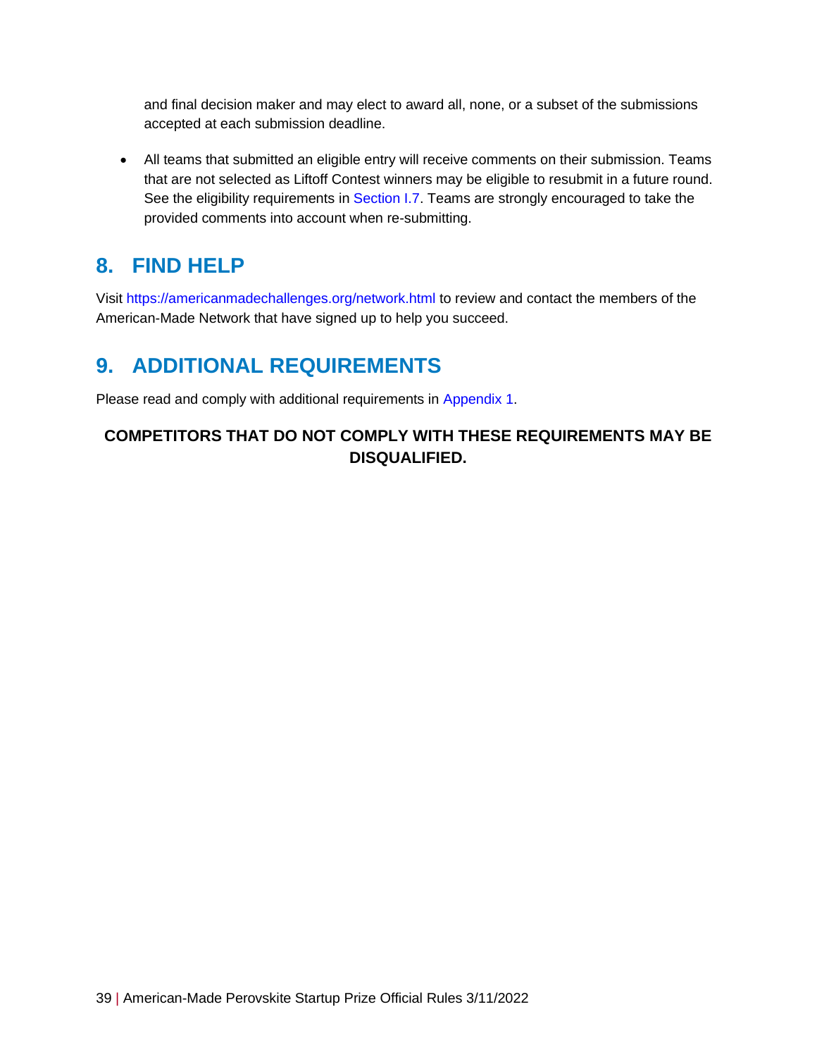and final decision maker and may elect to award all, none, or a subset of the submissions accepted at each submission deadline.

- All teams that submitted an eligible entry will receive comments on their submission. Teams that are not selected as Liftoff Contest winners may be eligible to resubmit in a future round. See the eligibility requirements in Section I.7. Teams are strongly encouraged to take the provided comments into account when re-submitting.

## 8. FIND HELP

Visit https://americanmadechallenges.org/network.html to review and contact the members of the American-Made Network that have signed up to help you succeed.

## 9. ADDITIONAL REQUIREMENTS

Please read and comply with additional requirements in Appendix 1.

**COMPETITORS THAT DO NOT COMPLY WITH THESE REQUIREMENTS MAY BE DISQUALIFIED.**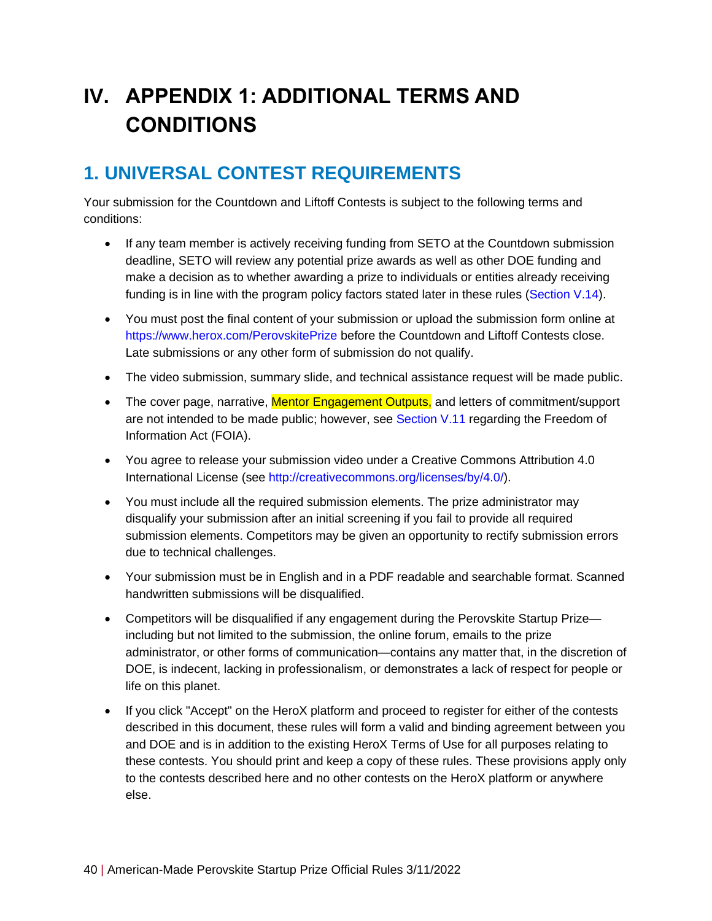# IV. APPENDIX 1: ADDITIONAL TERMS AND CONDITIONS

## 1. UNIVERSAL CONTEST REQUIREMENTS

Your submission for the Countdown and Liftoff Contests is subject to the following terms and conditions:

- If any team member is actively receiving funding from SETO at the Countdown submission deadline, SETO will review any potential prize awards as well as other DOE funding and make a decision as to whether awarding a prize to individuals or entities already receiving funding is in line with the program policy factors stated later in these rules (Section V.14).
- You must post the final content of your submission or upload the submission form online at https://www.herox.com/PerovskitePrize before the Countdown and Liftoff Contests close. Late submissions or any other form of submission do not qualify.
- The video submission, summary slide, and technical assistance request will be made public.
- The cover page, narrative, Mentor Engagement Outputs, and letters of commitment/support are not intended to be made public; however, see Section V.11 regarding the Freedom of Information Act (FOIA).
- You agree to release your submission video under a Creative Commons Attribution 4.0 International License (see http://creativecommons.org/licenses/by/4.0/).
- You must include all the required submission elements. The prize administrator may disqualify your submission after an initial screening if you fail to provide all required submission elements. Competitors may be given an opportunity to rectify submission errors due to technical challenges.
- Your submission must be in English and in a PDF readable and searchable format. Scanned handwritten submissions will be disqualified.
- Competitors will be disqualified if any engagement during the Perovskite Startup Prize—including but not limited to the submission, the online forum, emails to the prize administrator, or other forms of communication—contains any matter that, in the discretion of DOE, is indecent, lacking in professionalism, or demonstrates a lack of respect for people or life on this planet.
- If you click "Accept" on the HeroX platform and proceed to register for either of the contests described in this document, these rules will form a valid and binding agreement between you and DOE and is in addition to the existing HeroX Terms of Use for all purposes relating to these contests. You should print and keep a copy of these rules. These provisions apply only to the contests described here and no other contests on the HeroX platform or anywhere else.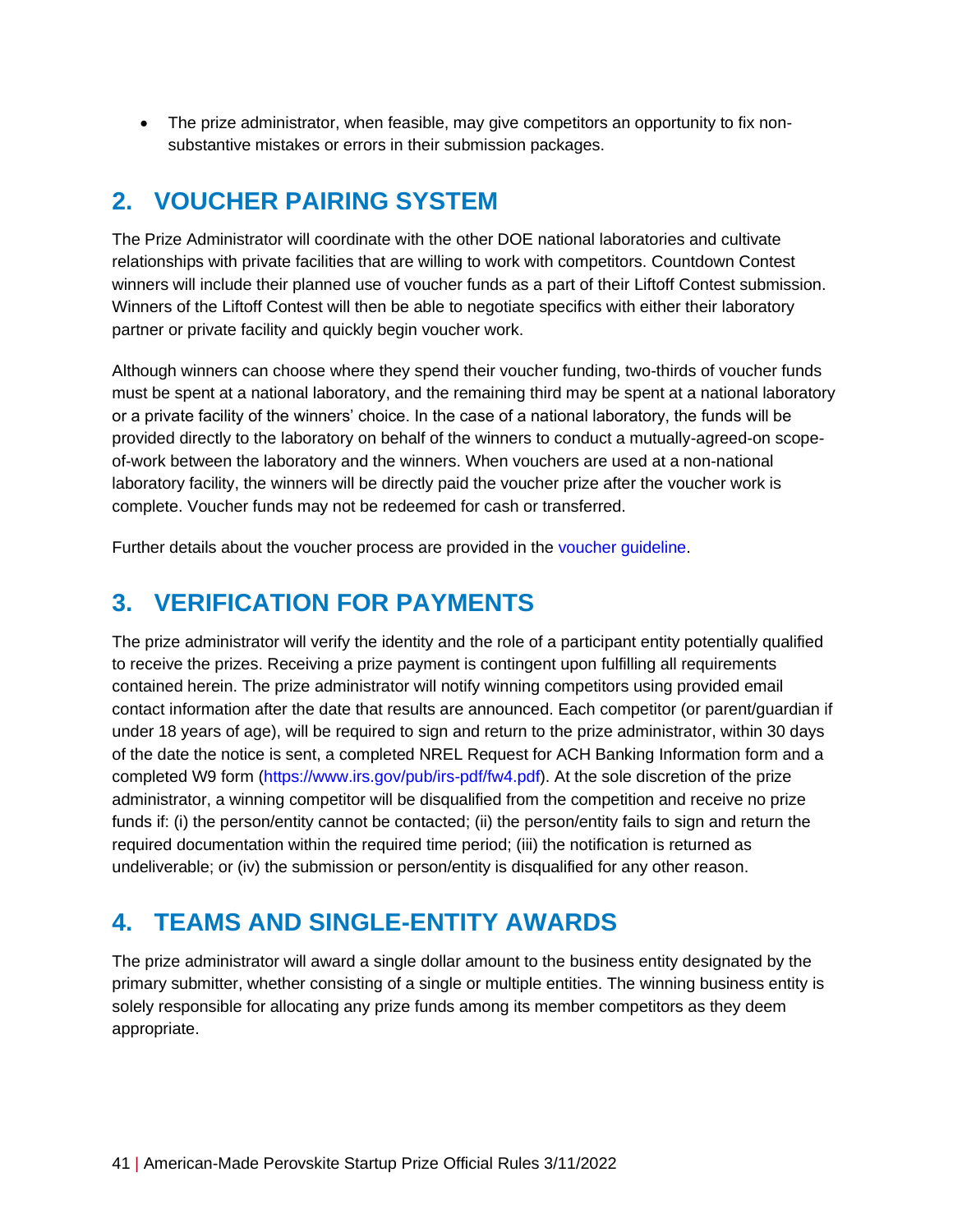- The prize administrator, when feasible, may give competitors an opportunity to fix non-substantive mistakes or errors in their submission packages.

## 2. VOUCHER PAIRING SYSTEM

The Prize Administrator will coordinate with the other DOE national laboratories and cultivate relationships with private facilities that are willing to work with competitors. Countdown Contest winners will include their planned use of voucher funds as a part of their Liftoff Contest submission. Winners of the Liftoff Contest will then be able to negotiate specifics with either their laboratory partner or private facility and quickly begin voucher work.

Although winners can choose where they spend their voucher funding, two-thirds of voucher funds must be spent at a national laboratory, and the remaining third may be spent at a national laboratory or a private facility of the winners' choice. In the case of a national laboratory, the funds will be provided directly to the laboratory on behalf of the winners to conduct a mutually-agreed-on scope-of-work between the laboratory and the winners. When vouchers are used at a non-national laboratory facility, the winners will be directly paid the voucher prize after the voucher work is complete. Voucher funds may not be redeemed for cash or transferred.

Further details about the voucher process are provided in the voucher guideline.

## 3. VERIFICATION FOR PAYMENTS

The prize administrator will verify the identity and the role of a participant entity potentially qualified to receive the prizes. Receiving a prize payment is contingent upon fulfilling all requirements contained herein. The prize administrator will notify winning competitors using provided email contact information after the date that results are announced. Each competitor (or parent/guardian if under 18 years of age), will be required to sign and return to the prize administrator, within 30 days of the date the notice is sent, a completed NREL Request for ACH Banking Information form and a completed W9 form (https://www.irs.gov/pub/irs-pdf/fw4.pdf). At the sole discretion of the prize administrator, a winning competitor will be disqualified from the competition and receive no prize funds if: (i) the person/entity cannot be contacted; (ii) the person/entity fails to sign and return the required documentation within the required time period; (iii) the notification is returned as undeliverable; or (iv) the submission or person/entity is disqualified for any other reason.

## 4. TEAMS AND SINGLE-ENTITY AWARDS

The prize administrator will award a single dollar amount to the business entity designated by the primary submitter, whether consisting of a single or multiple entities. The winning business entity is solely responsible for allocating any prize funds among its member competitors as they deem appropriate.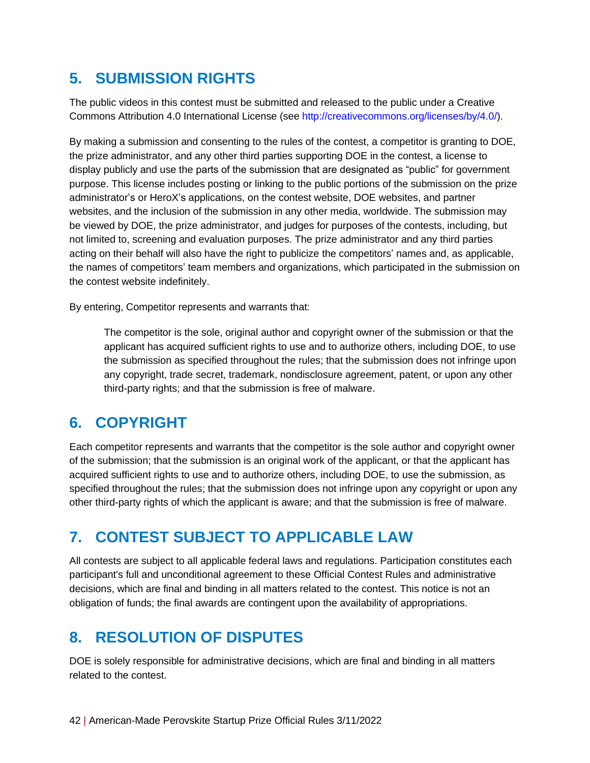## 5. SUBMISSION RIGHTS

The public videos in this contest must be submitted and released to the public under a Creative Commons Attribution 4.0 International License (see http://creativecommons.org/licenses/by/4.0/).

By making a submission and consenting to the rules of the contest, a competitor is granting to DOE, the prize administrator, and any other third parties supporting DOE in the contest, a license to display publicly and use the parts of the submission that are designated as "public" for government purpose. This license includes posting or linking to the public portions of the submission on the prize administrator's or HeroX's applications, on the contest website, DOE websites, and partner websites, and the inclusion of the submission in any other media, worldwide. The submission may be viewed by DOE, the prize administrator, and judges for purposes of the contests, including, but not limited to, screening and evaluation purposes. The prize administrator and any third parties acting on their behalf will also have the right to publicize the competitors' names and, as applicable, the names of competitors' team members and organizations, which participated in the submission on the contest website indefinitely.

By entering, Competitor represents and warrants that:

> The competitor is the sole, original author and copyright owner of the submission or that the applicant has acquired sufficient rights to use and to authorize others, including DOE, to use the submission as specified throughout the rules; that the submission does not infringe upon any copyright, trade secret, trademark, nondisclosure agreement, patent, or upon any other third-party rights; and that the submission is free of malware.

## 6. COPYRIGHT

Each competitor represents and warrants that the competitor is the sole author and copyright owner of the submission; that the submission is an original work of the applicant, or that the applicant has acquired sufficient rights to use and to authorize others, including DOE, to use the submission, as specified throughout the rules; that the submission does not infringe upon any copyright or upon any other third-party rights of which the applicant is aware; and that the submission is free of malware.

## 7. CONTEST SUBJECT TO APPLICABLE LAW

All contests are subject to all applicable federal laws and regulations. Participation constitutes each participant's full and unconditional agreement to these Official Contest Rules and administrative decisions, which are final and binding in all matters related to the contest. This notice is not an obligation of funds; the final awards are contingent upon the availability of appropriations.

## 8. RESOLUTION OF DISPUTES

DOE is solely responsible for administrative decisions, which are final and binding in all matters related to the contest.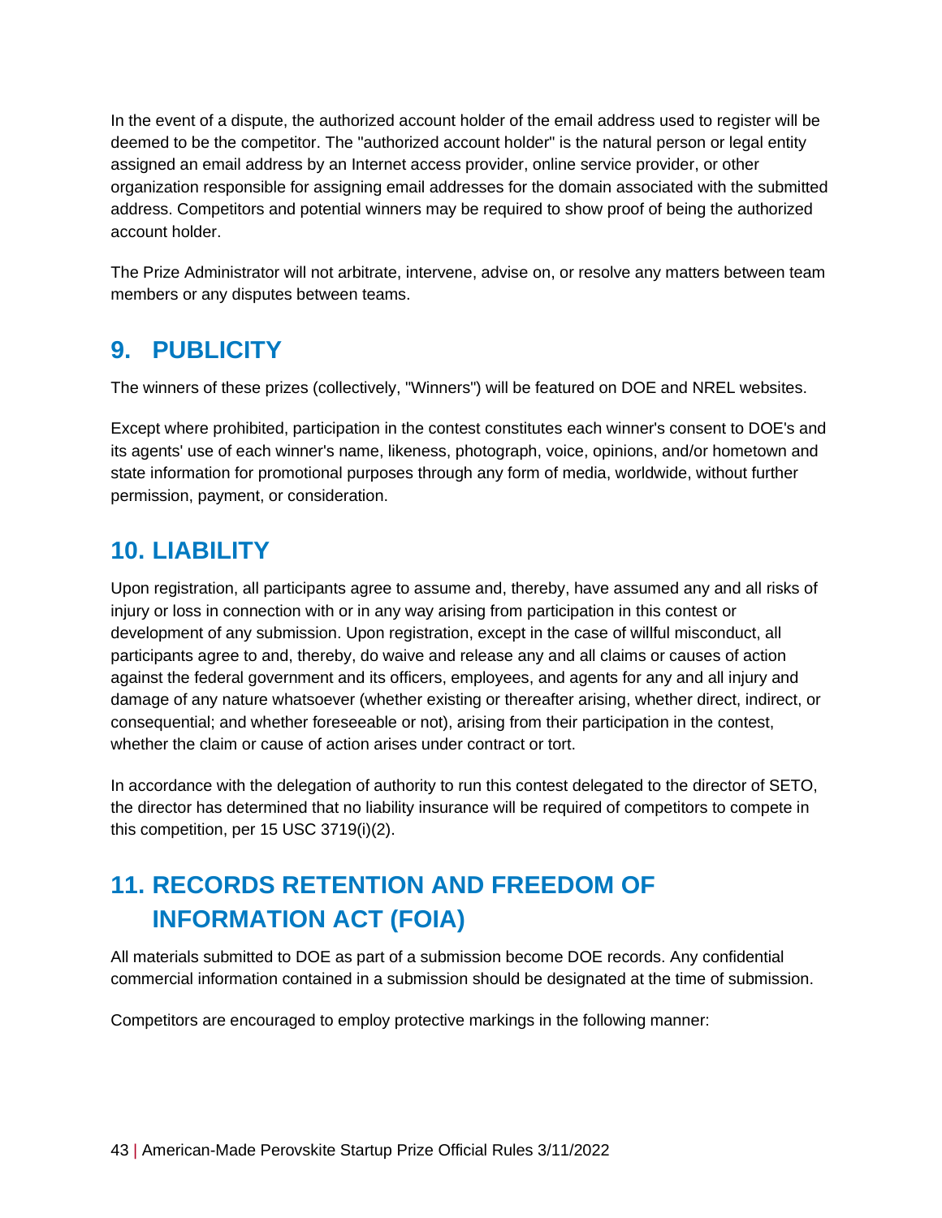In the event of a dispute, the authorized account holder of the email address used to register will be deemed to be the competitor. The "authorized account holder" is the natural person or legal entity assigned an email address by an Internet access provider, online service provider, or other organization responsible for assigning email addresses for the domain associated with the submitted address. Competitors and potential winners may be required to show proof of being the authorized account holder.

The Prize Administrator will not arbitrate, intervene, advise on, or resolve any matters between team members or any disputes between teams.

## 9. PUBLICITY

The winners of these prizes (collectively, "Winners") will be featured on DOE and NREL websites.

Except where prohibited, participation in the contest constitutes each winner's consent to DOE's and its agents' use of each winner's name, likeness, photograph, voice, opinions, and/or hometown and state information for promotional purposes through any form of media, worldwide, without further permission, payment, or consideration.

## 10. LIABILITY

Upon registration, all participants agree to assume and, thereby, have assumed any and all risks of injury or loss in connection with or in any way arising from participation in this contest or development of any submission. Upon registration, except in the case of willful misconduct, all participants agree to and, thereby, do waive and release any and all claims or causes of action against the federal government and its officers, employees, and agents for any and all injury and damage of any nature whatsoever (whether existing or thereafter arising, whether direct, indirect, or consequential; and whether foreseeable or not), arising from their participation in the contest, whether the claim or cause of action arises under contract or tort.

In accordance with the delegation of authority to run this contest delegated to the director of SETO, the director has determined that no liability insurance will be required of competitors to compete in this competition, per 15 USC 3719(i)(2).

## 11. RECORDS RETENTION AND FREEDOM OF INFORMATION ACT (FOIA)

All materials submitted to DOE as part of a submission become DOE records. Any confidential commercial information contained in a submission should be designated at the time of submission.

Competitors are encouraged to employ protective markings in the following manner: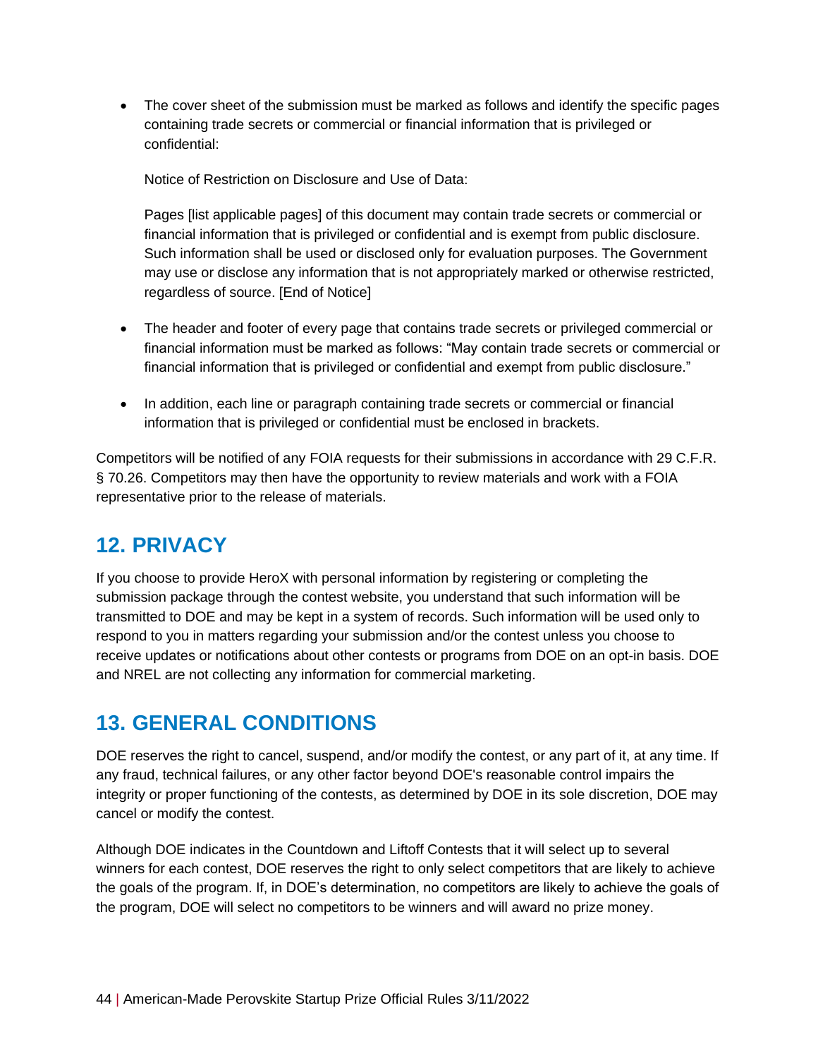- The cover sheet of the submission must be marked as follows and identify the specific pages containing trade secrets or commercial or financial information that is privileged or confidential:

  Notice of Restriction on Disclosure and Use of Data:

  Pages [list applicable pages] of this document may contain trade secrets or commercial or financial information that is privileged or confidential and is exempt from public disclosure. Such information shall be used or disclosed only for evaluation purposes. The Government may use or disclose any information that is not appropriately marked or otherwise restricted, regardless of source. [End of Notice]

- The header and footer of every page that contains trade secrets or privileged commercial or financial information must be marked as follows: "May contain trade secrets or commercial or financial information that is privileged or confidential and exempt from public disclosure."

- In addition, each line or paragraph containing trade secrets or commercial or financial information that is privileged or confidential must be enclosed in brackets.

Competitors will be notified of any FOIA requests for their submissions in accordance with 29 C.F.R. § 70.26. Competitors may then have the opportunity to review materials and work with a FOIA representative prior to the release of materials.

## 12. PRIVACY

If you choose to provide HeroX with personal information by registering or completing the submission package through the contest website, you understand that such information will be transmitted to DOE and may be kept in a system of records. Such information will be used only to respond to you in matters regarding your submission and/or the contest unless you choose to receive updates or notifications about other contests or programs from DOE on an opt-in basis. DOE and NREL are not collecting any information for commercial marketing.

## 13. GENERAL CONDITIONS

DOE reserves the right to cancel, suspend, and/or modify the contest, or any part of it, at any time. If any fraud, technical failures, or any other factor beyond DOE's reasonable control impairs the integrity or proper functioning of the contests, as determined by DOE in its sole discretion, DOE may cancel or modify the contest.

Although DOE indicates in the Countdown and Liftoff Contests that it will select up to several winners for each contest, DOE reserves the right to only select competitors that are likely to achieve the goals of the program. If, in DOE's determination, no competitors are likely to achieve the goals of the program, DOE will select no competitors to be winners and will award no prize money.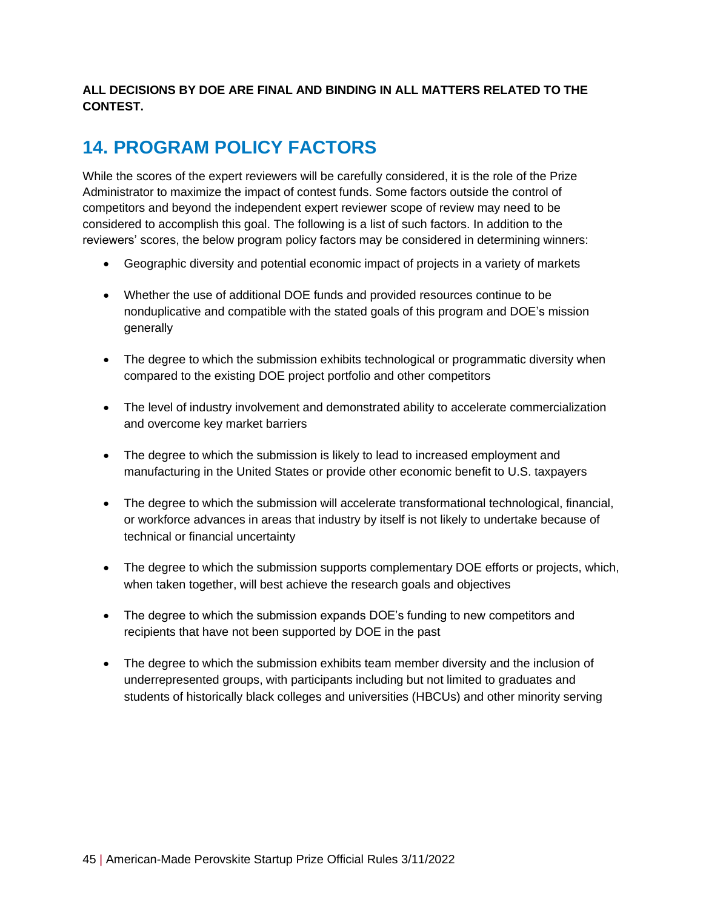**ALL DECISIONS BY DOE ARE FINAL AND BINDING IN ALL MATTERS RELATED TO THE CONTEST.**

## 14. PROGRAM POLICY FACTORS

While the scores of the expert reviewers will be carefully considered, it is the role of the Prize Administrator to maximize the impact of contest funds. Some factors outside the control of competitors and beyond the independent expert reviewer scope of review may need to be considered to accomplish this goal. The following is a list of such factors. In addition to the reviewers' scores, the below program policy factors may be considered in determining winners:

- Geographic diversity and potential economic impact of projects in a variety of markets
- Whether the use of additional DOE funds and provided resources continue to be nonduplicative and compatible with the stated goals of this program and DOE's mission generally
- The degree to which the submission exhibits technological or programmatic diversity when compared to the existing DOE project portfolio and other competitors
- The level of industry involvement and demonstrated ability to accelerate commercialization and overcome key market barriers
- The degree to which the submission is likely to lead to increased employment and manufacturing in the United States or provide other economic benefit to U.S. taxpayers
- The degree to which the submission will accelerate transformational technological, financial, or workforce advances in areas that industry by itself is not likely to undertake because of technical or financial uncertainty
- The degree to which the submission supports complementary DOE efforts or projects, which, when taken together, will best achieve the research goals and objectives
- The degree to which the submission expands DOE's funding to new competitors and recipients that have not been supported by DOE in the past
- The degree to which the submission exhibits team member diversity and the inclusion of underrepresented groups, with participants including but not limited to graduates and students of historically black colleges and universities (HBCUs) and other minority serving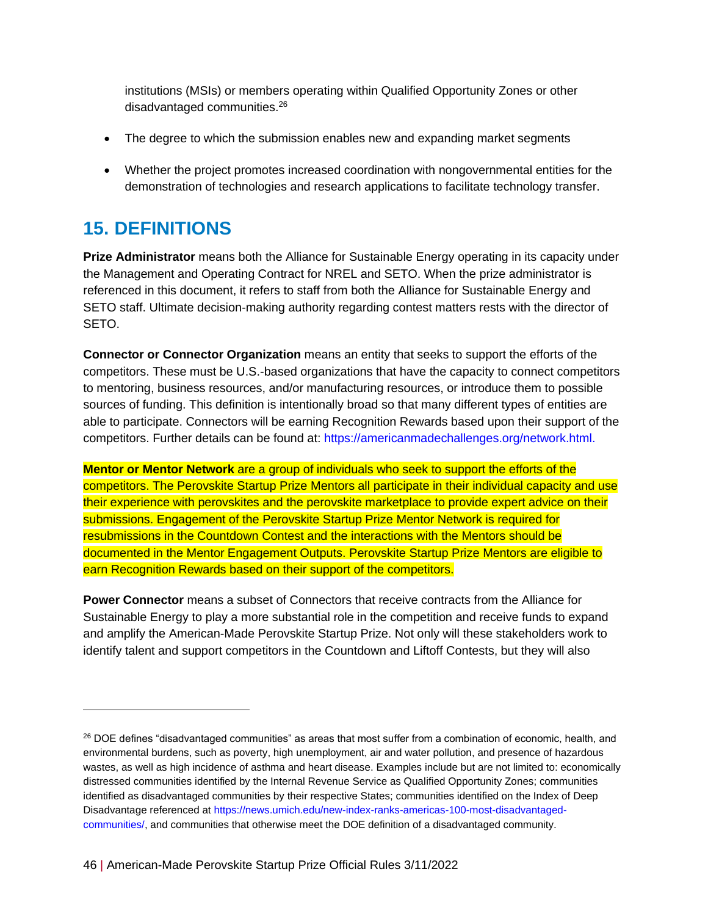institutions (MSIs) or members operating within Qualified Opportunity Zones or other disadvantaged communities.[26]

- The degree to which the submission enables new and expanding market segments
- Whether the project promotes increased coordination with nongovernmental entities for the demonstration of technologies and research applications to facilitate technology transfer.

## 15. DEFINITIONS

**Prize Administrator** means both the Alliance for Sustainable Energy operating in its capacity under the Management and Operating Contract for NREL and SETO. When the prize administrator is referenced in this document, it refers to staff from both the Alliance for Sustainable Energy and SETO staff. Ultimate decision-making authority regarding contest matters rests with the director of SETO.

**Connector or Connector Organization** means an entity that seeks to support the efforts of the competitors. These must be U.S.-based organizations that have the capacity to connect competitors to mentoring, business resources, and/or manufacturing resources, or introduce them to possible sources of funding. This definition is intentionally broad so that many different types of entities are able to participate. Connectors will be earning Recognition Rewards based upon their support of the competitors. Further details can be found at: https://americanmadechallenges.org/network.html.

**Mentor or Mentor Network** are a group of individuals who seek to support the efforts of the competitors. The Perovskite Startup Prize Mentors all participate in their individual capacity and use their experience with perovskites and the perovskite marketplace to provide expert advice on their submissions. Engagement of the Perovskite Startup Prize Mentor Network is required for resubmissions in the Countdown Contest and the interactions with the Mentors should be documented in the Mentor Engagement Outputs. Perovskite Startup Prize Mentors are eligible to earn Recognition Rewards based on their support of the competitors.

**Power Connector** means a subset of Connectors that receive contracts from the Alliance for Sustainable Energy to play a more substantial role in the competition and receive funds to expand and amplify the American-Made Perovskite Startup Prize. Not only will these stakeholders work to identify talent and support competitors in the Countdown and Liftoff Contests, but they will also

[26] DOE defines "disadvantaged communities" as areas that most suffer from a combination of economic, health, and environmental burdens, such as poverty, high unemployment, air and water pollution, and presence of hazardous wastes, as well as high incidence of asthma and heart disease. Examples include but are not limited to: economically distressed communities identified by the Internal Revenue Service as Qualified Opportunity Zones; communities identified as disadvantaged communities by their respective States; communities identified on the Index of Deep Disadvantage referenced at https://news.umich.edu/new-index-ranks-americas-100-most-disadvantaged-communities/, and communities that otherwise meet the DOE definition of a disadvantaged community.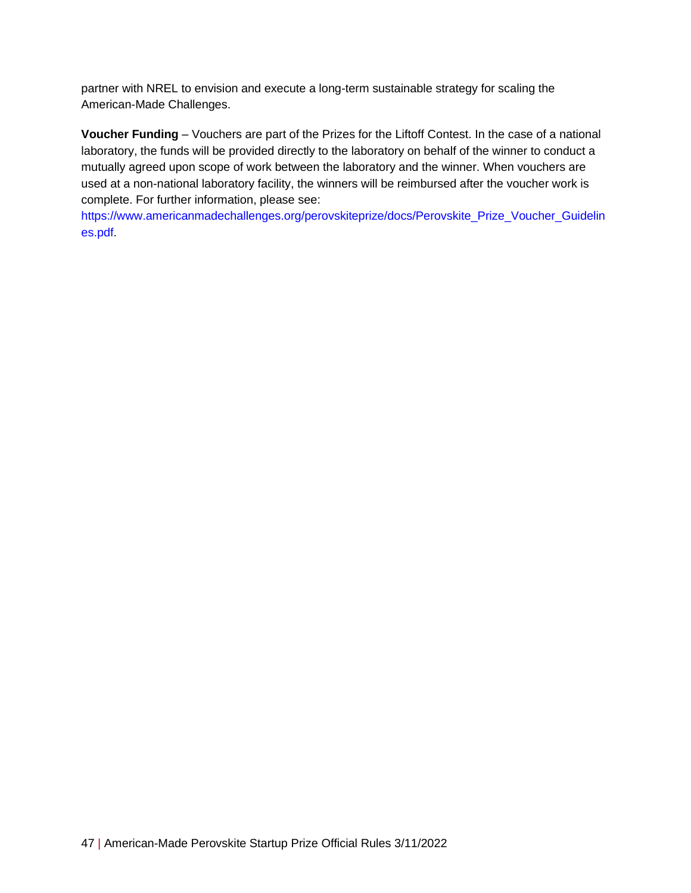partner with NREL to envision and execute a long-term sustainable strategy for scaling the American-Made Challenges.

**Voucher Funding** – Vouchers are part of the Prizes for the Liftoff Contest. In the case of a national laboratory, the funds will be provided directly to the laboratory on behalf of the winner to conduct a mutually agreed upon scope of work between the laboratory and the winner. When vouchers are used at a non-national laboratory facility, the winners will be reimbursed after the voucher work is complete. For further information, please see: https://www.americanmadechallenges.org/perovskiteprize/docs/Perovskite_Prize_Voucher_Guidelines.pdf.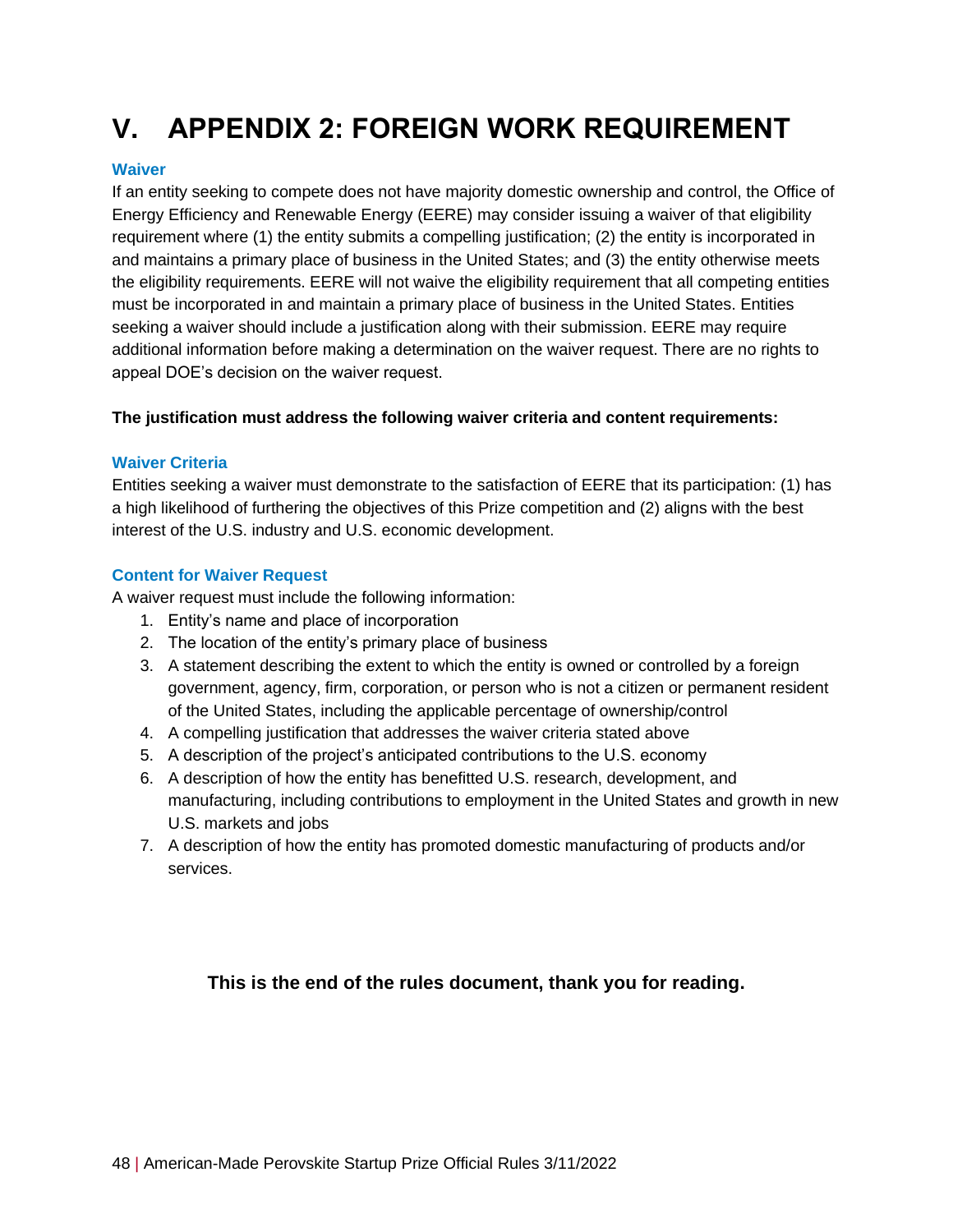# V. APPENDIX 2: FOREIGN WORK REQUIREMENT

### Waiver

If an entity seeking to compete does not have majority domestic ownership and control, the Office of Energy Efficiency and Renewable Energy (EERE) may consider issuing a waiver of that eligibility requirement where (1) the entity submits a compelling justification; (2) the entity is incorporated in and maintains a primary place of business in the United States; and (3) the entity otherwise meets the eligibility requirements. EERE will not waive the eligibility requirement that all competing entities must be incorporated in and maintain a primary place of business in the United States. Entities seeking a waiver should include a justification along with their submission. EERE may require additional information before making a determination on the waiver request. There are no rights to appeal DOE's decision on the waiver request.

**The justification must address the following waiver criteria and content requirements:**

### Waiver Criteria

Entities seeking a waiver must demonstrate to the satisfaction of EERE that its participation: (1) has a high likelihood of furthering the objectives of this Prize competition and (2) aligns with the best interest of the U.S. industry and U.S. economic development.

### Content for Waiver Request

A waiver request must include the following information:

1. Entity's name and place of incorporation
2. The location of the entity's primary place of business
3. A statement describing the extent to which the entity is owned or controlled by a foreign government, agency, firm, corporation, or person who is not a citizen or permanent resident of the United States, including the applicable percentage of ownership/control
4. A compelling justification that addresses the waiver criteria stated above
5. A description of the project's anticipated contributions to the U.S. economy
6. A description of how the entity has benefitted U.S. research, development, and manufacturing, including contributions to employment in the United States and growth in new U.S. markets and jobs
7. A description of how the entity has promoted domestic manufacturing of products and/or services.

**This is the end of the rules document, thank you for reading.**